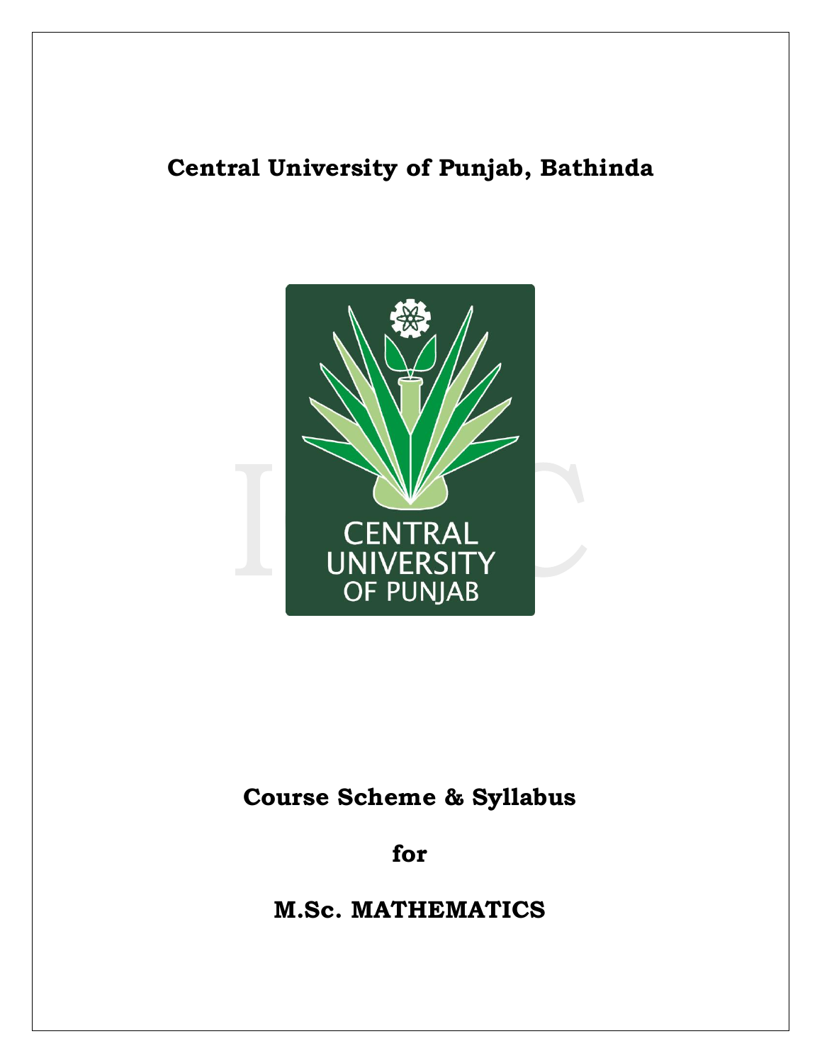# Central University of Punjab, Bathinda

# Course Scheme & Syllabus

## for

# M.Sc. MATHEMATICS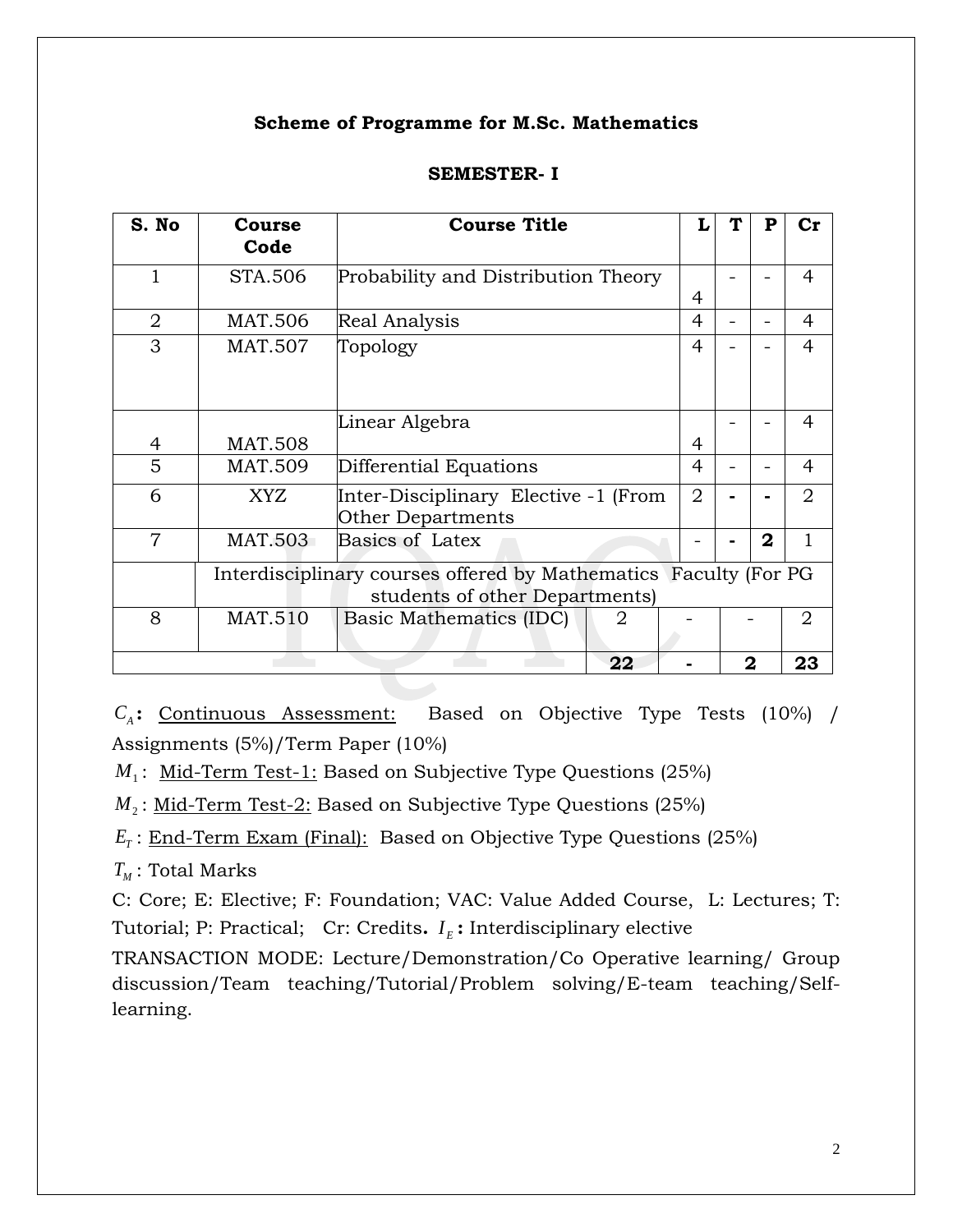**Scheme of Programme for M.Sc. Mathematics**

**SEMESTER- I**

| S. No | Course Code | Course Title | L | T | P | Cr |
|---|---|---|---|---|---|---|
| 1 | STA.506 | Probability and Distribution Theory | 4 | - | - | 4 |
| 2 | MAT.506 | Real Analysis | 4 | - | - | 4 |
| 3 | MAT.507 | Topology | 4 | - | - | 4 |
| 4 | MAT.508 | Linear Algebra | 4 | - | - | 4 |
| 5 | MAT.509 | Differential Equations | 4 | - | - | 4 |
| 6 | XYZ | Inter-Disciplinary Elective -1 (From Other Departments | 2 | **-** | **-** | 2 |
| 7 | MAT.503 | Basics of Latex | - | **-** | **2** | 1 |
| | Interdisciplinary courses offered by Mathematics Faculty (For PG students of other Departments) | | | | | |
| 8 | MAT.510 | Basic Mathematics (IDC) | 2 | - | - | 2 |
| | | | **22** | **-** | **2** | **23** |

$C_A$**:** Continuous Assessment: Based on Objective Type Tests (10%) / Assignments (5%)/Term Paper (10%)

$M_1$: Mid-Term Test-1: Based on Subjective Type Questions (25%)

$M_2$: Mid-Term Test-2: Based on Subjective Type Questions (25%)

$E_T$: End-Term Exam (Final): Based on Objective Type Questions (25%)

$T_M$: Total Marks

C: Core; E: Elective; F: Foundation; VAC: Value Added Course, L: Lectures; T: Tutorial; P: Practical; Cr: Credits**.** $I_E$**:** Interdisciplinary elective

TRANSACTION MODE: Lecture/Demonstration/Co Operative learning/ Group discussion/Team teaching/Tutorial/Problem solving/E-team teaching/Self-learning.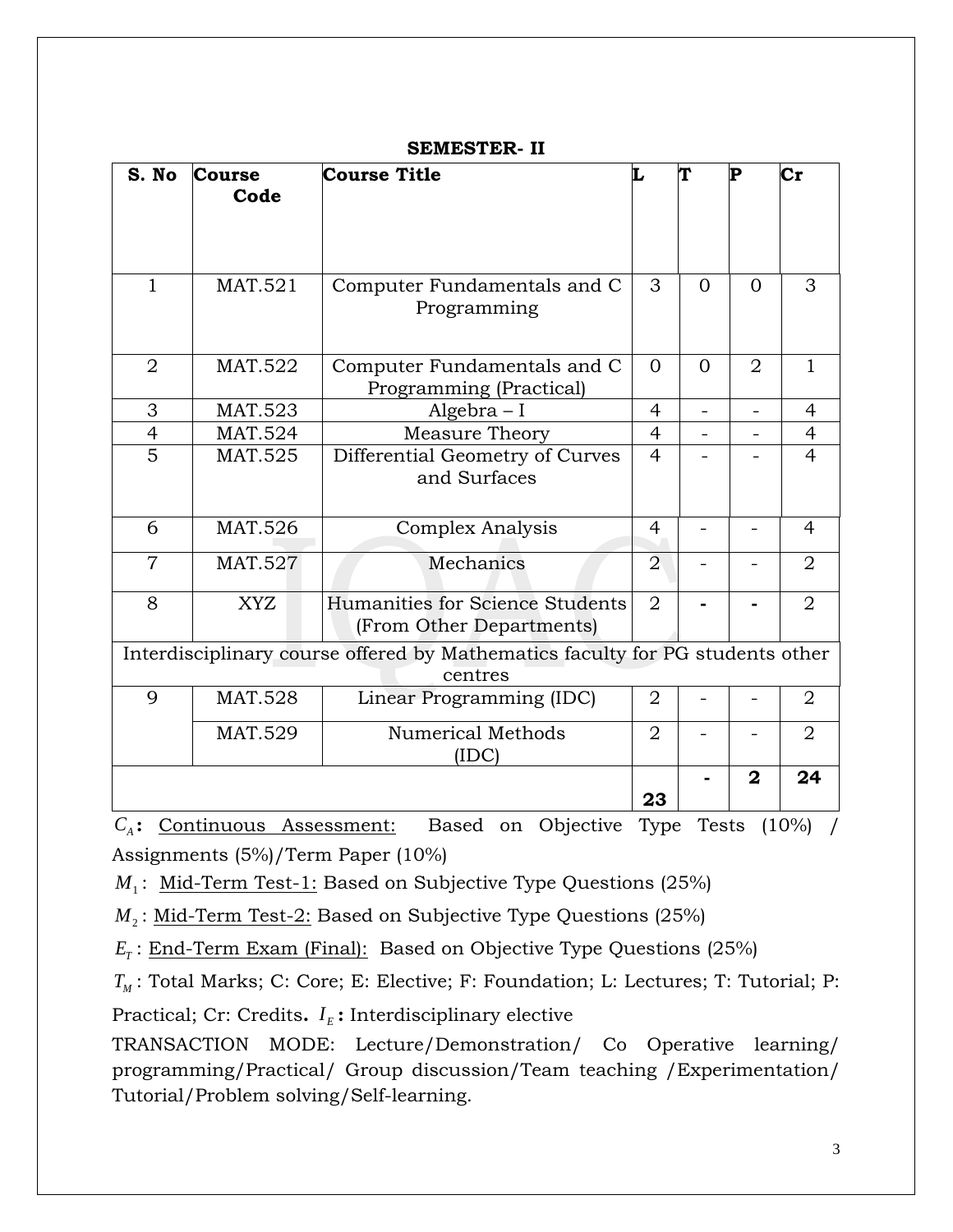**SEMESTER- II**

| S. No | Course Code | Course Title | L | T | P | Cr |
|---|---|---|---|---|---|---|
| 1 | MAT.521 | Computer Fundamentals and C Programming | 3 | 0 | 0 | 3 |
| 2 | MAT.522 | Computer Fundamentals and C Programming (Practical) | 0 | 0 | 2 | 1 |
| 3 | MAT.523 | Algebra – I | 4 | - | - | 4 |
| 4 | MAT.524 | Measure Theory | 4 | - | - | 4 |
| 5 | MAT.525 | Differential Geometry of Curves and Surfaces | 4 | - | - | 4 |
| 6 | MAT.526 | Complex Analysis | 4 | - | - | 4 |
| 7 | MAT.527 | Mechanics | 2 | - | - | 2 |
| 8 | XYZ | Humanities for Science Students (From Other Departments) | 2 | - | - | 2 |
| Interdisciplinary course offered by Mathematics faculty for PG students other centres | | | | | | |
| 9 | MAT.528 | Linear Programming (IDC) | 2 | - | - | 2 |
| | MAT.529 | Numerical Methods (IDC) | 2 | - | - | 2 |
| | | | **23** | **-** | **2** | **24** |

$C_A$**:** Continuous Assessment: Based on Objective Type Tests (10%) / Assignments (5%)/Term Paper (10%)

$M_1$: Mid-Term Test-1: Based on Subjective Type Questions (25%)

$M_2$: Mid-Term Test-2: Based on Subjective Type Questions (25%)

$E_T$: End-Term Exam (Final): Based on Objective Type Questions (25%)

$T_M$: Total Marks; C: Core; E: Elective; F: Foundation; L: Lectures; T: Tutorial; P: Practical; Cr: Credits**.** $I_E$**:** Interdisciplinary elective

TRANSACTION MODE: Lecture/Demonstration/ Co Operative learning/ programming/Practical/ Group discussion/Team teaching /Experimentation/ Tutorial/Problem solving/Self-learning.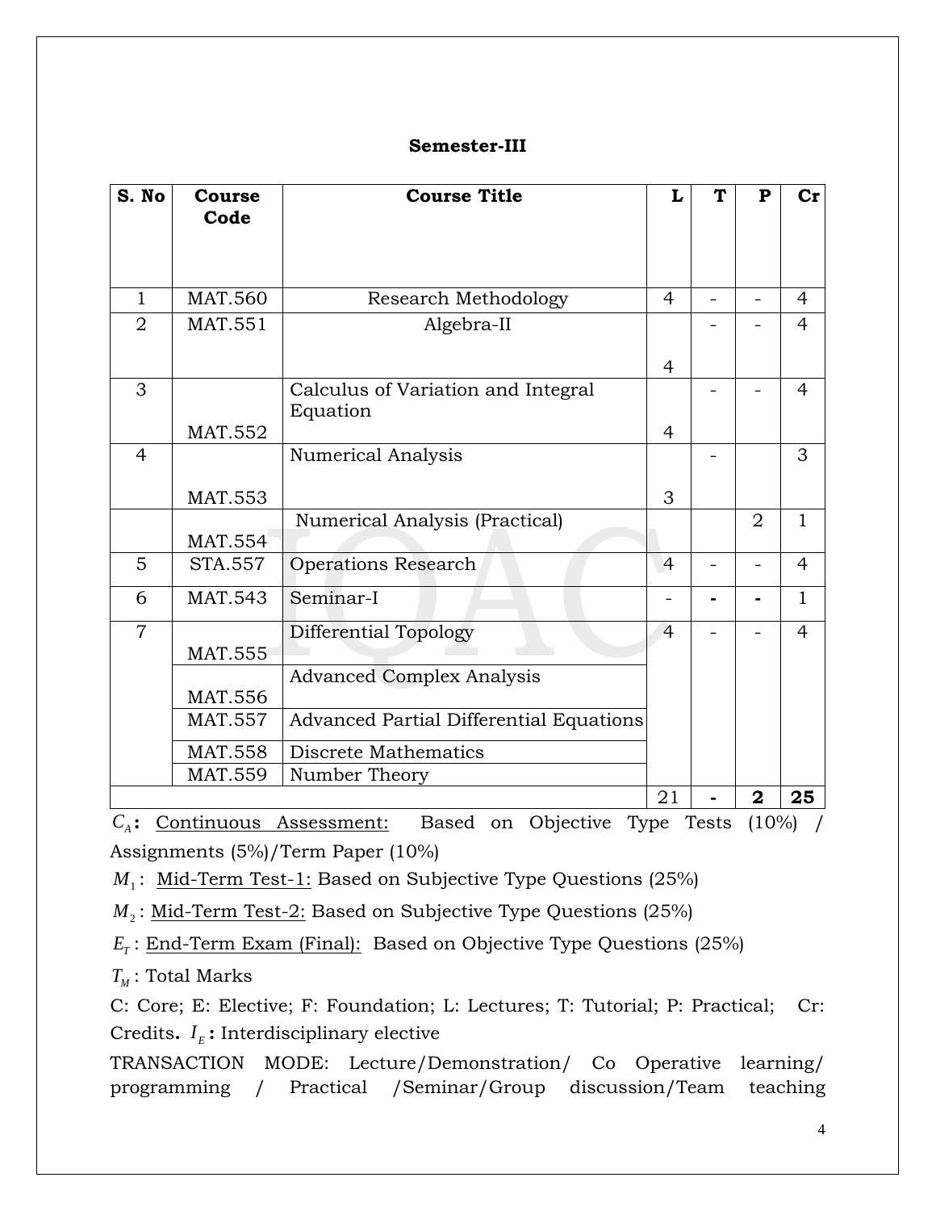**Semester-III**

| S. No | Course Code | Course Title | L | T | P | Cr |
|---|---|---|---|---|---|---|
| 1 | MAT.560 | Research Methodology | 4 | - | - | 4 |
| 2 | MAT.551 | Algebra-II | 4 | - | - | 4 |
| 3 | MAT.552 | Calculus of Variation and Integral Equation | 4 | - | - | 4 |
| 4 | MAT.553 | Numerical Analysis | 3 | - | | 3 |
| | MAT.554 | Numerical Analysis (Practical) | | | 2 | 1 |
| 5 | STA.557 | Operations Research | 4 | - | - | 4 |
| 6 | MAT.543 | Seminar-I | - | - | - | 1 |
| 7 | MAT.555 | Differential Topology | 4 | - | - | 4 |
| | MAT.556 | Advanced Complex Analysis | | | | |
| | MAT.557 | Advanced Partial Differential Equations | | | | |
| | MAT.558 | Discrete Mathematics | | | | |
| | MAT.559 | Number Theory | | | | |
| | | | 21 | - | **2** | **25** |

$C_A$**:** Continuous Assessment: Based on Objective Type Tests (10%) / Assignments (5%)/Term Paper (10%)

$M_1$: Mid-Term Test-1: Based on Subjective Type Questions (25%)

$M_2$: Mid-Term Test-2: Based on Subjective Type Questions (25%)

$E_T$: End-Term Exam (Final): Based on Objective Type Questions (25%)

$T_M$: Total Marks

C: Core; E: Elective; F: Foundation; L: Lectures; T: Tutorial; P: Practical; Cr: Credits. $I_E$**:** Interdisciplinary elective

TRANSACTION MODE: Lecture/Demonstration/ Co Operative learning/ programming / Practical /Seminar/Group discussion/Team teaching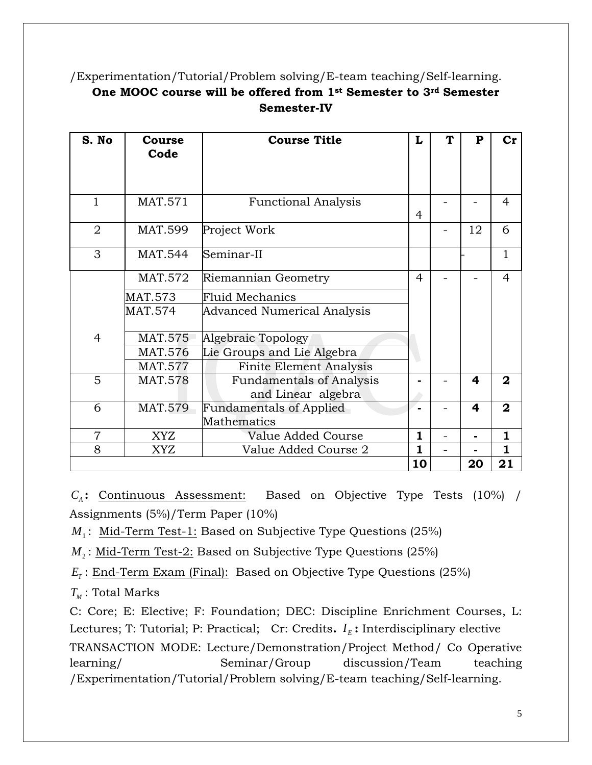/Experimentation/Tutorial/Problem solving/E-team teaching/Self-learning.

**One MOOC course will be offered from 1st Semester to 3rd Semester**

**Semester-IV**

| S. No | Course Code | Course Title | L | T | P | Cr |
|---|---|---|---|---|---|---|
| 1 | MAT.571 | Functional Analysis | 4 | - | - | 4 |
| 2 | MAT.599 | Project Work | | - | 12 | 6 |
| 3 | MAT.544 | Seminar-II | | | - | 1 |
| 4 | MAT.572 | Riemannian Geometry | 4 | - | - | 4 |
| | MAT.573 | Fluid Mechanics | | | | |
| | MAT.574 | Advanced Numerical Analysis | | | | |
| | MAT.575 | Algebraic Topology | | | | |
| | MAT.576 | Lie Groups and Lie Algebra | | | | |
| | MAT.577 | Finite Element Analysis | | | | |
| 5 | MAT.578 | Fundamentals of Analysis and Linear algebra | **-** | - | **4** | **2** |
| 6 | MAT.579 | Fundamentals of Applied Mathematics | **-** | - | **4** | **2** |
| 7 | XYZ | Value Added Course | **1** | - | **-** | **1** |
| 8 | XYZ | Value Added Course 2 | **1** | - | **-** | **1** |
| | | | **10** | | **20** | **21** |

$C_A$**:** Continuous Assessment: Based on Objective Type Tests (10%) / Assignments (5%)/Term Paper (10%)

$M_1$: Mid-Term Test-1: Based on Subjective Type Questions (25%)

$M_2$: Mid-Term Test-2: Based on Subjective Type Questions (25%)

$E_T$: End-Term Exam (Final): Based on Objective Type Questions (25%)

$T_M$: Total Marks

C: Core; E: Elective; F: Foundation; DEC: Discipline Enrichment Courses, L: Lectures; T: Tutorial; P: Practical; Cr: Credits**.** $I_E$**:** Interdisciplinary elective

TRANSACTION MODE: Lecture/Demonstration/Project Method/ Co Operative learning/ Seminar/Group discussion/Team teaching /Experimentation/Tutorial/Problem solving/E-team teaching/Self-learning.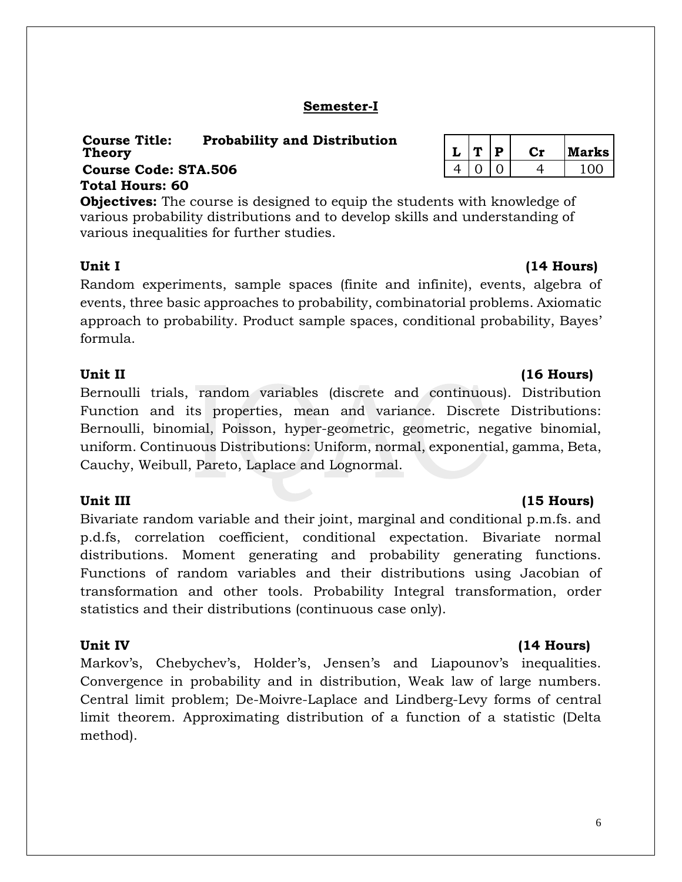## Semester-I

**Course Title: Probability and Distribution Theory**

**Course Code: STA.506**

**Total Hours: 60**

| L | T | P | Cr | Marks |
|---|---|---|---|---|
| 4 | 0 | 0 | 4 | 100 |

**Objectives:** The course is designed to equip the students with knowledge of various probability distributions and to develop skills and understanding of various inequalities for further studies.

**Unit I (14 Hours)**

Random experiments, sample spaces (finite and infinite), events, algebra of events, three basic approaches to probability, combinatorial problems. Axiomatic approach to probability. Product sample spaces, conditional probability, Bayes' formula.

**Unit II (16 Hours)**

Bernoulli trials, random variables (discrete and continuous). Distribution Function and its properties, mean and variance. Discrete Distributions: Bernoulli, binomial, Poisson, hyper-geometric, geometric, negative binomial, uniform. Continuous Distributions: Uniform, normal, exponential, gamma, Beta, Cauchy, Weibull, Pareto, Laplace and Lognormal.

**Unit III (15 Hours)**

Bivariate random variable and their joint, marginal and conditional p.m.fs. and p.d.fs, correlation coefficient, conditional expectation. Bivariate normal distributions. Moment generating and probability generating functions. Functions of random variables and their distributions using Jacobian of transformation and other tools. Probability Integral transformation, order statistics and their distributions (continuous case only).

**Unit IV (14 Hours)**

Markov's, Chebychev's, Holder's, Jensen's and Liapounov's inequalities. Convergence in probability and in distribution, Weak law of large numbers. Central limit problem; De-Moivre-Laplace and Lindberg-Levy forms of central limit theorem. Approximating distribution of a function of a statistic (Delta method).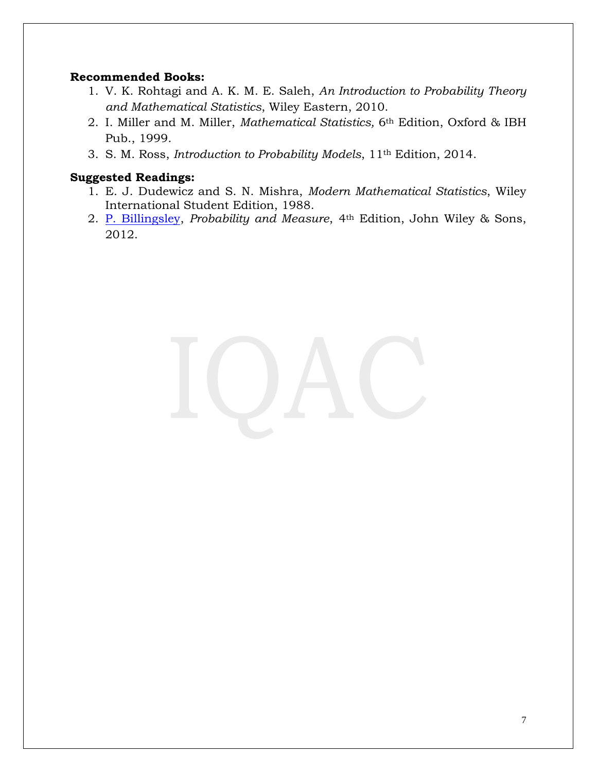**Recommended Books:**

1. V. K. Rohtagi and A. K. M. E. Saleh, *An Introduction to Probability Theory and Mathematical Statistics*, Wiley Eastern, 2010.
2. I. Miller and M. Miller, *Mathematical Statistics,* 6th Edition, Oxford & IBH Pub., 1999.
3. S. M. Ross, *Introduction to Probability Models*, 11th Edition, 2014.

**Suggested Readings:**

1. E. J. Dudewicz and S. N. Mishra, *Modern Mathematical Statistics*, Wiley International Student Edition, 1988.
2. P. Billingsley, *Probability and Measure*, 4th Edition, John Wiley & Sons, 2012.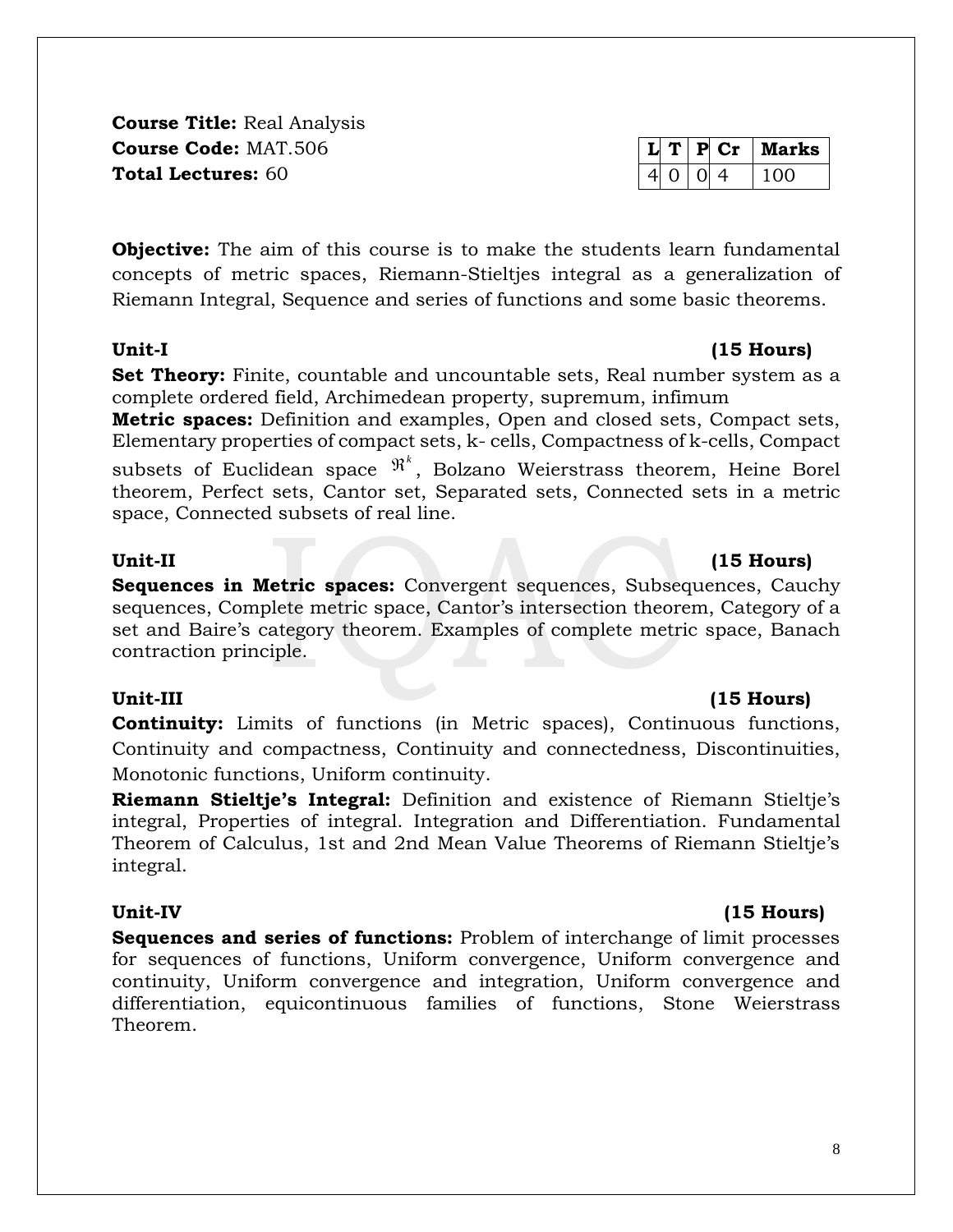**Course Title:** Real Analysis
**Course Code:** MAT.506
**Total Lectures:** 60

| L | T | P | Cr | Marks |
|---|---|---|---|---|
| 4 | 0 | 0 | 4 | 100 |

**Objective:** The aim of this course is to make the students learn fundamental concepts of metric spaces, Riemann-Stieltjes integral as a generalization of Riemann Integral, Sequence and series of functions and some basic theorems.

**Unit-I (15 Hours)**

**Set Theory:** Finite, countable and uncountable sets, Real number system as a complete ordered field, Archimedean property, supremum, infimum

**Metric spaces:** Definition and examples, Open and closed sets, Compact sets, Elementary properties of compact sets, k- cells, Compactness of k-cells, Compact subsets of Euclidean space $\Re^k$, Bolzano Weierstrass theorem, Heine Borel theorem, Perfect sets, Cantor set, Separated sets, Connected sets in a metric space, Connected subsets of real line.

**Unit-II (15 Hours)**

**Sequences in Metric spaces:** Convergent sequences, Subsequences, Cauchy sequences, Complete metric space, Cantor's intersection theorem, Category of a set and Baire's category theorem. Examples of complete metric space, Banach contraction principle.

**Unit-III (15 Hours)**

**Continuity:** Limits of functions (in Metric spaces), Continuous functions, Continuity and compactness, Continuity and connectedness, Discontinuities, Monotonic functions, Uniform continuity.

**Riemann Stieltje's Integral:** Definition and existence of Riemann Stieltje's integral, Properties of integral. Integration and Differentiation. Fundamental Theorem of Calculus, 1st and 2nd Mean Value Theorems of Riemann Stieltje's integral.

**Unit-IV (15 Hours)**

**Sequences and series of functions:** Problem of interchange of limit processes for sequences of functions, Uniform convergence, Uniform convergence and continuity, Uniform convergence and integration, Uniform convergence and differentiation, equicontinuous families of functions, Stone Weierstrass Theorem.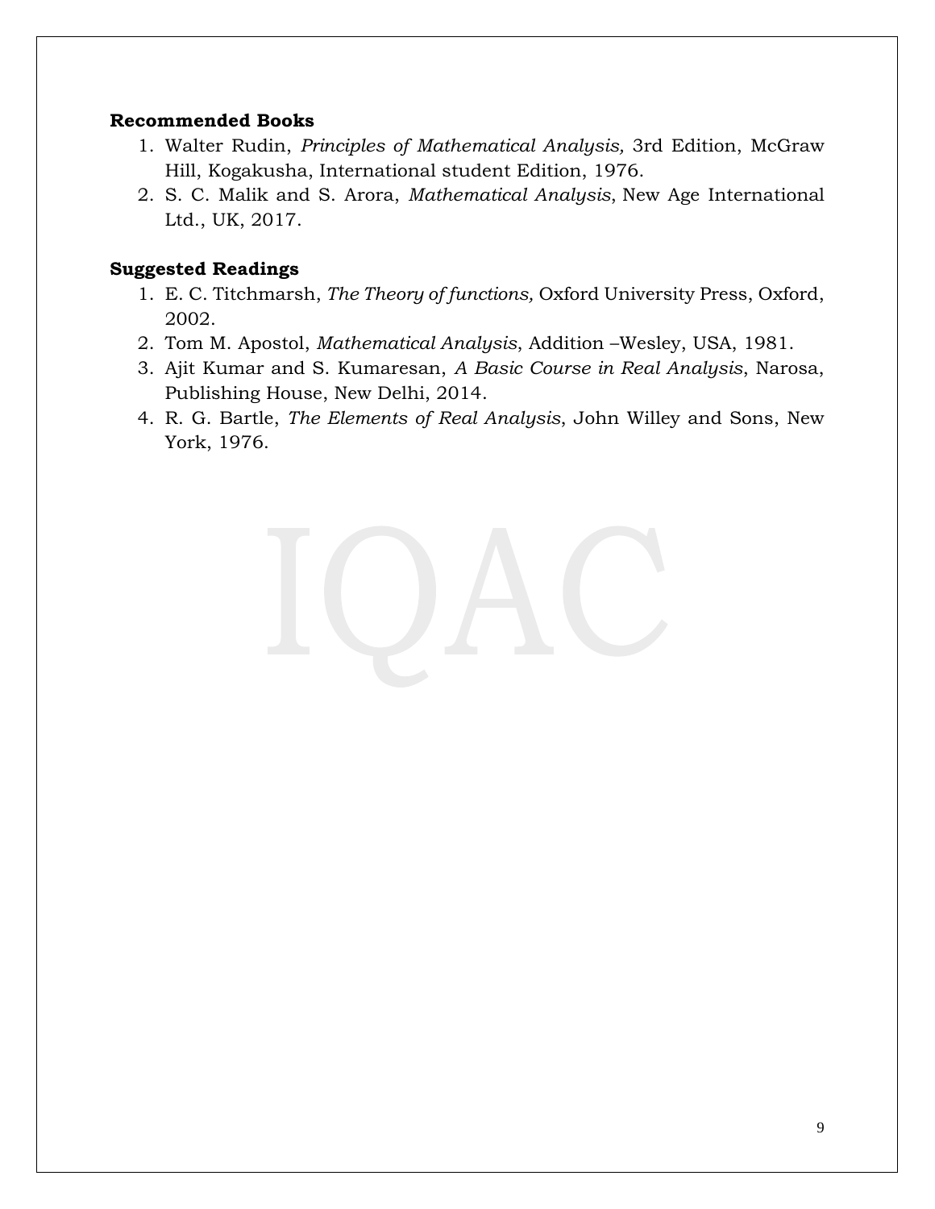**Recommended Books**

1. Walter Rudin, *Principles of Mathematical Analysis,* 3rd Edition, McGraw Hill, Kogakusha, International student Edition, 1976.
2. S. C. Malik and S. Arora, *Mathematical Analysis*, New Age International Ltd., UK, 2017.

**Suggested Readings**

1. E. C. Titchmarsh, *The Theory of functions,* Oxford University Press, Oxford, 2002.
2. Tom M. Apostol, *Mathematical Analysis*, Addition –Wesley, USA, 1981.
3. Ajit Kumar and S. Kumaresan, *A Basic Course in Real Analysis*, Narosa, Publishing House, New Delhi, 2014.
4. R. G. Bartle, *The Elements of Real Analysis*, John Willey and Sons, New York, 1976.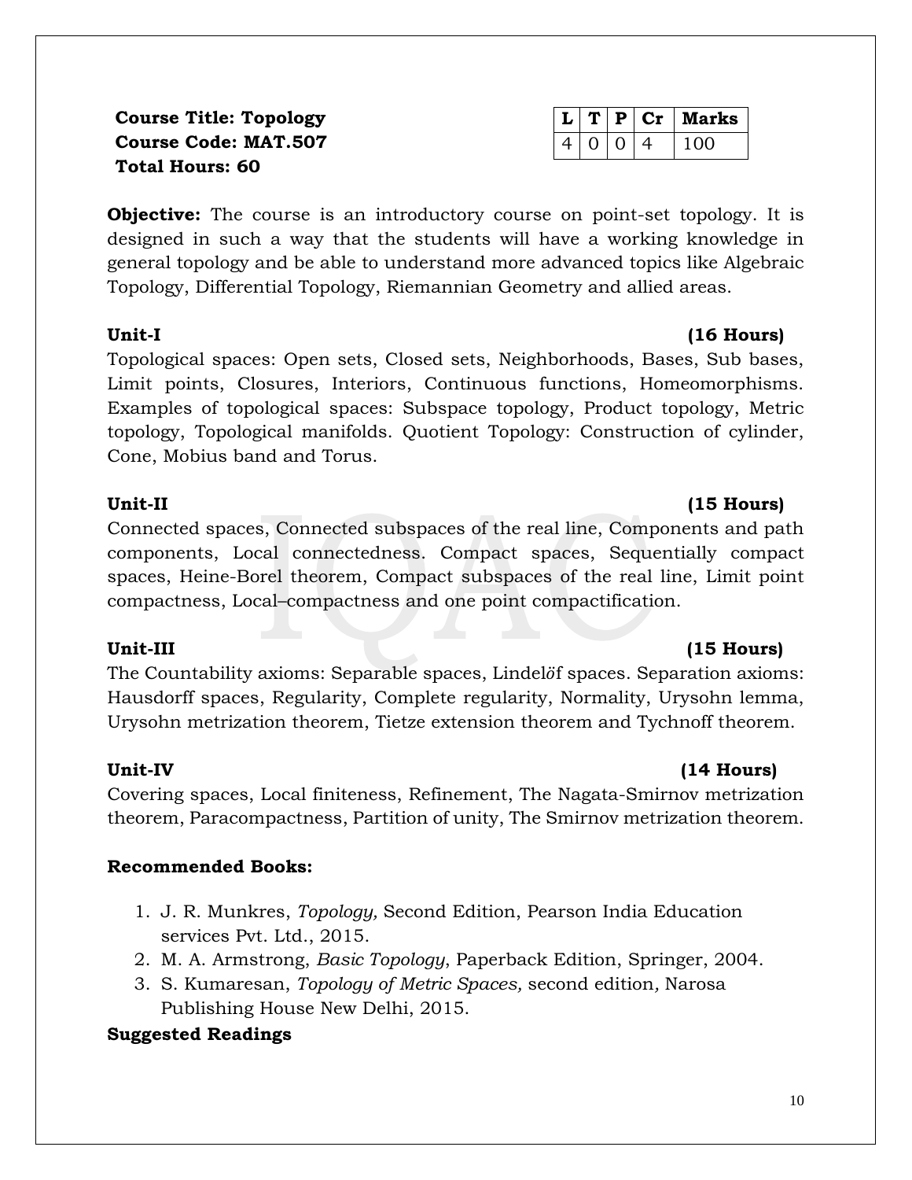**Course Title: Topology**
**Course Code: MAT.507**
**Total Hours: 60**

| L | T | P | Cr | Marks |
|---|---|---|---|---|
| 4 | 0 | 0 | 4 | 100 |

**Objective:** The course is an introductory course on point-set topology. It is designed in such a way that the students will have a working knowledge in general topology and be able to understand more advanced topics like Algebraic Topology, Differential Topology, Riemannian Geometry and allied areas.

**Unit-I (16 Hours)**

Topological spaces: Open sets, Closed sets, Neighborhoods, Bases, Sub bases, Limit points, Closures, Interiors, Continuous functions, Homeomorphisms. Examples of topological spaces: Subspace topology, Product topology, Metric topology, Topological manifolds. Quotient Topology: Construction of cylinder, Cone, Mobius band and Torus.

**Unit-II (15 Hours)**

Connected spaces, Connected subspaces of the real line, Components and path components, Local connectedness. Compact spaces, Sequentially compact spaces, Heine-Borel theorem, Compact subspaces of the real line, Limit point compactness, Local–compactness and one point compactification.

**Unit-III (15 Hours)**

The Countability axioms: Separable spaces, Lindelöf spaces. Separation axioms: Hausdorff spaces, Regularity, Complete regularity, Normality, Urysohn lemma, Urysohn metrization theorem, Tietze extension theorem and Tychnoff theorem.

**Unit-IV (14 Hours)**

Covering spaces, Local finiteness, Refinement, The Nagata-Smirnov metrization theorem, Paracompactness, Partition of unity, The Smirnov metrization theorem.

**Recommended Books:**

1. J. R. Munkres, *Topology,* Second Edition, Pearson India Education services Pvt. Ltd., 2015.
2. M. A. Armstrong, *Basic Topology*, Paperback Edition, Springer, 2004.
3. S. Kumaresan, *Topology of Metric Spaces,* second edition*,* Narosa Publishing House New Delhi, 2015.

**Suggested Readings**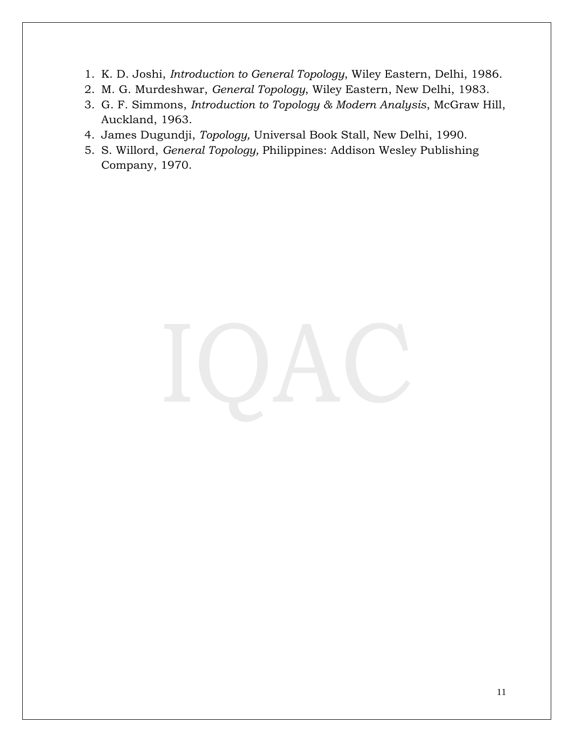1. K. D. Joshi, *Introduction to General Topology*, Wiley Eastern, Delhi, 1986.
2. M. G. Murdeshwar, *General Topology*, Wiley Eastern, New Delhi, 1983.
3. G. F. Simmons, *Introduction to Topology & Modern Analysis*, McGraw Hill, Auckland, 1963.
4. James Dugundji, *Topology,* Universal Book Stall, New Delhi, 1990.
5. S. Willord, *General Topology,* Philippines: Addison Wesley Publishing Company, 1970.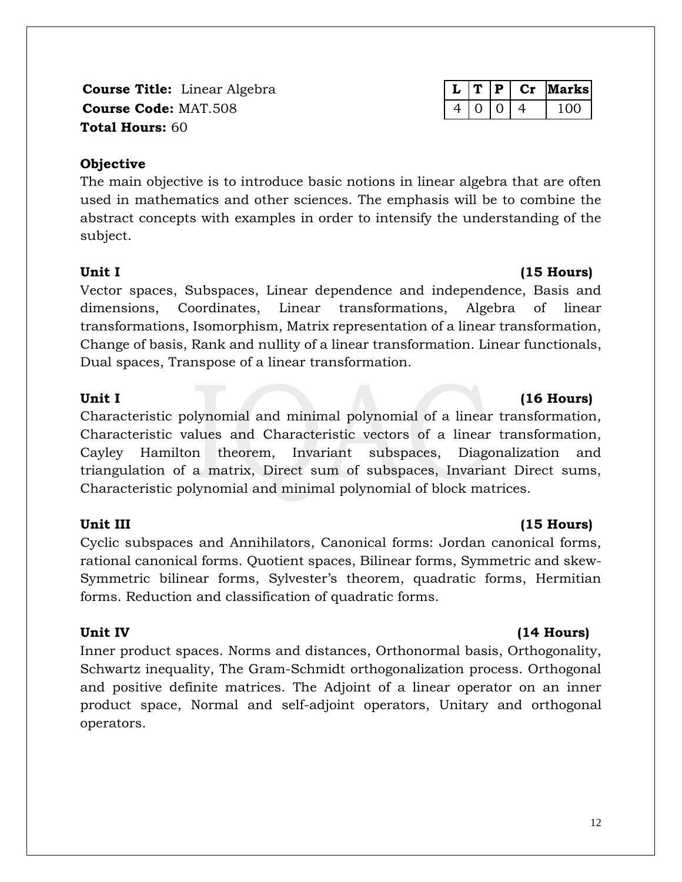**Course Title:** Linear Algebra
**Course Code:** MAT.508
**Total Hours:** 60

| L | T | P | Cr | Marks |
|---|---|---|---|---|
| 4 | 0 | 0 | 4 | 100 |

**Objective**

The main objective is to introduce basic notions in linear algebra that are often used in mathematics and other sciences. The emphasis will be to combine the abstract concepts with examples in order to intensify the understanding of the subject.

**Unit I (15 Hours)**

Vector spaces, Subspaces, Linear dependence and independence, Basis and dimensions, Coordinates, Linear transformations, Algebra of linear transformations, Isomorphism, Matrix representation of a linear transformation, Change of basis, Rank and nullity of a linear transformation. Linear functionals, Dual spaces, Transpose of a linear transformation.

**Unit I (16 Hours)**

Characteristic polynomial and minimal polynomial of a linear transformation, Characteristic values and Characteristic vectors of a linear transformation, Cayley Hamilton theorem, Invariant subspaces, Diagonalization and triangulation of a matrix, Direct sum of subspaces, Invariant Direct sums, Characteristic polynomial and minimal polynomial of block matrices.

**Unit III (15 Hours)**

Cyclic subspaces and Annihilators, Canonical forms: Jordan canonical forms, rational canonical forms. Quotient spaces, Bilinear forms, Symmetric and skew-Symmetric bilinear forms, Sylvester's theorem, quadratic forms, Hermitian forms. Reduction and classification of quadratic forms.

**Unit IV (14 Hours)**

Inner product spaces. Norms and distances, Orthonormal basis, Orthogonality, Schwartz inequality, The Gram-Schmidt orthogonalization process. Orthogonal and positive definite matrices. The Adjoint of a linear operator on an inner product space, Normal and self-adjoint operators, Unitary and orthogonal operators.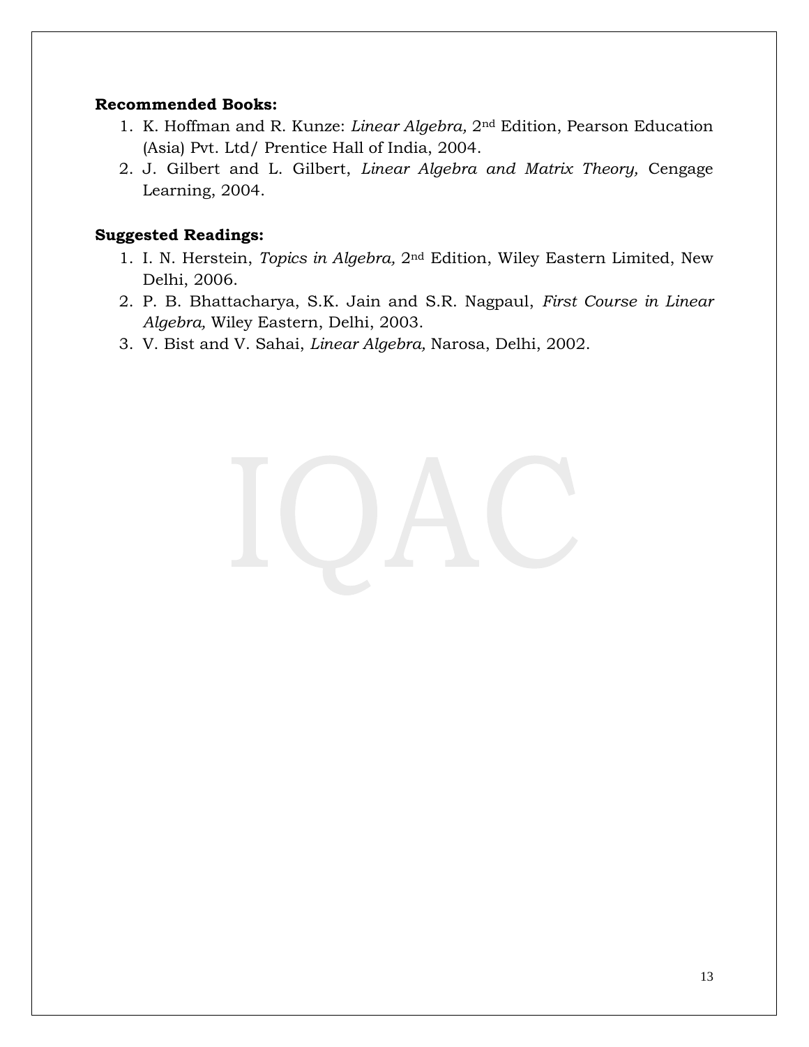**Recommended Books:**

1. K. Hoffman and R. Kunze: *Linear Algebra,* 2nd Edition, Pearson Education (Asia) Pvt. Ltd/ Prentice Hall of India, 2004.
2. J. Gilbert and L. Gilbert, *Linear Algebra and Matrix Theory,* Cengage Learning, 2004.

**Suggested Readings:**

1. I. N. Herstein, *Topics in Algebra,* 2nd Edition, Wiley Eastern Limited, New Delhi, 2006.
2. P. B. Bhattacharya, S.K. Jain and S.R. Nagpaul, *First Course in Linear Algebra,* Wiley Eastern, Delhi, 2003.
3. V. Bist and V. Sahai, *Linear Algebra,* Narosa, Delhi, 2002.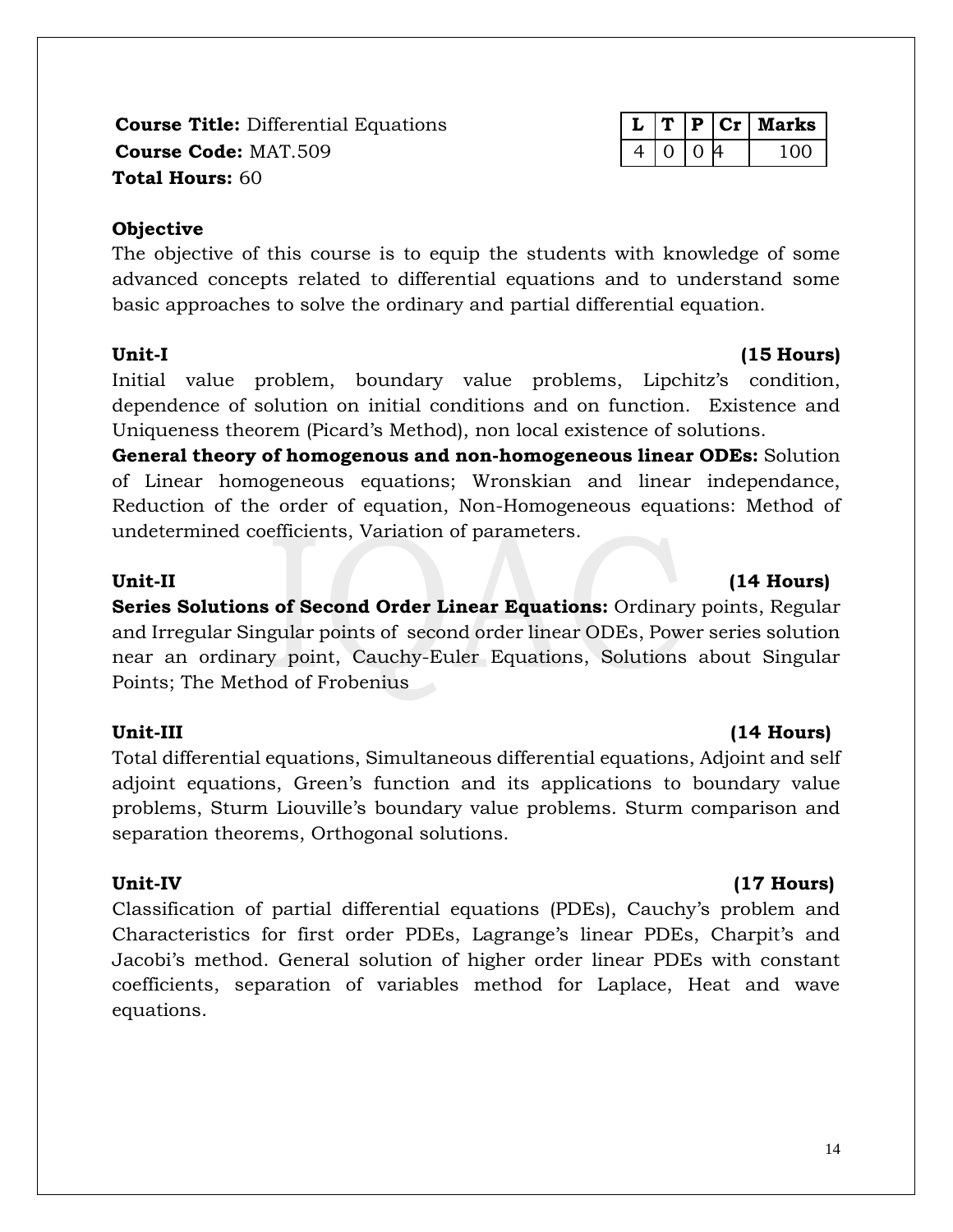**Course Title:** Differential Equations
**Course Code:** MAT.509
**Total Hours:** 60

| L | T | P | Cr | Marks |
|---|---|---|---|---|
| 4 | 0 | 0 | 4 | 100 |

**Objective**

The objective of this course is to equip the students with knowledge of some advanced concepts related to differential equations and to understand some basic approaches to solve the ordinary and partial differential equation.

**Unit-I** **(15 Hours)**

Initial value problem, boundary value problems, Lipchitz's condition, dependence of solution on initial conditions and on function. Existence and Uniqueness theorem (Picard's Method), non local existence of solutions.

**General theory of homogenous and non-homogeneous linear ODEs:** Solution of Linear homogeneous equations; Wronskian and linear independance, Reduction of the order of equation, Non-Homogeneous equations: Method of undetermined coefficients, Variation of parameters.

**Unit-II** **(14 Hours)**

**Series Solutions of Second Order Linear Equations:** Ordinary points, Regular and Irregular Singular points of second order linear ODEs, Power series solution near an ordinary point, Cauchy-Euler Equations, Solutions about Singular Points; The Method of Frobenius

**Unit-III** **(14 Hours)**

Total differential equations, Simultaneous differential equations, Adjoint and self adjoint equations, Green's function and its applications to boundary value problems, Sturm Liouville's boundary value problems. Sturm comparison and separation theorems, Orthogonal solutions.

**Unit-IV** **(17 Hours)**

Classification of partial differential equations (PDEs), Cauchy's problem and Characteristics for first order PDEs, Lagrange's linear PDEs, Charpit's and Jacobi's method. General solution of higher order linear PDEs with constant coefficients, separation of variables method for Laplace, Heat and wave equations.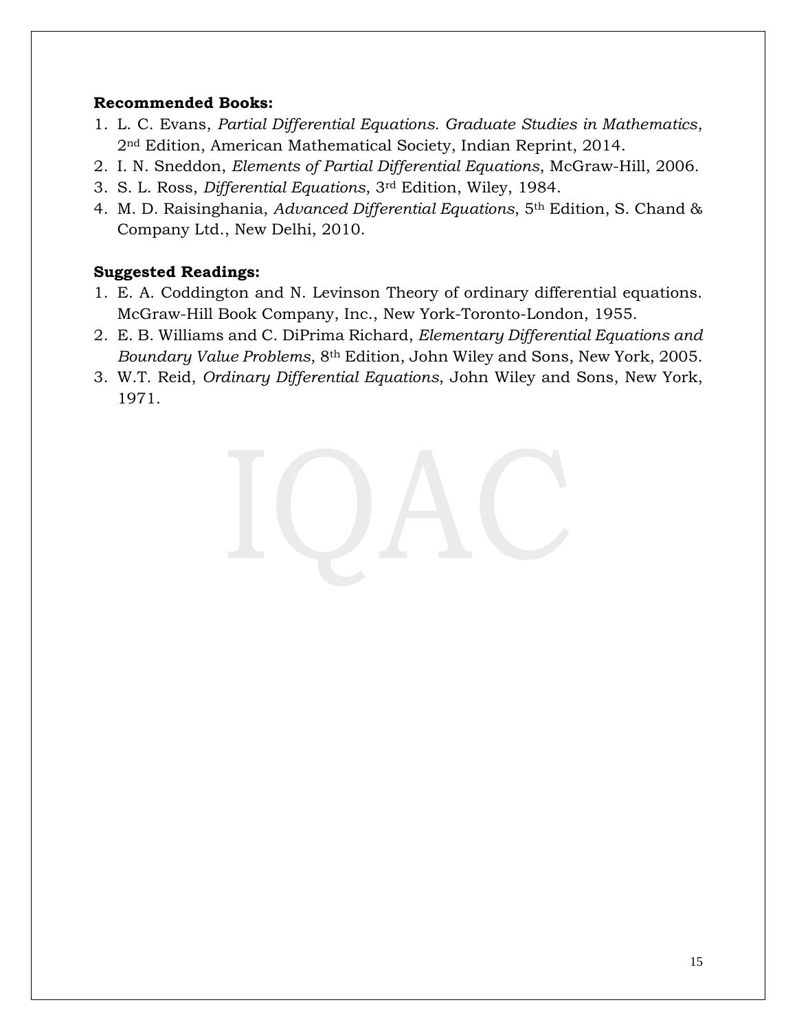**Recommended Books:**

1. L. C. Evans, *Partial Differential Equations. Graduate Studies in Mathematics*, 2nd Edition, American Mathematical Society, Indian Reprint, 2014.
2. I. N. Sneddon, *Elements of Partial Differential Equations*, McGraw-Hill, 2006.
3. S. L. Ross, *Differential Equations*, 3rd Edition, Wiley, 1984.
4. M. D. Raisinghania, *Advanced Differential Equations*, 5th Edition, S. Chand & Company Ltd., New Delhi, 2010.

**Suggested Readings:**

1. E. A. Coddington and N. Levinson Theory of ordinary differential equations. McGraw-Hill Book Company, Inc., New York-Toronto-London, 1955.
2. E. B. Williams and C. DiPrima Richard, *Elementary Differential Equations and Boundary Value Problems*, 8th Edition, John Wiley and Sons, New York, 2005.
3. W.T. Reid, *Ordinary Differential Equations*, John Wiley and Sons, New York, 1971.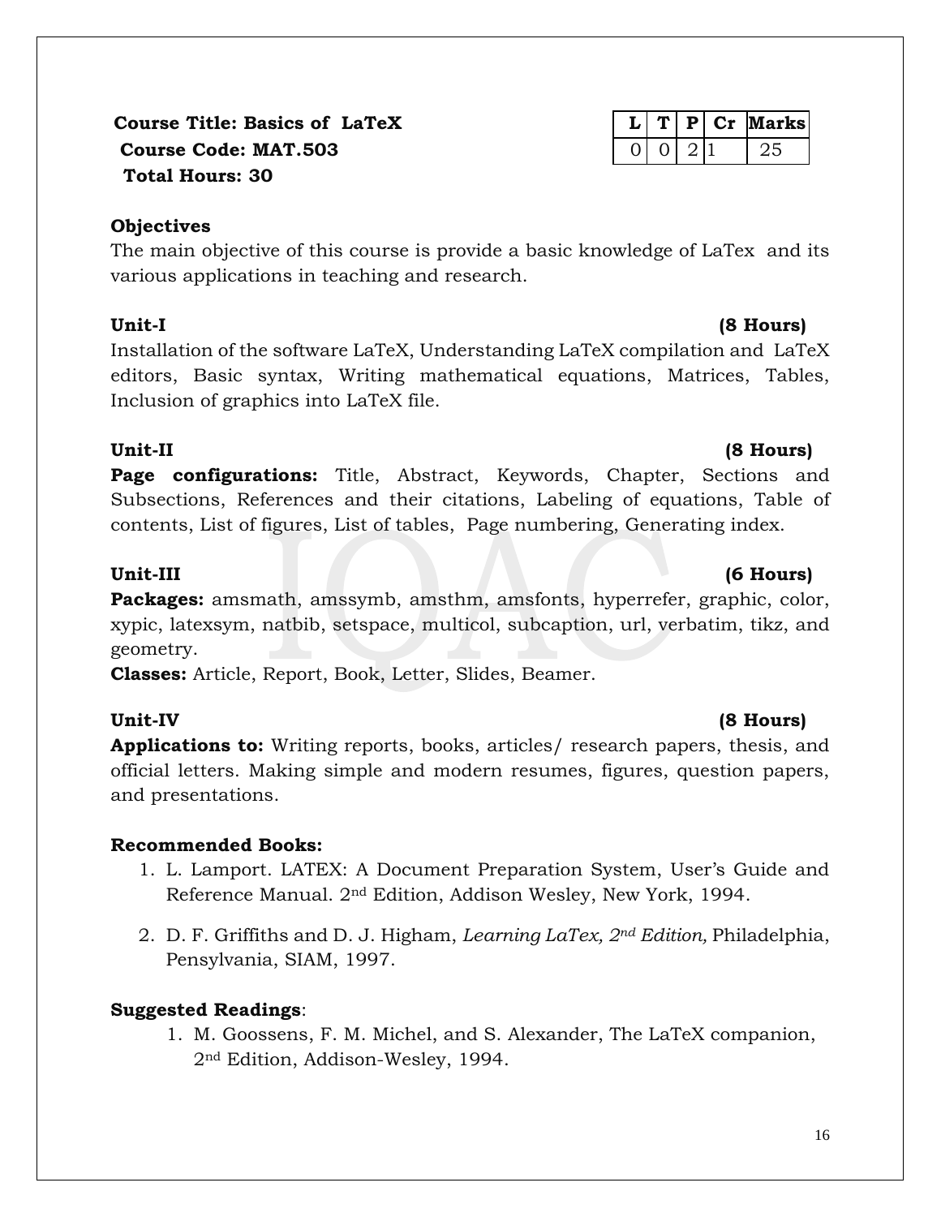**Course Title: Basics of LaTeX**
**Course Code: MAT.503**
**Total Hours: 30**

| L | T | P | Cr | Marks |
|---|---|---|---|---|
| 0 | 0 | 2 | 1 | 25 |

**Objectives**

The main objective of this course is provide a basic knowledge of LaTex and its various applications in teaching and research.

**Unit-I** **(8 Hours)**

Installation of the software LaTeX, Understanding LaTeX compilation and LaTeX editors, Basic syntax, Writing mathematical equations, Matrices, Tables, Inclusion of graphics into LaTeX file.

**Unit-II** **(8 Hours)**

**Page configurations:** Title, Abstract, Keywords, Chapter, Sections and Subsections, References and their citations, Labeling of equations, Table of contents, List of figures, List of tables, Page numbering, Generating index.

**Unit-III** **(6 Hours)**

**Packages:** amsmath, amssymb, amsthm, amsfonts, hyperrefer, graphic, color, xypic, latexsym, natbib, setspace, multicol, subcaption, url, verbatim, tikz, and geometry.

**Classes:** Article, Report, Book, Letter, Slides, Beamer.

**Unit-IV** **(8 Hours)**

**Applications to:** Writing reports, books, articles/ research papers, thesis, and official letters. Making simple and modern resumes, figures, question papers, and presentations.

**Recommended Books:**

1. L. Lamport. LATEX: A Document Preparation System, User's Guide and Reference Manual. 2nd Edition, Addison Wesley, New York, 1994.

2. D. F. Griffiths and D. J. Higham, *Learning LaTex, 2nd Edition*, Philadelphia, Pensylvania, SIAM, 1997.

**Suggested Readings**:

1. M. Goossens, F. M. Michel, and S. Alexander, The LaTeX companion, 2nd Edition, Addison-Wesley, 1994.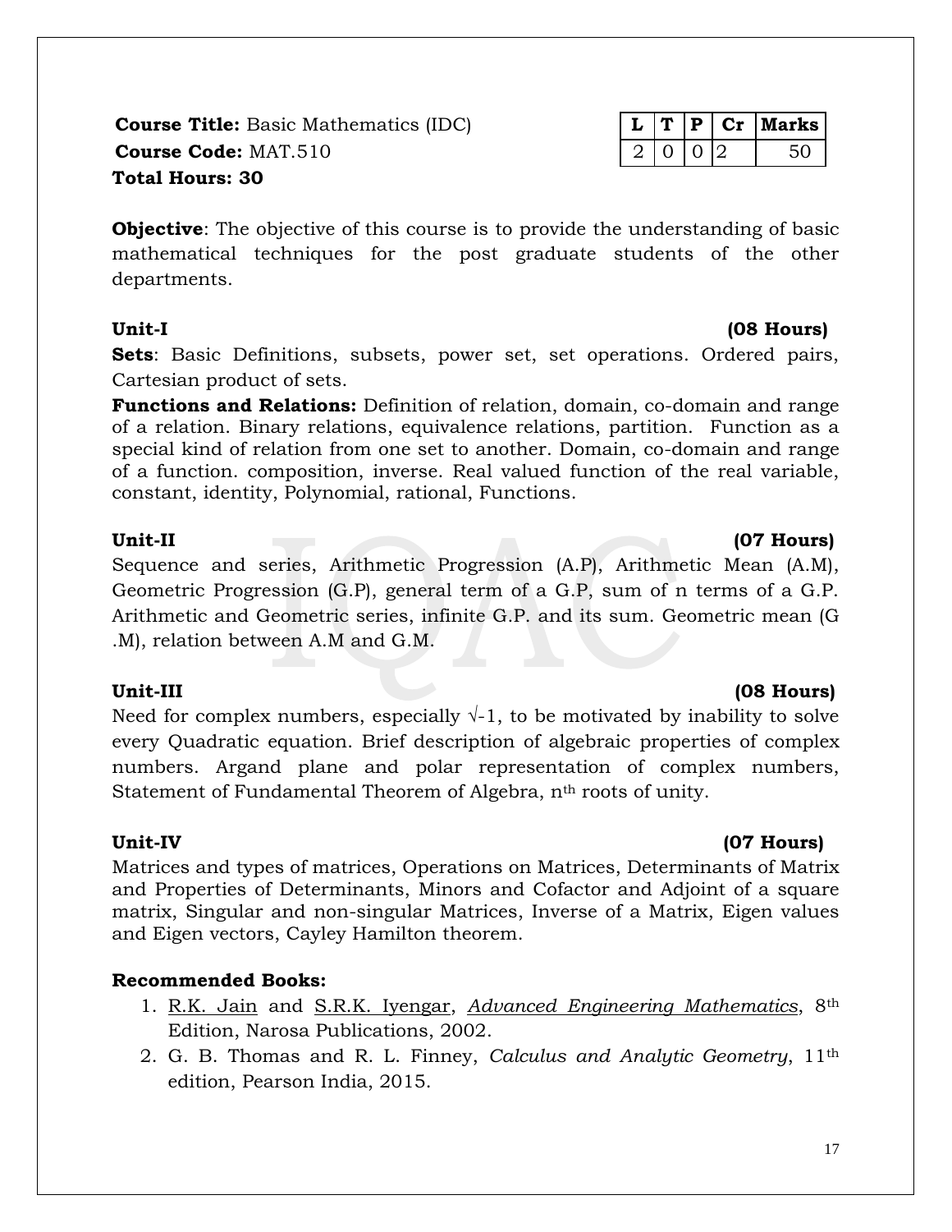**Course Title:** Basic Mathematics (IDC)
**Course Code:** MAT.510
**Total Hours: 30**

| L | T | P | Cr | Marks |
|---|---|---|---|---|
| 2 | 0 | 0 | 2 | 50 |

**Objective**: The objective of this course is to provide the understanding of basic mathematical techniques for the post graduate students of the other departments.

**Unit-I (08 Hours)**

**Sets**: Basic Definitions, subsets, power set, set operations. Ordered pairs, Cartesian product of sets.

**Functions and Relations:** Definition of relation, domain, co-domain and range of a relation. Binary relations, equivalence relations, partition. Function as a special kind of relation from one set to another. Domain, co-domain and range of a function. composition, inverse. Real valued function of the real variable, constant, identity, Polynomial, rational, Functions.

**Unit-II (07 Hours)**

Sequence and series, Arithmetic Progression (A.P), Arithmetic Mean (A.M), Geometric Progression (G.P), general term of a G.P, sum of n terms of a G.P. Arithmetic and Geometric series, infinite G.P. and its sum. Geometric mean (G .M), relation between A.M and G.M.

**Unit-III (08 Hours)**

Need for complex numbers, especially $\sqrt{-1}$, to be motivated by inability to solve every Quadratic equation. Brief description of algebraic properties of complex numbers. Argand plane and polar representation of complex numbers, Statement of Fundamental Theorem of Algebra, $n^{th}$ roots of unity.

**Unit-IV (07 Hours)**

Matrices and types of matrices, Operations on Matrices, Determinants of Matrix and Properties of Determinants, Minors and Cofactor and Adjoint of a square matrix, Singular and non-singular Matrices, Inverse of a Matrix, Eigen values and Eigen vectors, Cayley Hamilton theorem.

**Recommended Books:**

1. R.K. Jain and S.R.K. Iyengar, *Advanced Engineering Mathematics*, $8^{th}$ Edition, Narosa Publications, 2002.
2. G. B. Thomas and R. L. Finney, *Calculus and Analytic Geometry*, $11^{th}$ edition, Pearson India, 2015.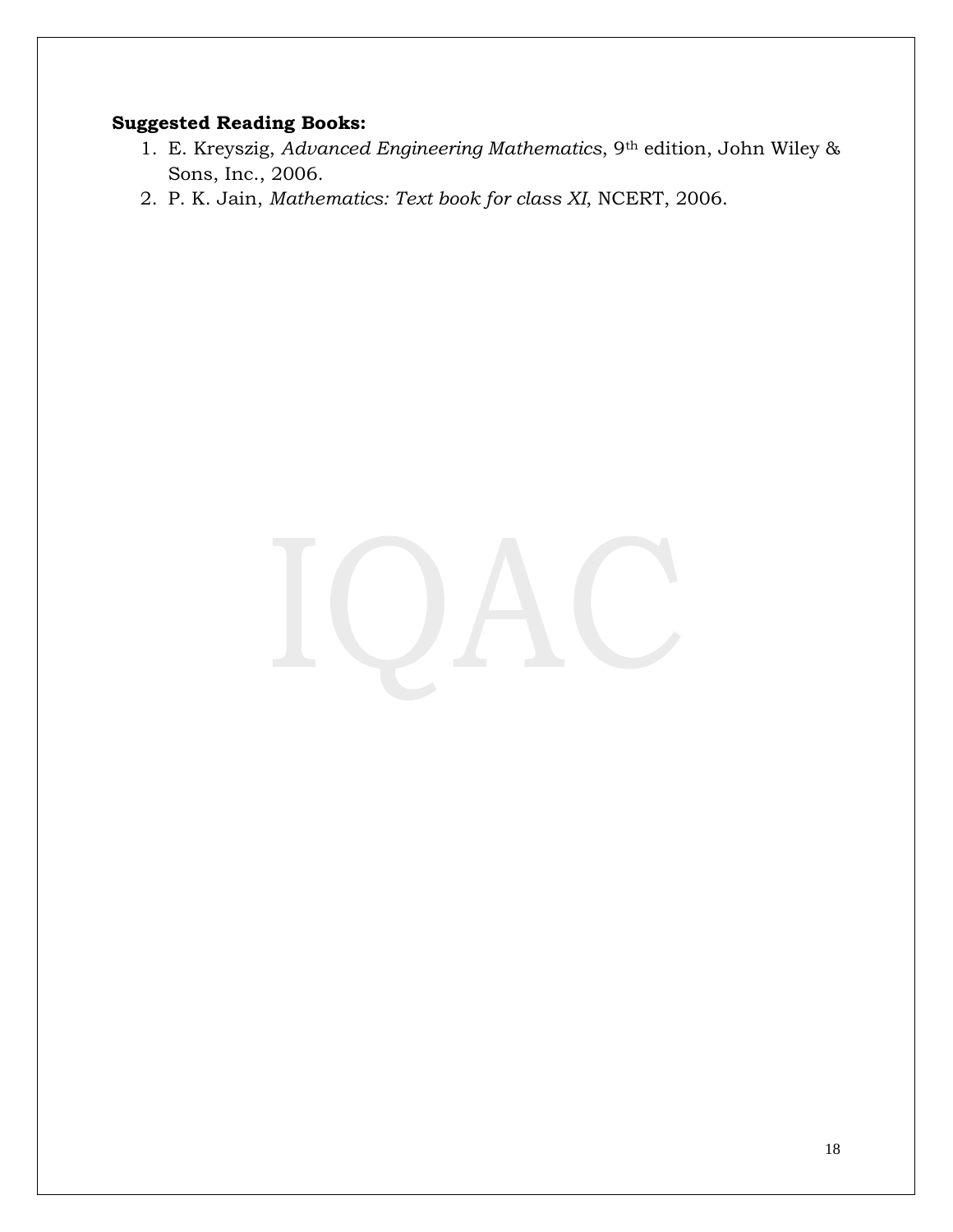**Suggested Reading Books:**

1. E. Kreyszig, *Advanced Engineering Mathematics*, 9th edition, John Wiley & Sons, Inc., 2006.
2. P. K. Jain, *Mathematics: Text book for class XI*, NCERT, 2006.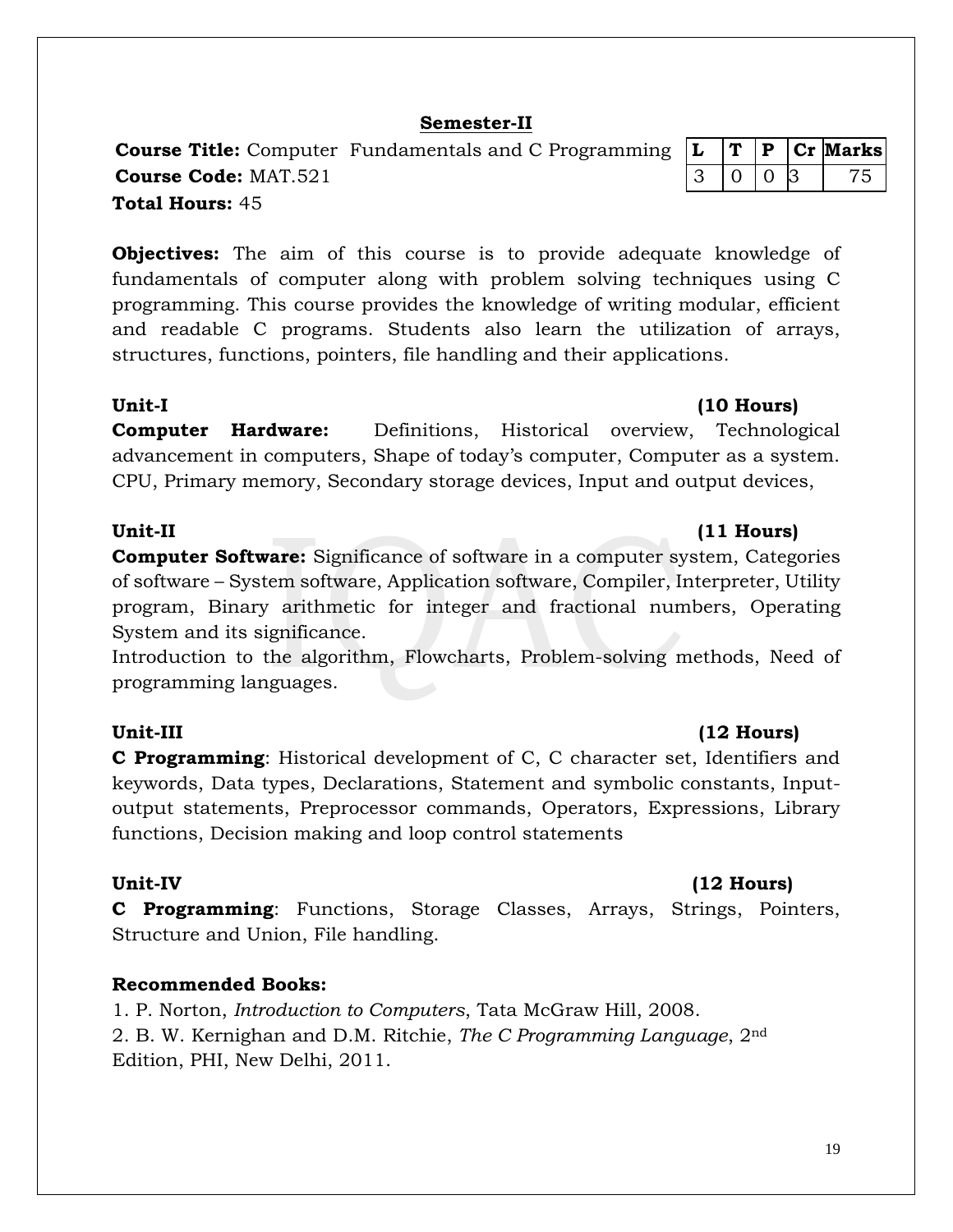## Semester-II

**Course Title:** Computer Fundamentals and C Programming
**Course Code:** MAT.521
**Total Hours:** 45

| L | T | P | Cr | Marks |
|---|---|---|---|---|
| 3 | 0 | 0 | 3 | 75 |

**Objectives:** The aim of this course is to provide adequate knowledge of fundamentals of computer along with problem solving techniques using C programming. This course provides the knowledge of writing modular, efficient and readable C programs. Students also learn the utilization of arrays, structures, functions, pointers, file handling and their applications.

**Unit-I** **(10 Hours)**

**Computer Hardware:** Definitions, Historical overview, Technological advancement in computers, Shape of today's computer, Computer as a system. CPU, Primary memory, Secondary storage devices, Input and output devices,

**Unit-II** **(11 Hours)**

**Computer Software:** Significance of software in a computer system, Categories of software – System software, Application software, Compiler, Interpreter, Utility program, Binary arithmetic for integer and fractional numbers, Operating System and its significance.

Introduction to the algorithm, Flowcharts, Problem-solving methods, Need of programming languages.

**Unit-III** **(12 Hours)**

**C Programming**: Historical development of C, C character set, Identifiers and keywords, Data types, Declarations, Statement and symbolic constants, Input-output statements, Preprocessor commands, Operators, Expressions, Library functions, Decision making and loop control statements

**Unit-IV** **(12 Hours)**

**C Programming**: Functions, Storage Classes, Arrays, Strings, Pointers, Structure and Union, File handling.

**Recommended Books:**

1. P. Norton, *Introduction to Computers*, Tata McGraw Hill, 2008.
2. B. W. Kernighan and D.M. Ritchie, *The C Programming Language*, 2nd Edition, PHI, New Delhi, 2011.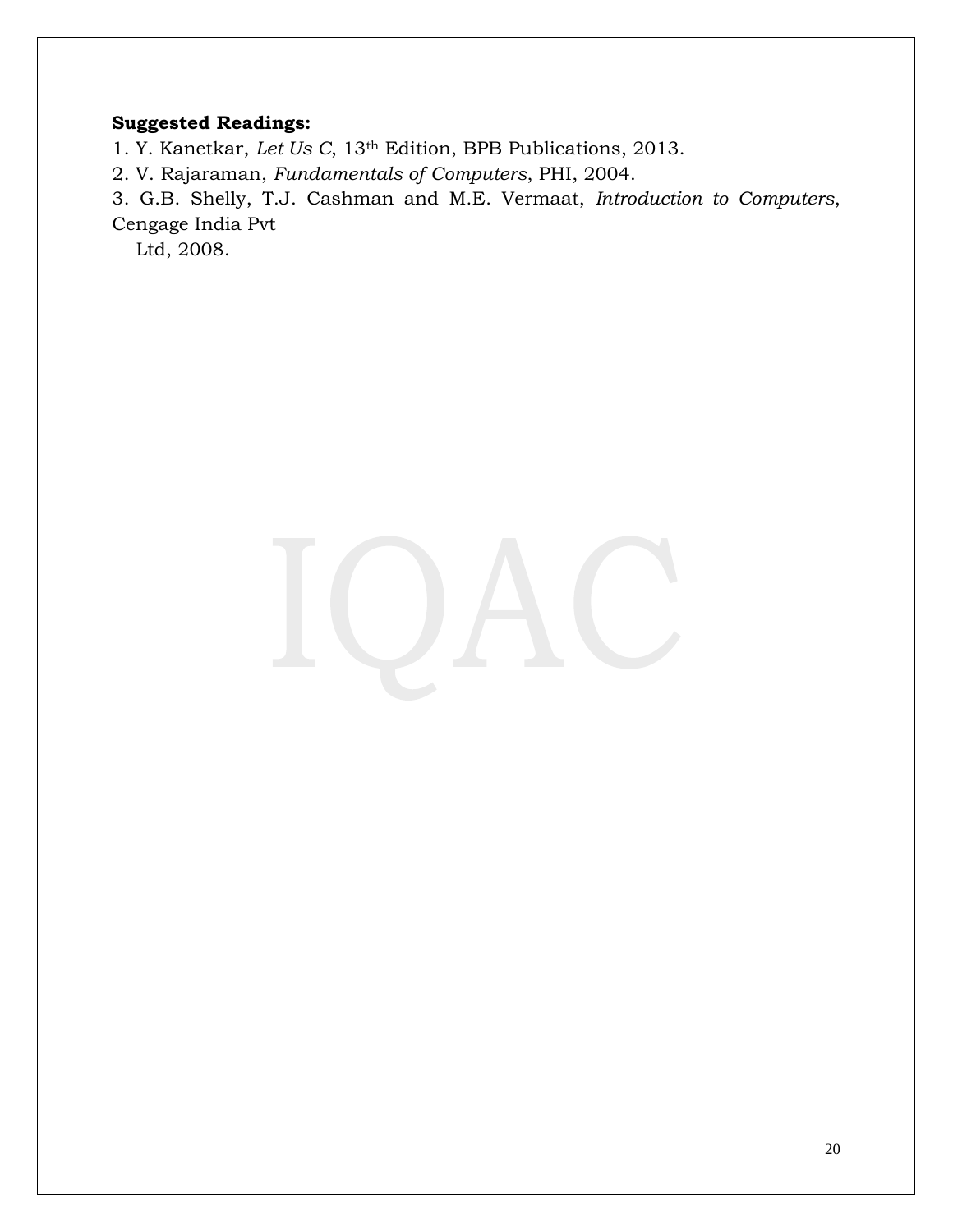**Suggested Readings:**

1. Y. Kanetkar, *Let Us C*, 13th Edition, BPB Publications, 2013.
2. V. Rajaraman, *Fundamentals of Computers*, PHI, 2004.
3. G.B. Shelly, T.J. Cashman and M.E. Vermaat, *Introduction to Computers*, Cengage India Pvt Ltd, 2008.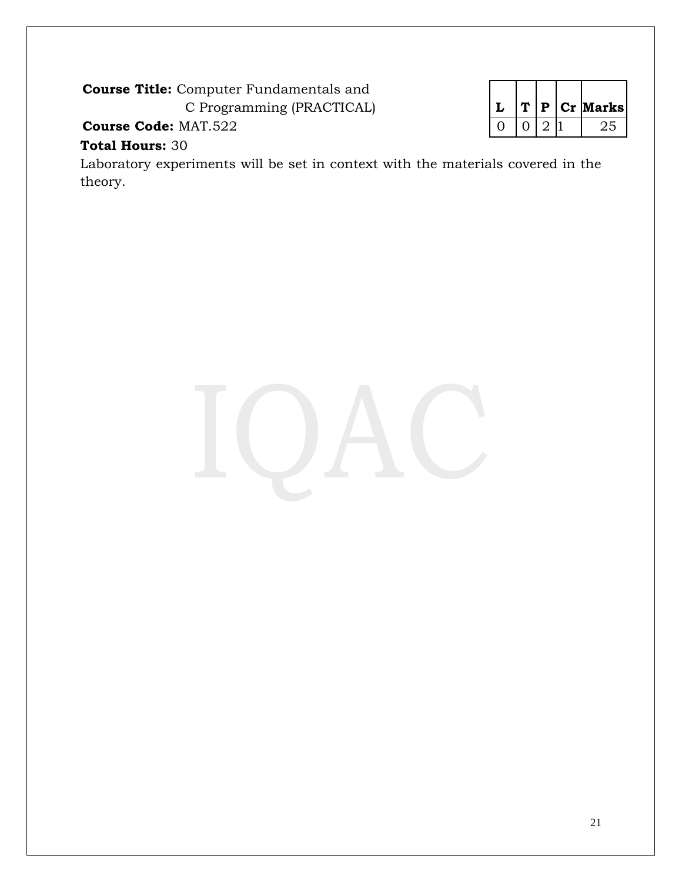**Course Title:** Computer Fundamentals and C Programming (PRACTICAL)

**Course Code:** MAT.522

**Total Hours:** 30

| L | T | P | Cr | Marks |
|---|---|---|---|---|
| 0 | 0 | 2 | 1 | 25 |

Laboratory experiments will be set in context with the materials covered in the theory.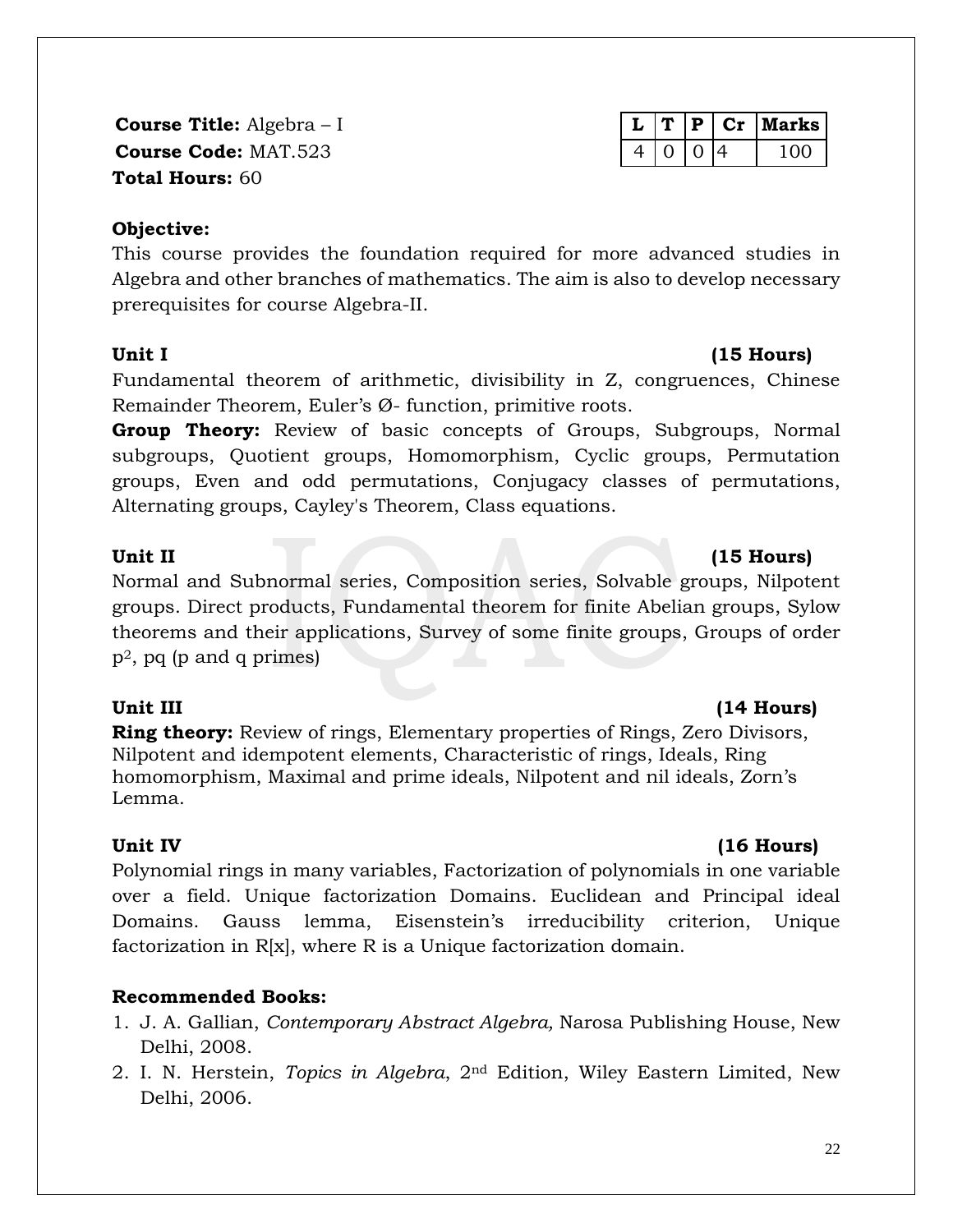**Course Title:** Algebra – I
**Course Code:** MAT.523
**Total Hours:** 60

| L | T | P | Cr | Marks |
|---|---|---|---|---|
| 4 | 0 | 0 | 4 | 100 |

**Objective:**
This course provides the foundation required for more advanced studies in Algebra and other branches of mathematics. The aim is also to develop necessary prerequisites for course Algebra-II.

**Unit I** **(15 Hours)**
Fundamental theorem of arithmetic, divisibility in Z, congruences, Chinese Remainder Theorem, Euler's Ø- function, primitive roots.
**Group Theory:** Review of basic concepts of Groups, Subgroups, Normal subgroups, Quotient groups, Homomorphism, Cyclic groups, Permutation groups, Even and odd permutations, Conjugacy classes of permutations, Alternating groups, Cayley's Theorem, Class equations.

**Unit II** **(15 Hours)**
Normal and Subnormal series, Composition series, Solvable groups, Nilpotent groups. Direct products, Fundamental theorem for finite Abelian groups, Sylow theorems and their applications, Survey of some finite groups, Groups of order $p^2$, pq (p and q primes)

**Unit III** **(14 Hours)**
**Ring theory:** Review of rings, Elementary properties of Rings, Zero Divisors, Nilpotent and idempotent elements, Characteristic of rings, Ideals, Ring homomorphism, Maximal and prime ideals, Nilpotent and nil ideals, Zorn's Lemma.

**Unit IV** **(16 Hours)**
Polynomial rings in many variables, Factorization of polynomials in one variable over a field. Unique factorization Domains. Euclidean and Principal ideal Domains. Gauss lemma, Eisenstein's irreducibility criterion, Unique factorization in R[x], where R is a Unique factorization domain.

**Recommended Books:**

1. J. A. Gallian, *Contemporary Abstract Algebra,* Narosa Publishing House, New Delhi, 2008.
2. I. N. Herstein, *Topics in Algebra*, 2nd Edition, Wiley Eastern Limited, New Delhi, 2006.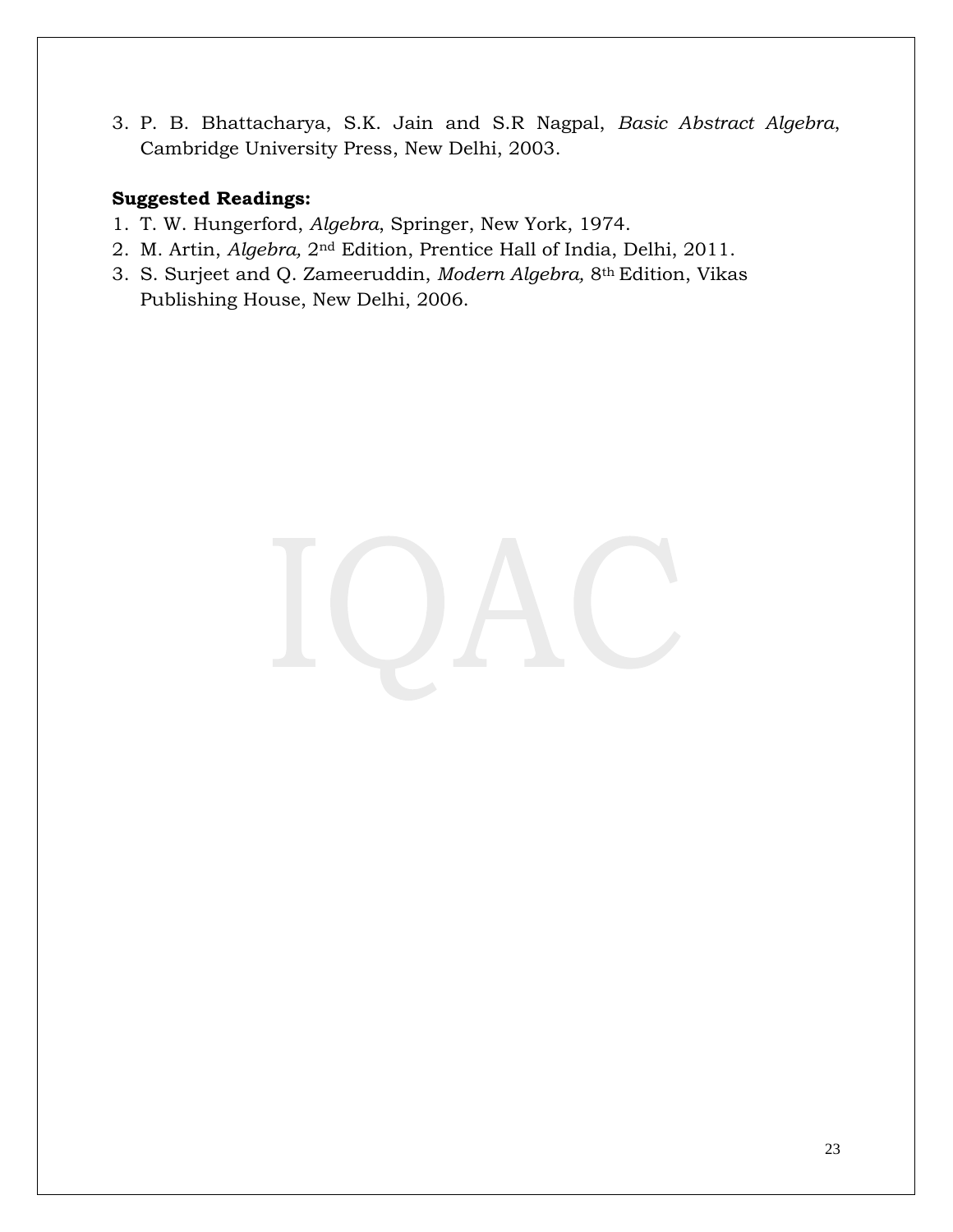3. P. B. Bhattacharya, S.K. Jain and S.R Nagpal, *Basic Abstract Algebra*, Cambridge University Press, New Delhi, 2003.

**Suggested Readings:**

1. T. W. Hungerford, *Algebra*, Springer, New York, 1974.
2. M. Artin, *Algebra,* 2nd Edition, Prentice Hall of India, Delhi, 2011.
3. S. Surjeet and Q. Zameeruddin, *Modern Algebra,* 8th Edition, Vikas Publishing House, New Delhi, 2006.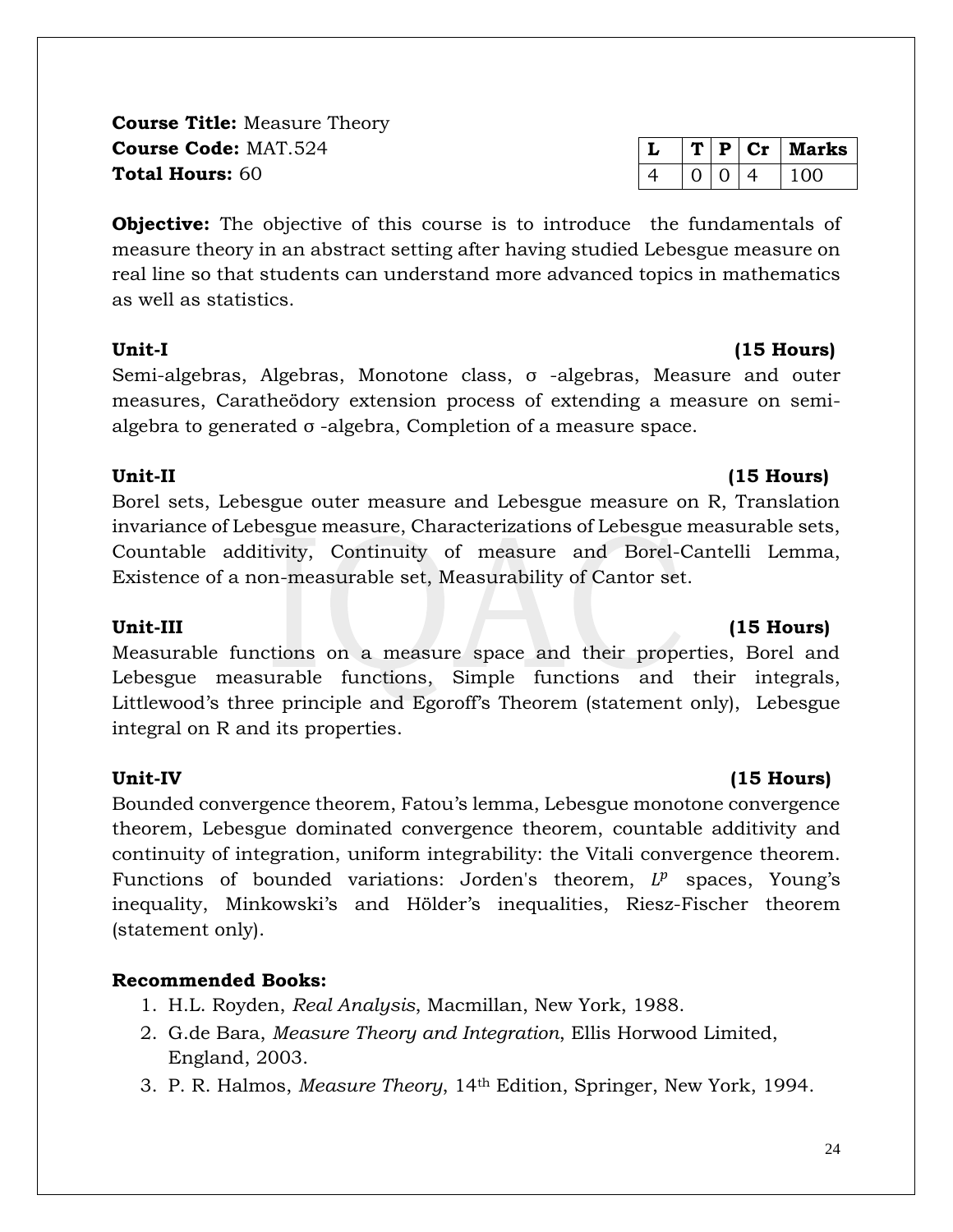**Course Title:** Measure Theory
**Course Code:** MAT.524
**Total Hours:** 60

| L | T | P | Cr | Marks |
|---|---|---|---|---|
| 4 | 0 | 0 | 4 | 100 |

**Objective:** The objective of this course is to introduce the fundamentals of measure theory in an abstract setting after having studied Lebesgue measure on real line so that students can understand more advanced topics in mathematics as well as statistics.

**Unit-I** **(15 Hours)**

Semi-algebras, Algebras, Monotone class, σ -algebras, Measure and outer measures, Caratheödory extension process of extending a measure on semi-algebra to generated σ -algebra, Completion of a measure space.

**Unit-II** **(15 Hours)**

Borel sets, Lebesgue outer measure and Lebesgue measure on R, Translation invariance of Lebesgue measure, Characterizations of Lebesgue measurable sets, Countable additivity, Continuity of measure and Borel-Cantelli Lemma, Existence of a non-measurable set, Measurability of Cantor set.

**Unit-III** **(15 Hours)**

Measurable functions on a measure space and their properties, Borel and Lebesgue measurable functions, Simple functions and their integrals, Littlewood's three principle and Egoroff's Theorem (statement only), Lebesgue integral on R and its properties.

**Unit-IV** **(15 Hours)**

Bounded convergence theorem, Fatou's lemma, Lebesgue monotone convergence theorem, Lebesgue dominated convergence theorem, countable additivity and continuity of integration, uniform integrability: the Vitali convergence theorem. Functions of bounded variations: Jorden's theorem, $L^p$ spaces, Young's inequality, Minkowski's and Hölder's inequalities, Riesz-Fischer theorem (statement only).

**Recommended Books:**

1. H.L. Royden, *Real Analysis*, Macmillan, New York, 1988.
2. G.de Bara, *Measure Theory and Integration*, Ellis Horwood Limited, England, 2003.
3. P. R. Halmos, *Measure Theory*, 14th Edition, Springer, New York, 1994.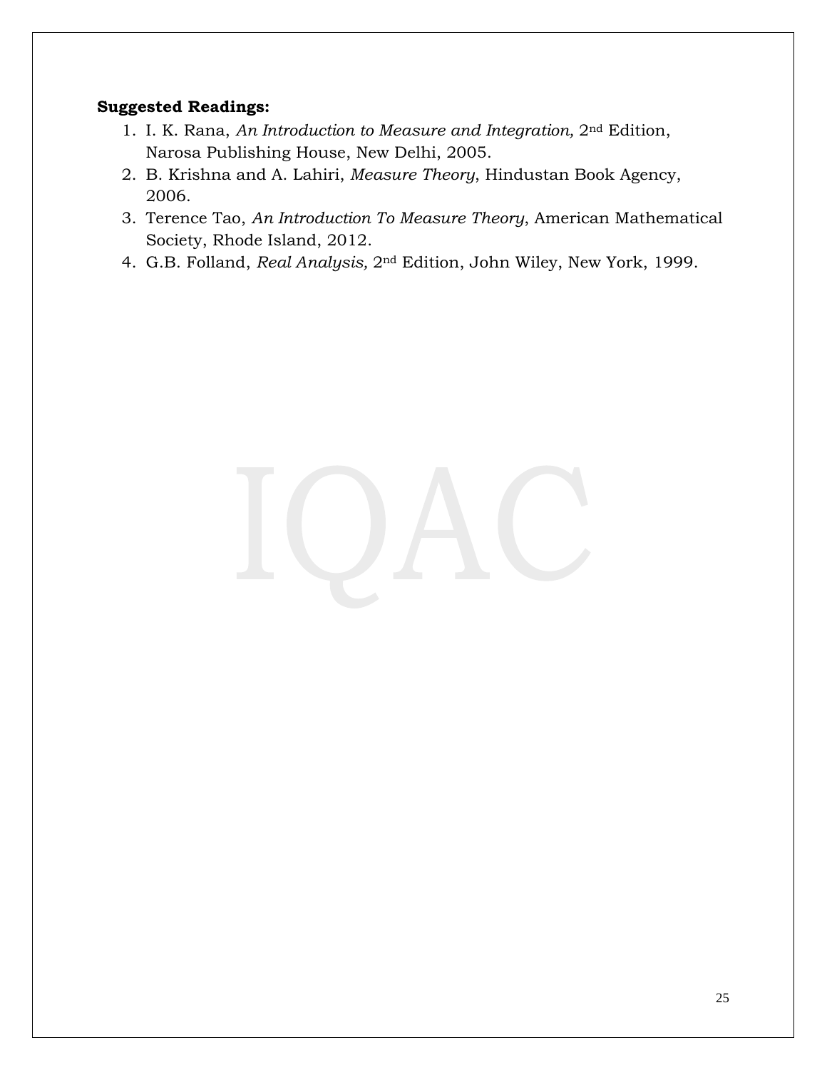**Suggested Readings:**

1. I. K. Rana, *An Introduction to Measure and Integration,* 2nd Edition, Narosa Publishing House, New Delhi, 2005.
2. B. Krishna and A. Lahiri, *Measure Theory*, Hindustan Book Agency, 2006.
3. Terence Tao, *An Introduction To Measure Theory*, American Mathematical Society, Rhode Island, 2012.
4. G.B. Folland, *Real Analysis,* 2nd Edition, John Wiley, New York, 1999.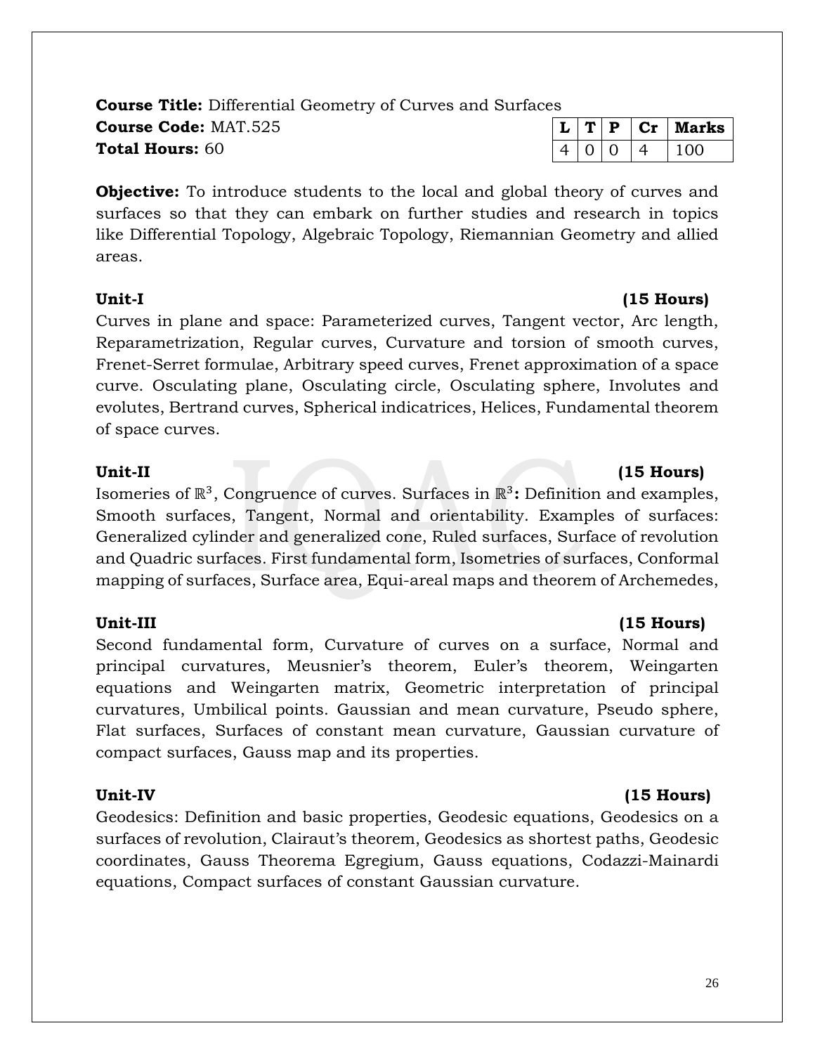**Course Title:** Differential Geometry of Curves and Surfaces

**Course Code:** MAT.525

**Total Hours:** 60

| L | T | P | Cr | Marks |
|---|---|---|---|---|
| 4 | 0 | 0 | 4 | 100 |

**Objective:** To introduce students to the local and global theory of curves and surfaces so that they can embark on further studies and research in topics like Differential Topology, Algebraic Topology, Riemannian Geometry and allied areas.

**Unit-I (15 Hours)**

Curves in plane and space: Parameterized curves, Tangent vector, Arc length, Reparametrization, Regular curves, Curvature and torsion of smooth curves, Frenet-Serret formulae, Arbitrary speed curves, Frenet approximation of a space curve. Osculating plane, Osculating circle, Osculating sphere, Involutes and evolutes, Bertrand curves, Spherical indicatrices, Helices, Fundamental theorem of space curves.

**Unit-II (15 Hours)**

Isomeries of $\mathbb{R}^3$, Congruence of curves. Surfaces in $\mathbb{R}^3$**:** Definition and examples, Smooth surfaces, Tangent, Normal and orientability. Examples of surfaces: Generalized cylinder and generalized cone, Ruled surfaces, Surface of revolution and Quadric surfaces. First fundamental form, Isometries of surfaces, Conformal mapping of surfaces, Surface area, Equi-areal maps and theorem of Archemedes,

**Unit-III (15 Hours)**

Second fundamental form, Curvature of curves on a surface, Normal and principal curvatures, Meusnier's theorem, Euler's theorem, Weingarten equations and Weingarten matrix, Geometric interpretation of principal curvatures, Umbilical points. Gaussian and mean curvature, Pseudo sphere, Flat surfaces, Surfaces of constant mean curvature, Gaussian curvature of compact surfaces, Gauss map and its properties.

**Unit-IV (15 Hours)**

Geodesics: Definition and basic properties, Geodesic equations, Geodesics on a surfaces of revolution, Clairaut's theorem, Geodesics as shortest paths, Geodesic coordinates, Gauss Theorema Egregium, Gauss equations, Codazzi-Mainardi equations, Compact surfaces of constant Gaussian curvature.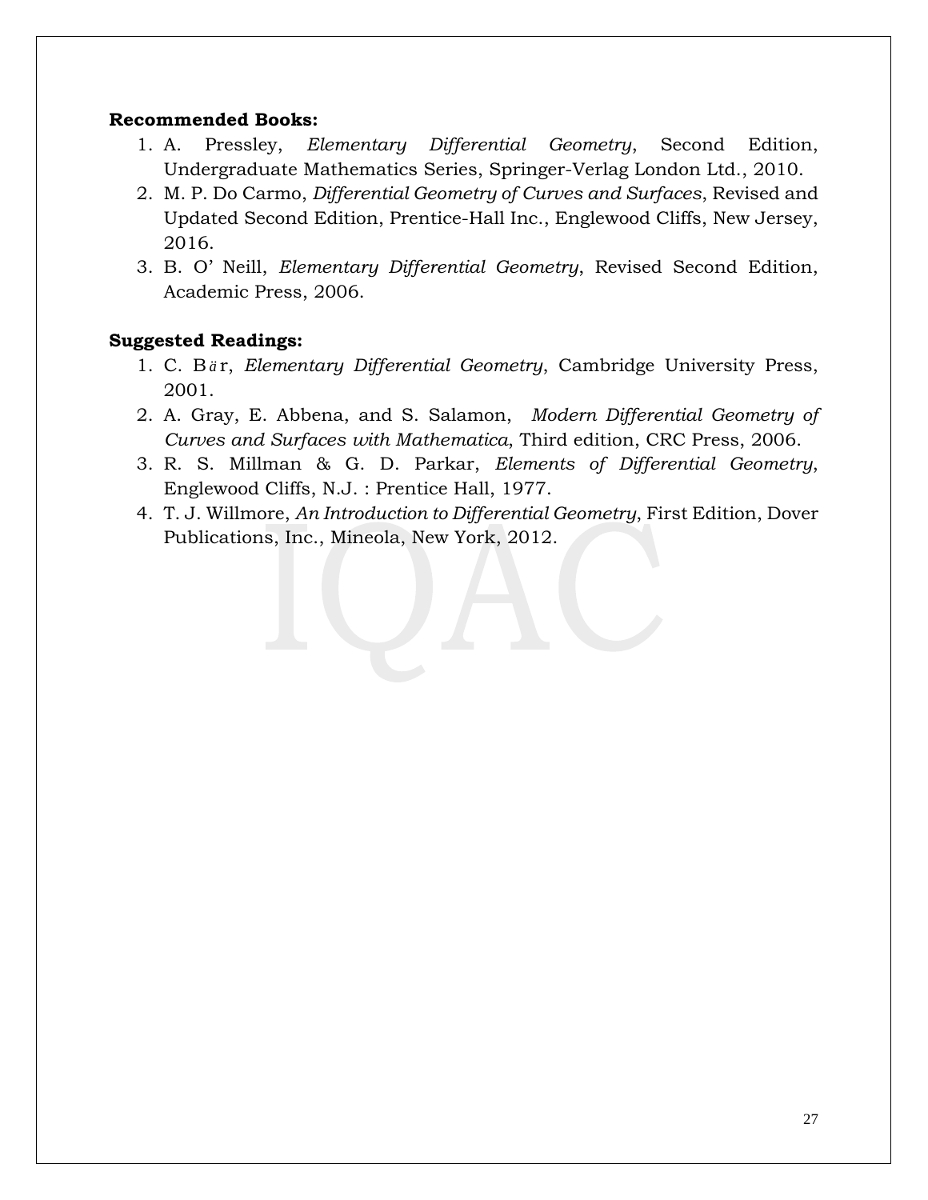**Recommended Books:**

1. A. Pressley, *Elementary Differential Geometry*, Second Edition, Undergraduate Mathematics Series, Springer-Verlag London Ltd., 2010.
2. M. P. Do Carmo, *Differential Geometry of Curves and Surfaces*, Revised and Updated Second Edition, Prentice-Hall Inc., Englewood Cliffs, New Jersey, 2016.
3. B. O' Neill, *Elementary Differential Geometry*, Revised Second Edition, Academic Press, 2006.

**Suggested Readings:**

1. C. Bär, *Elementary Differential Geometry*, Cambridge University Press, 2001.
2. A. Gray, E. Abbena, and S. Salamon, *Modern Differential Geometry of Curves and Surfaces with Mathematica*, Third edition, CRC Press, 2006.
3. R. S. Millman & G. D. Parkar, *Elements of Differential Geometry*, Englewood Cliffs, N.J. : Prentice Hall, 1977.
4. T. J. Willmore, *An Introduction to Differential Geometry*, First Edition, Dover Publications, Inc., Mineola, New York, 2012.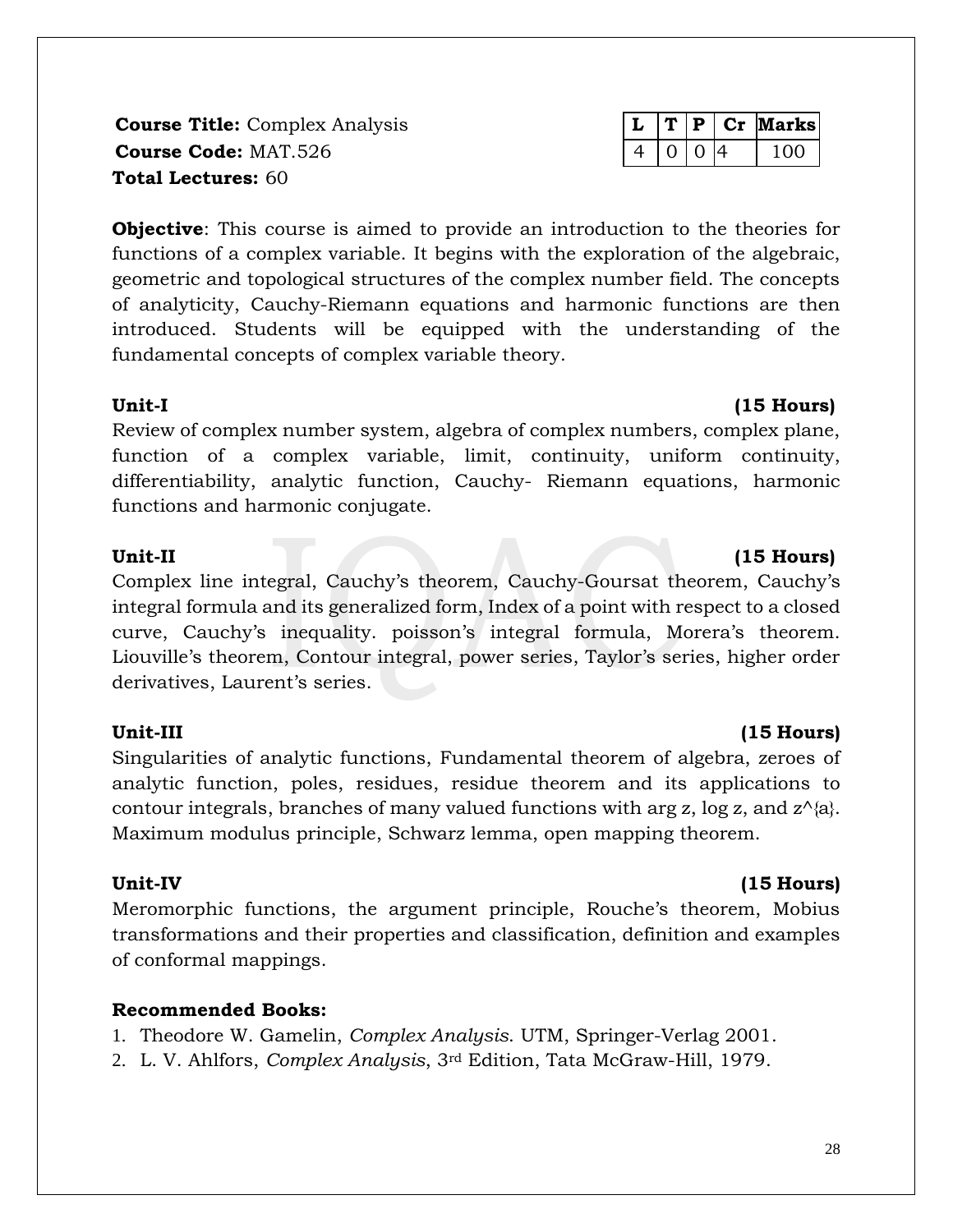**Course Title:** Complex Analysis
**Course Code:** MAT.526
**Total Lectures:** 60

| L | T | P | Cr | Marks |
|---|---|---|---|---|
| 4 | 0 | 0 | 4 | 100 |

**Objective**: This course is aimed to provide an introduction to the theories for functions of a complex variable. It begins with the exploration of the algebraic, geometric and topological structures of the complex number field. The concepts of analyticity, Cauchy-Riemann equations and harmonic functions are then introduced. Students will be equipped with the understanding of the fundamental concepts of complex variable theory.

**Unit-I** **(15 Hours)**

Review of complex number system, algebra of complex numbers, complex plane, function of a complex variable, limit, continuity, uniform continuity, differentiability, analytic function, Cauchy- Riemann equations, harmonic functions and harmonic conjugate.

**Unit-II** **(15 Hours)**

Complex line integral, Cauchy's theorem, Cauchy-Goursat theorem, Cauchy's integral formula and its generalized form, Index of a point with respect to a closed curve, Cauchy's inequality. poisson's integral formula, Morera's theorem. Liouville's theorem, Contour integral, power series, Taylor's series, higher order derivatives, Laurent's series.

**Unit-III** **(15 Hours)**

Singularities of analytic functions, Fundamental theorem of algebra, zeroes of analytic function, poles, residues, residue theorem and its applications to contour integrals, branches of many valued functions with arg z, log z, and $z^{a}$. Maximum modulus principle, Schwarz lemma, open mapping theorem.

**Unit-IV** **(15 Hours)**

Meromorphic functions, the argument principle, Rouche's theorem, Mobius transformations and their properties and classification, definition and examples of conformal mappings.

**Recommended Books:**

1. Theodore W. Gamelin, *Complex Analysis*. UTM, Springer-Verlag 2001.
2. L. V. Ahlfors, *Complex Analysis*, 3rd Edition, Tata McGraw-Hill, 1979.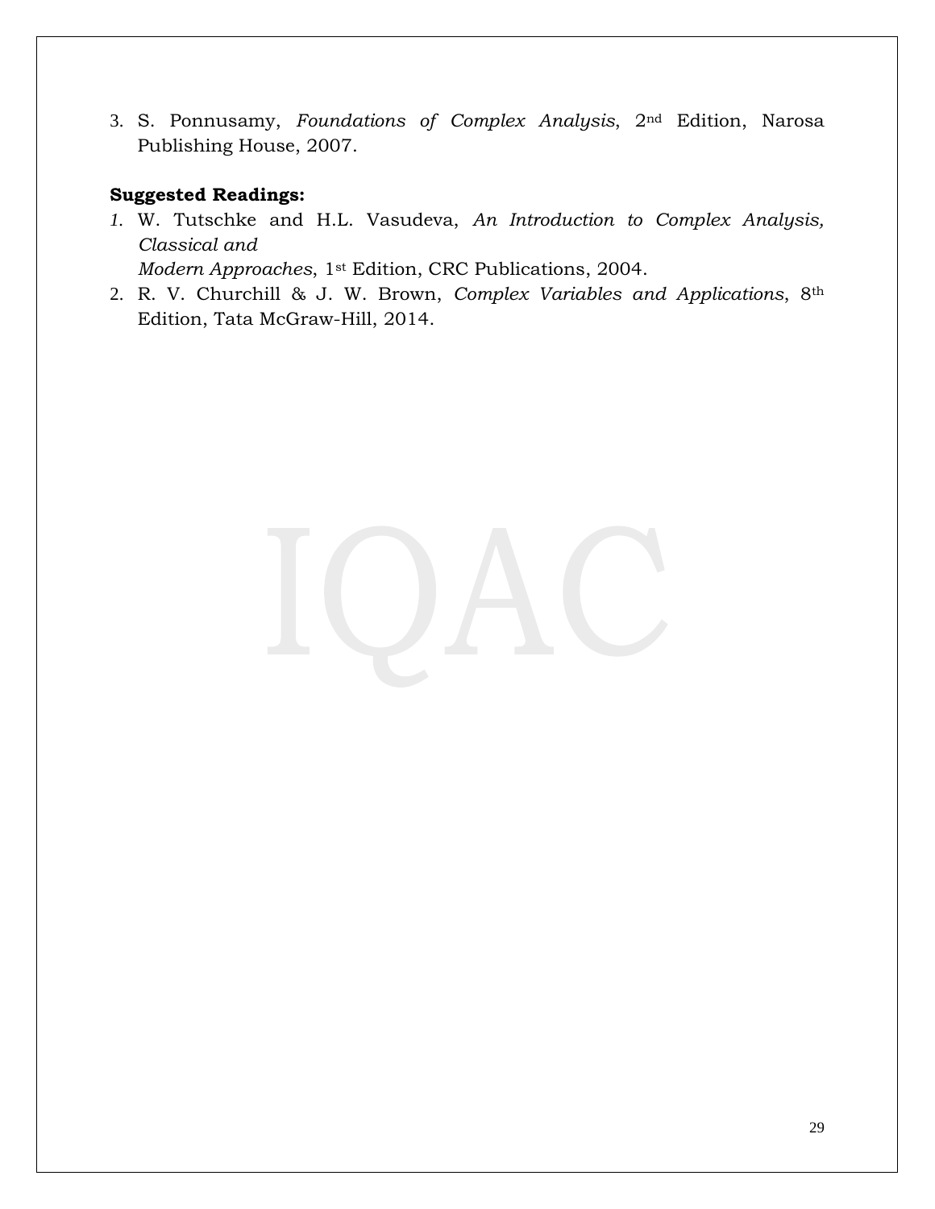3. S. Ponnusamy, *Foundations of Complex Analysis*, 2nd Edition, Narosa Publishing House, 2007.

**Suggested Readings:**

1. W. Tutschke and H.L. Vasudeva, *An Introduction to Complex Analysis, Classical and Modern Approaches*, 1st Edition, CRC Publications, 2004.
2. R. V. Churchill & J. W. Brown, *Complex Variables and Applications*, 8th Edition, Tata McGraw-Hill, 2014.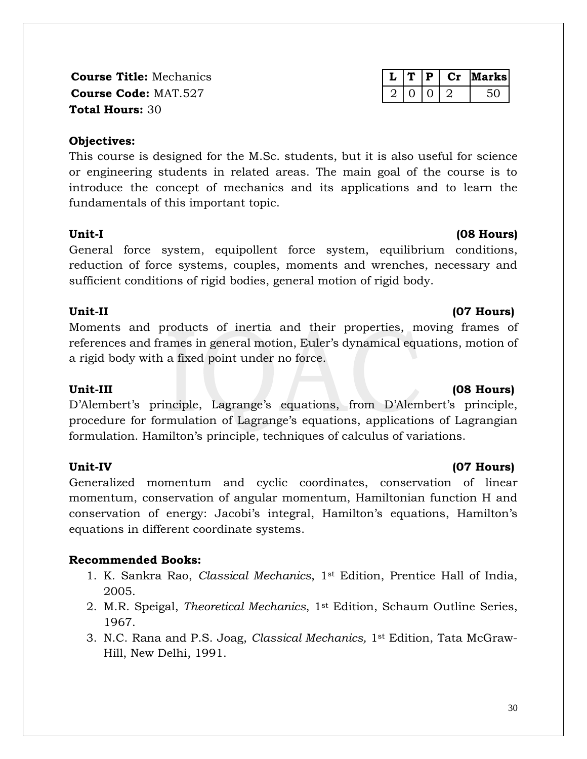**Course Title:** Mechanics
**Course Code:** MAT.527
**Total Hours:** 30

| L | T | P | Cr | Marks |
|---|---|---|---|---|
| 2 | 0 | 0 | 2 | 50 |

**Objectives:**

This course is designed for the M.Sc. students, but it is also useful for science or engineering students in related areas. The main goal of the course is to introduce the concept of mechanics and its applications and to learn the fundamentals of this important topic.

**Unit-I (08 Hours)**

General force system, equipollent force system, equilibrium conditions, reduction of force systems, couples, moments and wrenches, necessary and sufficient conditions of rigid bodies, general motion of rigid body.

**Unit-II (07 Hours)**

Moments and products of inertia and their properties, moving frames of references and frames in general motion, Euler's dynamical equations, motion of a rigid body with a fixed point under no force.

**Unit-III (08 Hours)**

D'Alembert's principle, Lagrange's equations, from D'Alembert's principle, procedure for formulation of Lagrange's equations, applications of Lagrangian formulation. Hamilton's principle, techniques of calculus of variations.

**Unit-IV (07 Hours)**

Generalized momentum and cyclic coordinates, conservation of linear momentum, conservation of angular momentum, Hamiltonian function H and conservation of energy: Jacobi's integral, Hamilton's equations, Hamilton's equations in different coordinate systems.

**Recommended Books:**

1. K. Sankra Rao, *Classical Mechanics*, 1st Edition, Prentice Hall of India, 2005.
2. M.R. Speigal, *Theoretical Mechanics*, 1st Edition, Schaum Outline Series, 1967.
3. N.C. Rana and P.S. Joag, *Classical Mechanics,* 1st Edition, Tata McGraw-Hill, New Delhi, 1991.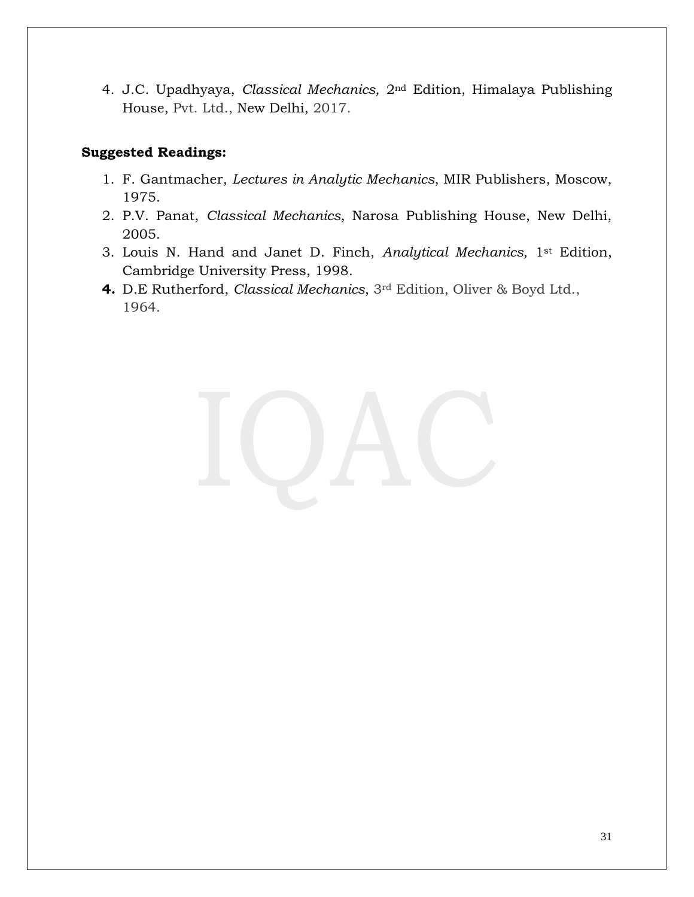4. J.C. Upadhyaya, *Classical Mechanics,* 2nd Edition, Himalaya Publishing House, Pvt. Ltd., New Delhi, 2017.

**Suggested Readings:**

1. F. Gantmacher, *Lectures in Analytic Mechanics*, MIR Publishers, Moscow, 1975.
2. P.V. Panat, *Classical Mechanics*, Narosa Publishing House, New Delhi, 2005.
3. Louis N. Hand and Janet D. Finch, *Analytical Mechanics,* 1st Edition, Cambridge University Press, 1998.
4. D.E Rutherford, *Classical Mechanics*, 3rd Edition, Oliver & Boyd Ltd., 1964.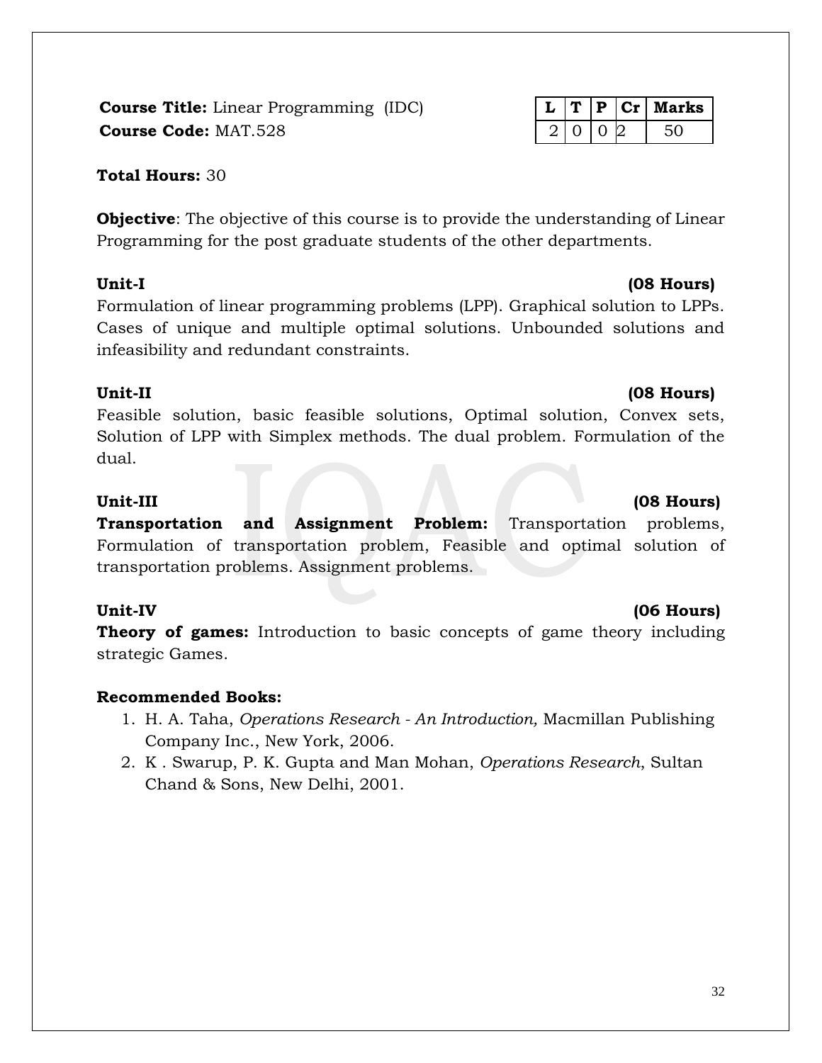**Course Title:** Linear Programming (IDC)
**Course Code:** MAT.528

| L | T | P | Cr | Marks |
|---|---|---|---|---|
| 2 | 0 | 0 | 2 | 50 |

**Total Hours:** 30

**Objective**: The objective of this course is to provide the understanding of Linear Programming for the post graduate students of the other departments.

**Unit-I (08 Hours)**

Formulation of linear programming problems (LPP). Graphical solution to LPPs. Cases of unique and multiple optimal solutions. Unbounded solutions and infeasibility and redundant constraints.

**Unit-II (08 Hours)**

Feasible solution, basic feasible solutions, Optimal solution, Convex sets, Solution of LPP with Simplex methods. The dual problem. Formulation of the dual.

**Unit-III (08 Hours)**

**Transportation and Assignment Problem:** Transportation problems, Formulation of transportation problem, Feasible and optimal solution of transportation problems. Assignment problems.

**Unit-IV (06 Hours)**

**Theory of games:** Introduction to basic concepts of game theory including strategic Games.

**Recommended Books:**

1. H. A. Taha, *Operations Research - An Introduction,* Macmillan Publishing Company Inc., New York, 2006.
2. K . Swarup, P. K. Gupta and Man Mohan, *Operations Research*, Sultan Chand & Sons, New Delhi, 2001.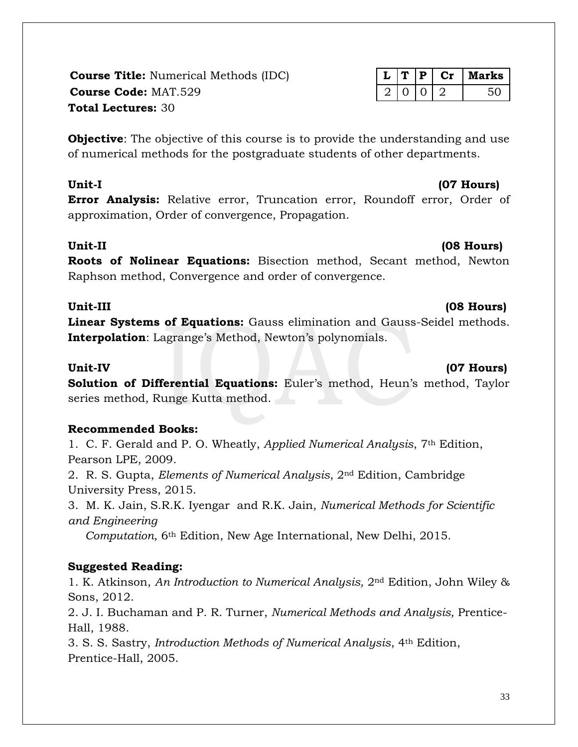**Course Title:** Numerical Methods (IDC)
**Course Code:** MAT.529
**Total Lectures:** 30

| L | T | P | Cr | Marks |
|---|---|---|---|---|
| 2 | 0 | 0 | 2 | 50 |

**Objective**: The objective of this course is to provide the understanding and use of numerical methods for the postgraduate students of other departments.

**Unit-I** **(07 Hours)**
**Error Analysis:** Relative error, Truncation error, Roundoff error, Order of approximation, Order of convergence, Propagation.

**Unit-II** **(08 Hours)**
**Roots of Nolinear Equations:** Bisection method, Secant method, Newton Raphson method, Convergence and order of convergence.

**Unit-III** **(08 Hours)**
**Linear Systems of Equations:** Gauss elimination and Gauss-Seidel methods.
**Interpolation**: Lagrange's Method, Newton's polynomials.

**Unit-IV** **(07 Hours)**
**Solution of Differential Equations:** Euler's method, Heun's method, Taylor series method, Runge Kutta method.

**Recommended Books:**

1. C. F. Gerald and P. O. Wheatly, *Applied Numerical Analysis*, 7th Edition, Pearson LPE, 2009.
2. R. S. Gupta, *Elements of Numerical Analysis*, 2nd Edition, Cambridge University Press, 2015.
3. M. K. Jain, S.R.K. Iyengar and R.K. Jain, *Numerical Methods for Scientific and Engineering Computation*, 6th Edition, New Age International, New Delhi, 2015.

**Suggested Reading:**

1. K. Atkinson, *An Introduction to Numerical Analysis,* 2nd Edition, John Wiley & Sons, 2012.
2. J. I. Buchaman and P. R. Turner, *Numerical Methods and Analysis,* Prentice-Hall, 1988.
3. S. S. Sastry, *Introduction Methods of Numerical Analysis*, 4th Edition, Prentice-Hall, 2005.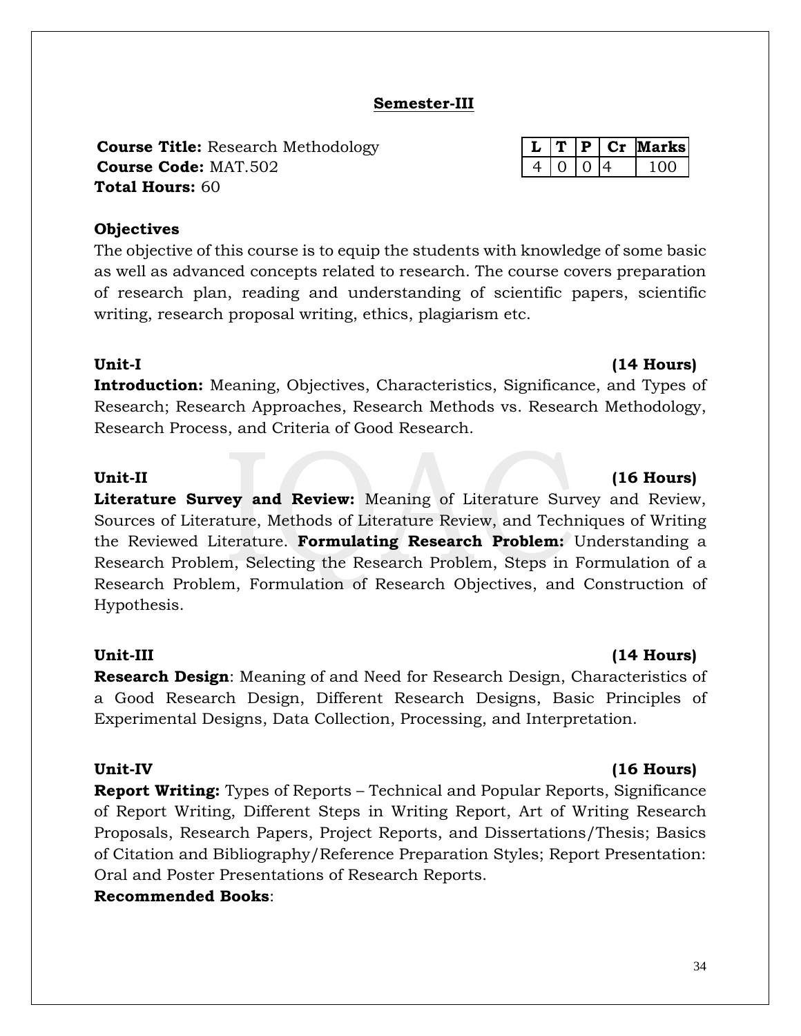## Semester-III

**Course Title:** Research Methodology
**Course Code:** MAT.502
**Total Hours:** 60

| L | T | P | Cr | Marks |
|---|---|---|---|---|
| 4 | 0 | 0 | 4 | 100 |

### Objectives

The objective of this course is to equip the students with knowledge of some basic as well as advanced concepts related to research. The course covers preparation of research plan, reading and understanding of scientific papers, scientific writing, research proposal writing, ethics, plagiarism etc.

**Unit-I** **(14 Hours)**

**Introduction:** Meaning, Objectives, Characteristics, Significance, and Types of Research; Research Approaches, Research Methods vs. Research Methodology, Research Process, and Criteria of Good Research.

**Unit-II** **(16 Hours)**

**Literature Survey and Review:** Meaning of Literature Survey and Review, Sources of Literature, Methods of Literature Review, and Techniques of Writing the Reviewed Literature. **Formulating Research Problem:** Understanding a Research Problem, Selecting the Research Problem, Steps in Formulation of a Research Problem, Formulation of Research Objectives, and Construction of Hypothesis.

**Unit-III** **(14 Hours)**

**Research Design**: Meaning of and Need for Research Design, Characteristics of a Good Research Design, Different Research Designs, Basic Principles of Experimental Designs, Data Collection, Processing, and Interpretation.

**Unit-IV** **(16 Hours)**

**Report Writing:** Types of Reports – Technical and Popular Reports, Significance of Report Writing, Different Steps in Writing Report, Art of Writing Research Proposals, Research Papers, Project Reports, and Dissertations/Thesis; Basics of Citation and Bibliography/Reference Preparation Styles; Report Presentation: Oral and Poster Presentations of Research Reports.

**Recommended Books**: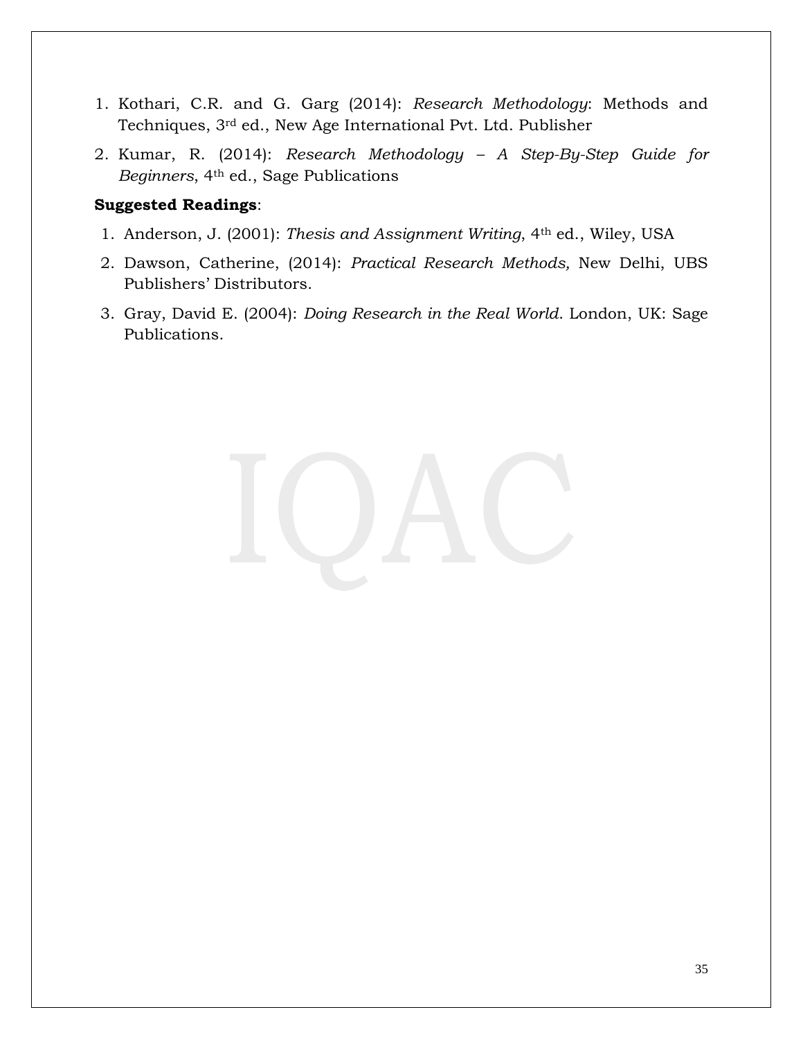1. Kothari, C.R. and G. Garg (2014): *Research Methodology*: Methods and Techniques, 3rd ed., New Age International Pvt. Ltd. Publisher
2. Kumar, R. (2014): *Research Methodology – A Step-By-Step Guide for Beginners*, 4th ed., Sage Publications

**Suggested Readings**:

1. Anderson, J. (2001): *Thesis and Assignment Writing*, 4th ed., Wiley, USA
2. Dawson, Catherine, (2014): *Practical Research Methods,* New Delhi, UBS Publishers' Distributors.
3. Gray, David E. (2004): *Doing Research in the Real World.* London, UK: Sage Publications.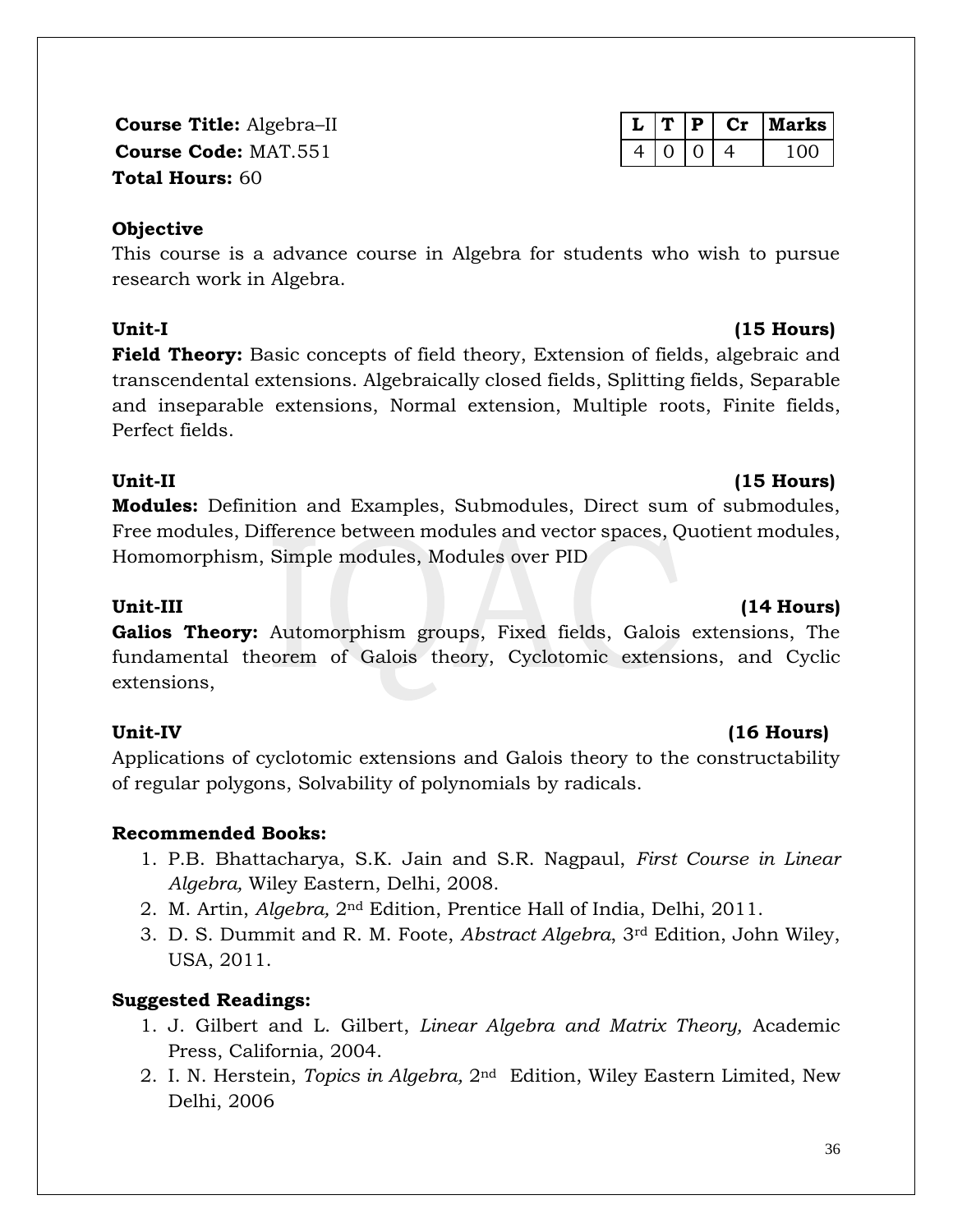**Course Title:** Algebra–II
**Course Code:** MAT.551
**Total Hours:** 60

| L | T | P | Cr | Marks |
|---|---|---|---|---|
| 4 | 0 | 0 | 4 | 100 |

**Objective**

This course is a advance course in Algebra for students who wish to pursue research work in Algebra.

**Unit-I** **(15 Hours)**

**Field Theory:** Basic concepts of field theory, Extension of fields, algebraic and transcendental extensions. Algebraically closed fields, Splitting fields, Separable and inseparable extensions, Normal extension, Multiple roots, Finite fields, Perfect fields.

**Unit-II** **(15 Hours)**

**Modules:** Definition and Examples, Submodules, Direct sum of submodules, Free modules, Difference between modules and vector spaces, Quotient modules, Homomorphism, Simple modules, Modules over PID

**Unit-III** **(14 Hours)**

**Galios Theory:** Automorphism groups, Fixed fields, Galois extensions, The fundamental theorem of Galois theory, Cyclotomic extensions, and Cyclic extensions,

**Unit-IV** **(16 Hours)**

Applications of cyclotomic extensions and Galois theory to the constructability of regular polygons, Solvability of polynomials by radicals.

**Recommended Books:**

1. P.B. Bhattacharya, S.K. Jain and S.R. Nagpaul, *First Course in Linear Algebra,* Wiley Eastern, Delhi, 2008.
2. M. Artin, *Algebra,* 2nd Edition, Prentice Hall of India, Delhi, 2011.
3. D. S. Dummit and R. M. Foote, *Abstract Algebra*, 3rd Edition, John Wiley, USA, 2011.

**Suggested Readings:**

1. J. Gilbert and L. Gilbert, *Linear Algebra and Matrix Theory,* Academic Press, California, 2004.
2. I. N. Herstein, *Topics in Algebra,* 2nd Edition, Wiley Eastern Limited, New Delhi, 2006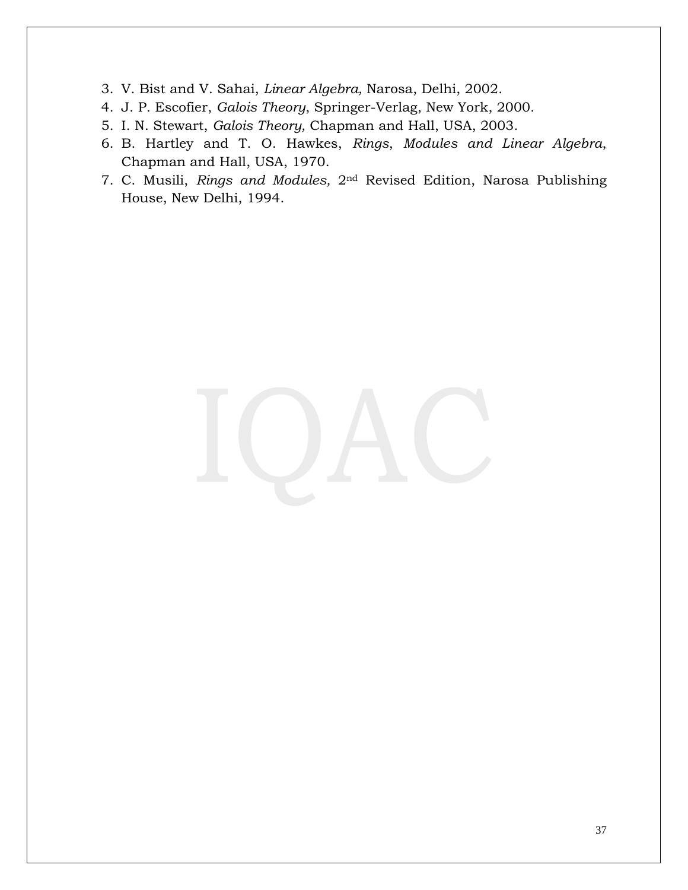3. V. Bist and V. Sahai, *Linear Algebra,* Narosa, Delhi, 2002.
4. J. P. Escofier, *Galois Theory*, Springer-Verlag, New York, 2000.
5. I. N. Stewart, *Galois Theory,* Chapman and Hall, USA, 2003.
6. B. Hartley and T. O. Hawkes, *Rings*, *Modules and Linear Algebra*, Chapman and Hall, USA, 1970.
7. C. Musili, *Rings and Modules,* 2nd Revised Edition, Narosa Publishing House, New Delhi, 1994.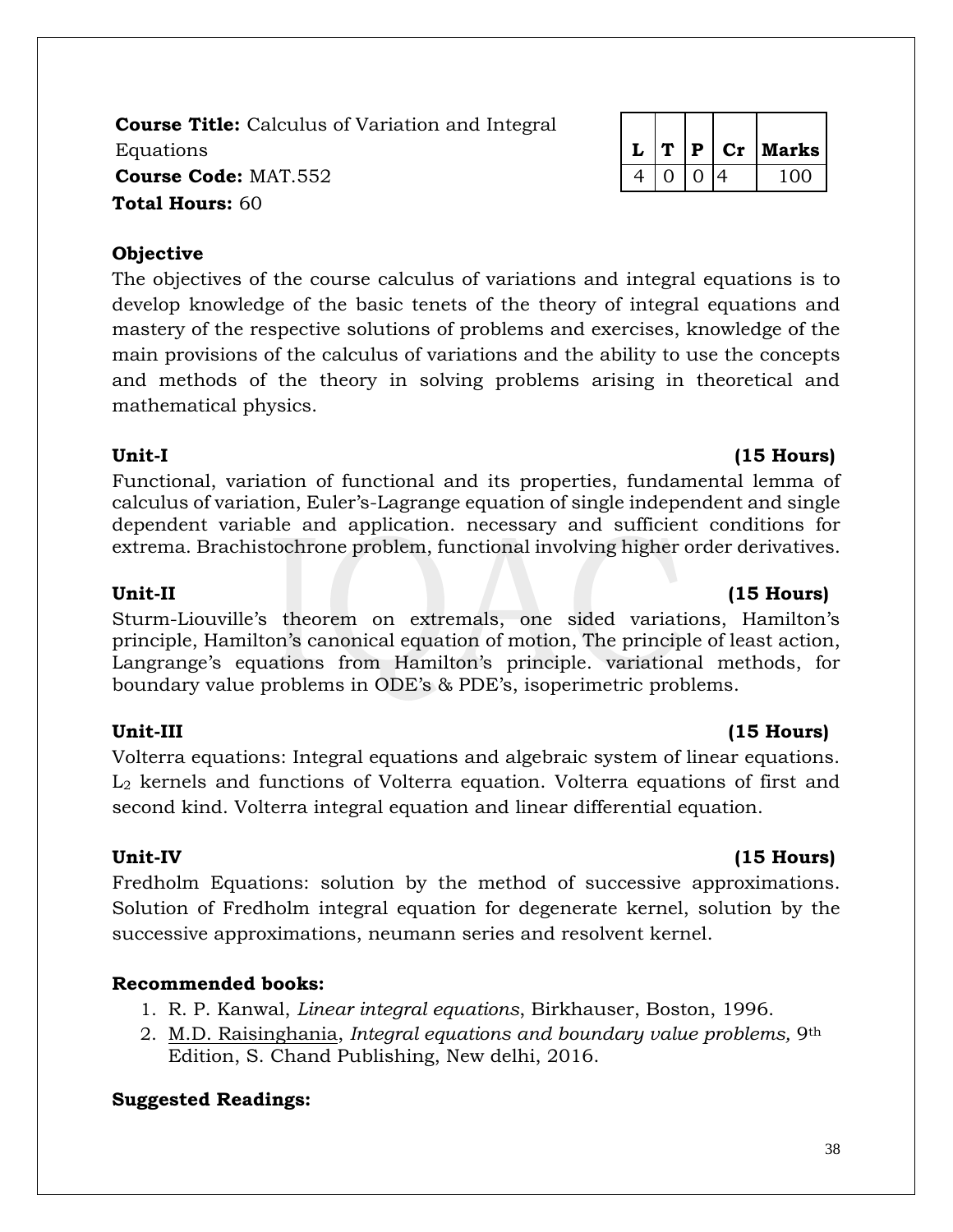**Course Title:** Calculus of Variation and Integral Equations
**Course Code:** MAT.552
**Total Hours:** 60

| L | T | P | Cr | Marks |
|---|---|---|---|---|
| 4 | 0 | 0 | 4 | 100 |

**Objective**

The objectives of the course calculus of variations and integral equations is to develop knowledge of the basic tenets of the theory of integral equations and mastery of the respective solutions of problems and exercises, knowledge of the main provisions of the calculus of variations and the ability to use the concepts and methods of the theory in solving problems arising in theoretical and mathematical physics.

**Unit-I (15 Hours)**

Functional, variation of functional and its properties, fundamental lemma of calculus of variation, Euler's-Lagrange equation of single independent and single dependent variable and application. necessary and sufficient conditions for extrema. Brachistochrone problem, functional involving higher order derivatives.

**Unit-II (15 Hours)**

Sturm-Liouville's theorem on extremals, one sided variations, Hamilton's principle, Hamilton's canonical equation of motion, The principle of least action, Langrange's equations from Hamilton's principle. variational methods, for boundary value problems in ODE's & PDE's, isoperimetric problems.

**Unit-III (15 Hours)**

Volterra equations: Integral equations and algebraic system of linear equations. $L_2$ kernels and functions of Volterra equation. Volterra equations of first and second kind. Volterra integral equation and linear differential equation.

**Unit-IV (15 Hours)**

Fredholm Equations: solution by the method of successive approximations. Solution of Fredholm integral equation for degenerate kernel, solution by the successive approximations, neumann series and resolvent kernel.

**Recommended books:**

1. R. P. Kanwal, *Linear integral equations*, Birkhauser, Boston, 1996.
2. M.D. Raisinghania, *Integral equations and boundary value problems,* 9th Edition, S. Chand Publishing, New delhi, 2016.

**Suggested Readings:**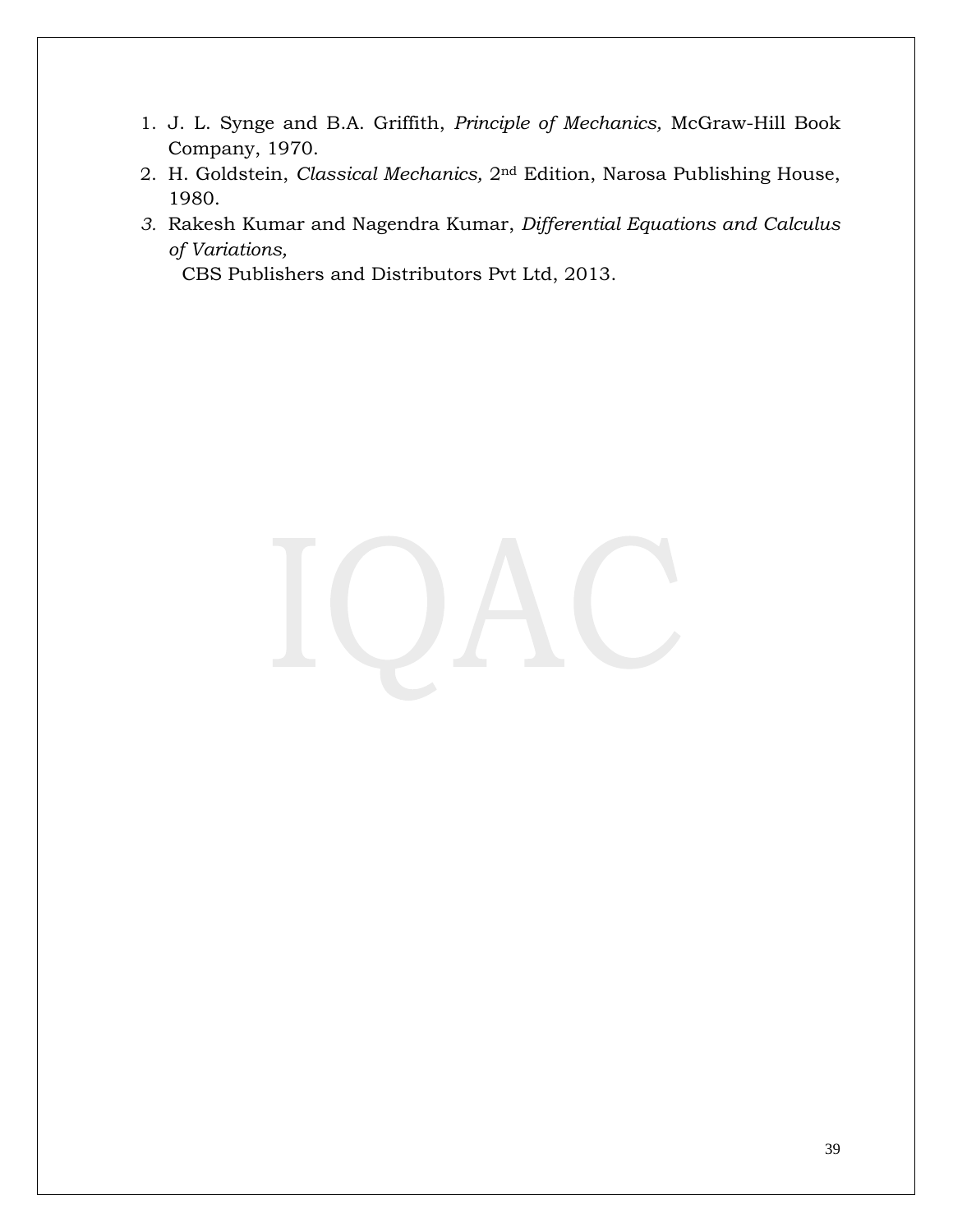1. J. L. Synge and B.A. Griffith, *Principle of Mechanics,* McGraw-Hill Book Company, 1970.
2. H. Goldstein, *Classical Mechanics,* 2nd Edition, Narosa Publishing House, 1980.
3. Rakesh Kumar and Nagendra Kumar, *Differential Equations and Calculus of Variations,* CBS Publishers and Distributors Pvt Ltd, 2013.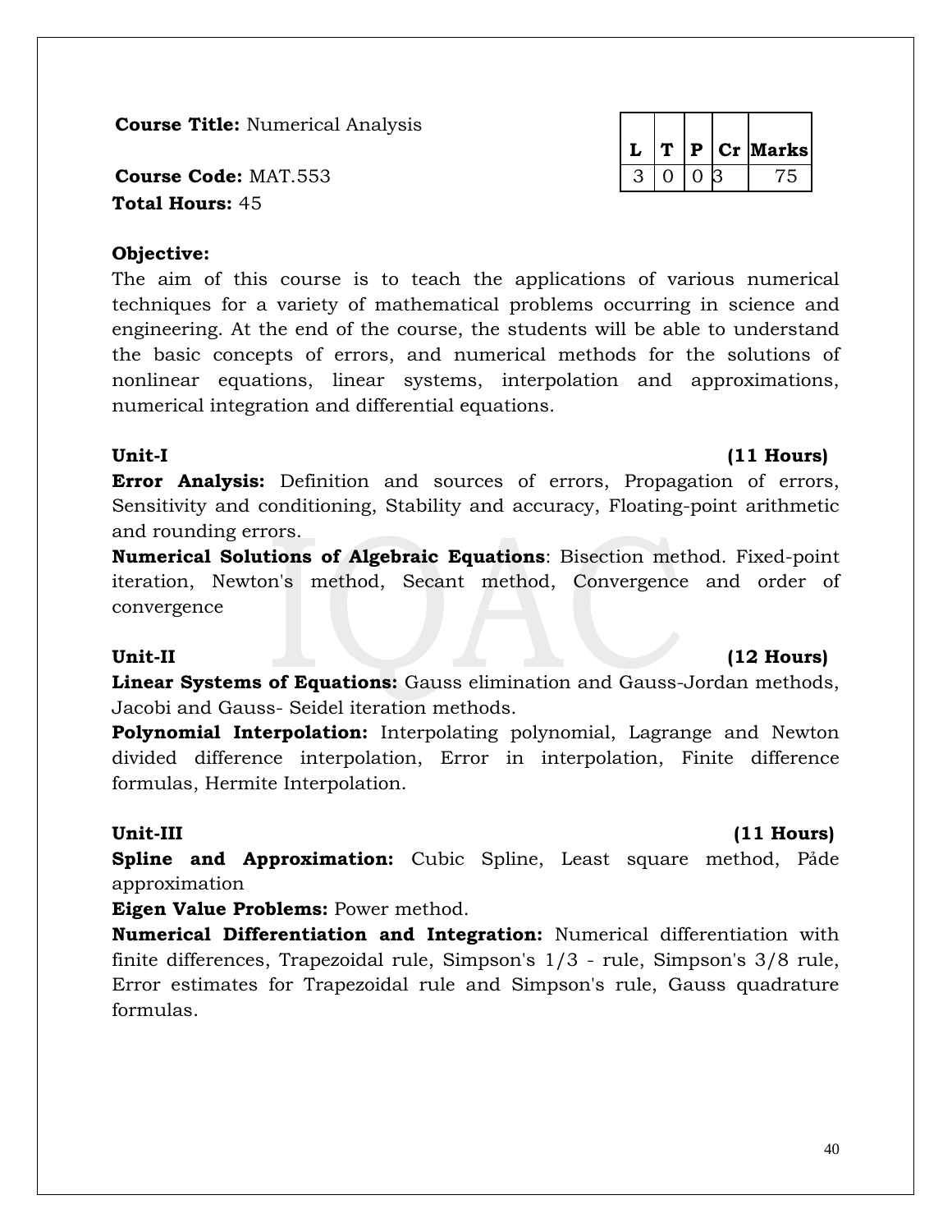**Course Title:** Numerical Analysis

**Course Code:** MAT.553

**Total Hours:** 45

| L | T | P | Cr | Marks |
|---|---|---|---|---|
| 3 | 0 | 0 | 3 | 75 |

**Objective:**

The aim of this course is to teach the applications of various numerical techniques for a variety of mathematical problems occurring in science and engineering. At the end of the course, the students will be able to understand the basic concepts of errors, and numerical methods for the solutions of nonlinear equations, linear systems, interpolation and approximations, numerical integration and differential equations.

**Unit-I** **(11 Hours)**

**Error Analysis:** Definition and sources of errors, Propagation of errors, Sensitivity and conditioning, Stability and accuracy, Floating-point arithmetic and rounding errors.

**Numerical Solutions of Algebraic Equations**: Bisection method. Fixed-point iteration, Newton's method, Secant method, Convergence and order of convergence

**Unit-II** **(12 Hours)**

**Linear Systems of Equations:** Gauss elimination and Gauss-Jordan methods, Jacobi and Gauss- Seidel iteration methods.

**Polynomial Interpolation:** Interpolating polynomial, Lagrange and Newton divided difference interpolation, Error in interpolation, Finite difference formulas, Hermite Interpolation.

**Unit-III** **(11 Hours)**

**Spline and Approximation:** Cubic Spline, Least square method, Påde approximation

**Eigen Value Problems:** Power method.

**Numerical Differentiation and Integration:** Numerical differentiation with finite differences, Trapezoidal rule, Simpson's 1/3 - rule, Simpson's 3/8 rule, Error estimates for Trapezoidal rule and Simpson's rule, Gauss quadrature formulas.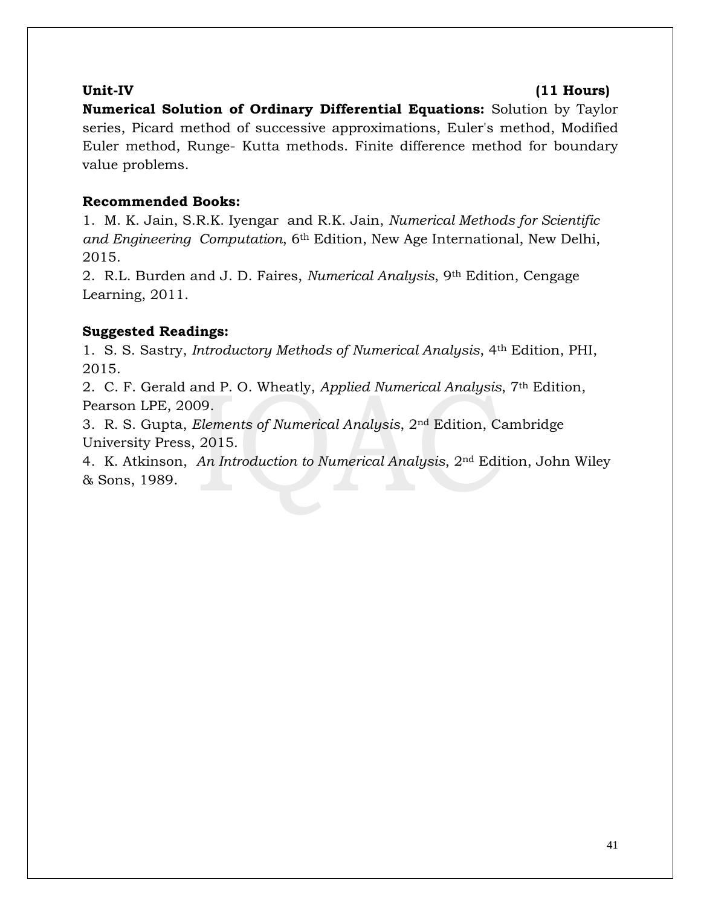**Unit-IV (11 Hours)**

**Numerical Solution of Ordinary Differential Equations:** Solution by Taylor series, Picard method of successive approximations, Euler's method, Modified Euler method, Runge- Kutta methods. Finite difference method for boundary value problems.

**Recommended Books:**

1. M. K. Jain, S.R.K. Iyengar and R.K. Jain, *Numerical Methods for Scientific and Engineering Computation*, 6th Edition, New Age International, New Delhi, 2015.
2. R.L. Burden and J. D. Faires, *Numerical Analysis*, 9th Edition, Cengage Learning, 2011.

**Suggested Readings:**

1. S. S. Sastry, *Introductory Methods of Numerical Analysis*, 4th Edition, PHI, 2015.
2. C. F. Gerald and P. O. Wheatly, *Applied Numerical Analysis*, 7th Edition, Pearson LPE, 2009.
3. R. S. Gupta, *Elements of Numerical Analysis*, 2nd Edition, Cambridge University Press, 2015.
4. K. Atkinson, *An Introduction to Numerical Analysis*, 2nd Edition, John Wiley & Sons, 1989.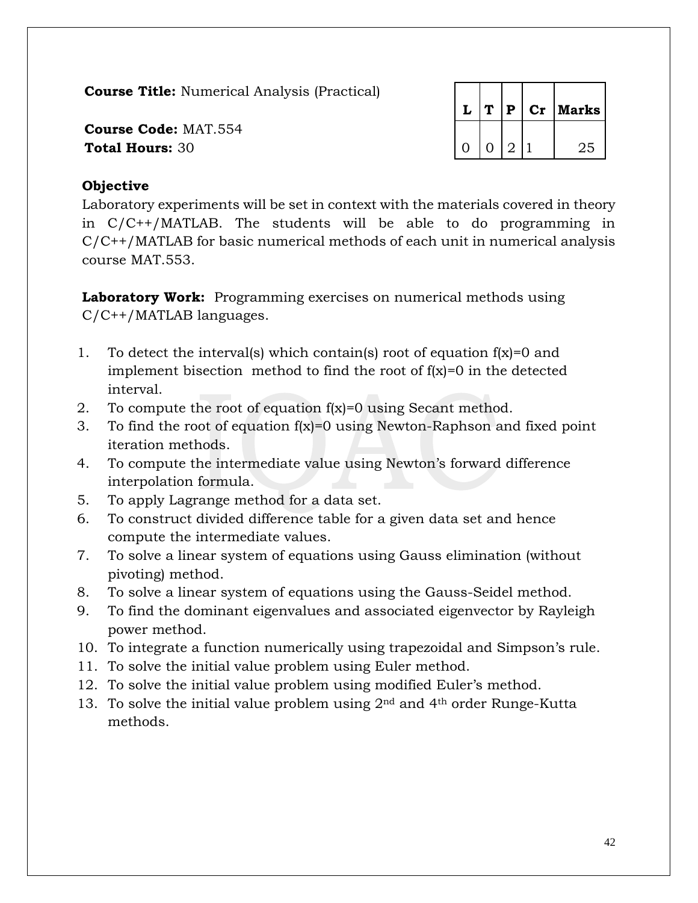**Course Title:** Numerical Analysis (Practical)

**Course Code:** MAT.554
**Total Hours:** 30

| L | T | P | Cr | Marks |
|---|---|---|---|---|
| 0 | 0 | 2 | 1 | 25 |

**Objective**

Laboratory experiments will be set in context with the materials covered in theory in C/C++/MATLAB. The students will be able to do programming in C/C++/MATLAB for basic numerical methods of each unit in numerical analysis course MAT.553.

**Laboratory Work:** Programming exercises on numerical methods using C/C++/MATLAB languages.

1. To detect the interval(s) which contain(s) root of equation f(x)=0 and implement bisection method to find the root of f(x)=0 in the detected interval.
2. To compute the root of equation f(x)=0 using Secant method.
3. To find the root of equation f(x)=0 using Newton-Raphson and fixed point iteration methods.
4. To compute the intermediate value using Newton's forward difference interpolation formula.
5. To apply Lagrange method for a data set.
6. To construct divided difference table for a given data set and hence compute the intermediate values.
7. To solve a linear system of equations using Gauss elimination (without pivoting) method.
8. To solve a linear system of equations using the Gauss-Seidel method.
9. To find the dominant eigenvalues and associated eigenvector by Rayleigh power method.
10. To integrate a function numerically using trapezoidal and Simpson's rule.
11. To solve the initial value problem using Euler method.
12. To solve the initial value problem using modified Euler's method.
13. To solve the initial value problem using $2^{nd}$ and $4^{th}$ order Runge-Kutta methods.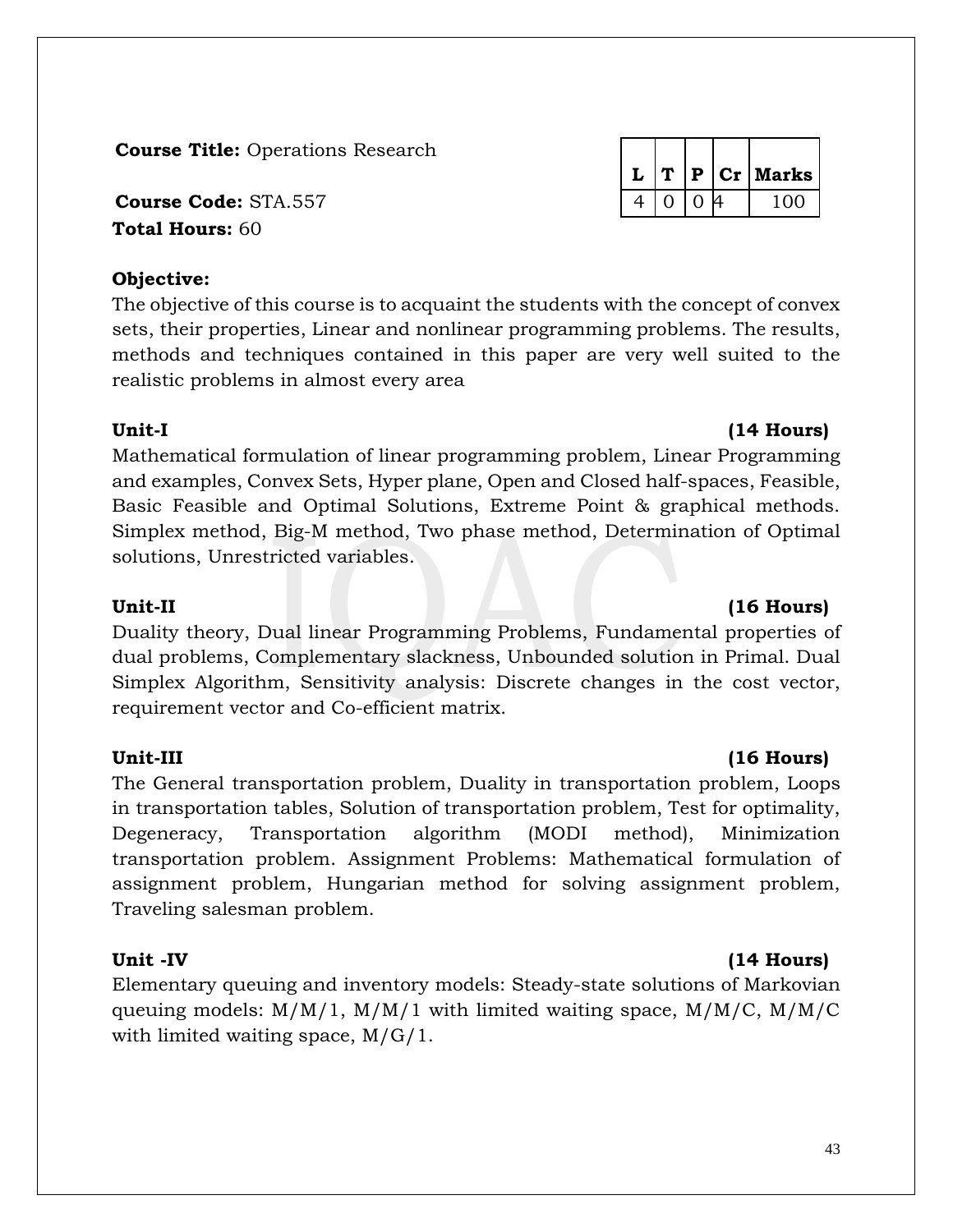**Course Title:** Operations Research

**Course Code:** STA.557

**Total Hours:** 60

| L | T | P | Cr | Marks |
|---|---|---|---|---|
| 4 | 0 | 0 | 4 | 100 |

**Objective:**

The objective of this course is to acquaint the students with the concept of convex sets, their properties, Linear and nonlinear programming problems. The results, methods and techniques contained in this paper are very well suited to the realistic problems in almost every area

**Unit-I (14 Hours)**

Mathematical formulation of linear programming problem, Linear Programming and examples, Convex Sets, Hyper plane, Open and Closed half-spaces, Feasible, Basic Feasible and Optimal Solutions, Extreme Point & graphical methods. Simplex method, Big-M method, Two phase method, Determination of Optimal solutions, Unrestricted variables.

**Unit-II (16 Hours)**

Duality theory, Dual linear Programming Problems, Fundamental properties of dual problems, Complementary slackness, Unbounded solution in Primal. Dual Simplex Algorithm, Sensitivity analysis: Discrete changes in the cost vector, requirement vector and Co-efficient matrix.

**Unit-III (16 Hours)**

The General transportation problem, Duality in transportation problem, Loops in transportation tables, Solution of transportation problem, Test for optimality, Degeneracy, Transportation algorithm (MODI method), Minimization transportation problem. Assignment Problems: Mathematical formulation of assignment problem, Hungarian method for solving assignment problem, Traveling salesman problem.

**Unit -IV (14 Hours)**

Elementary queuing and inventory models: Steady-state solutions of Markovian queuing models: M/M/1, M/M/1 with limited waiting space, M/M/C, M/M/C with limited waiting space, M/G/1.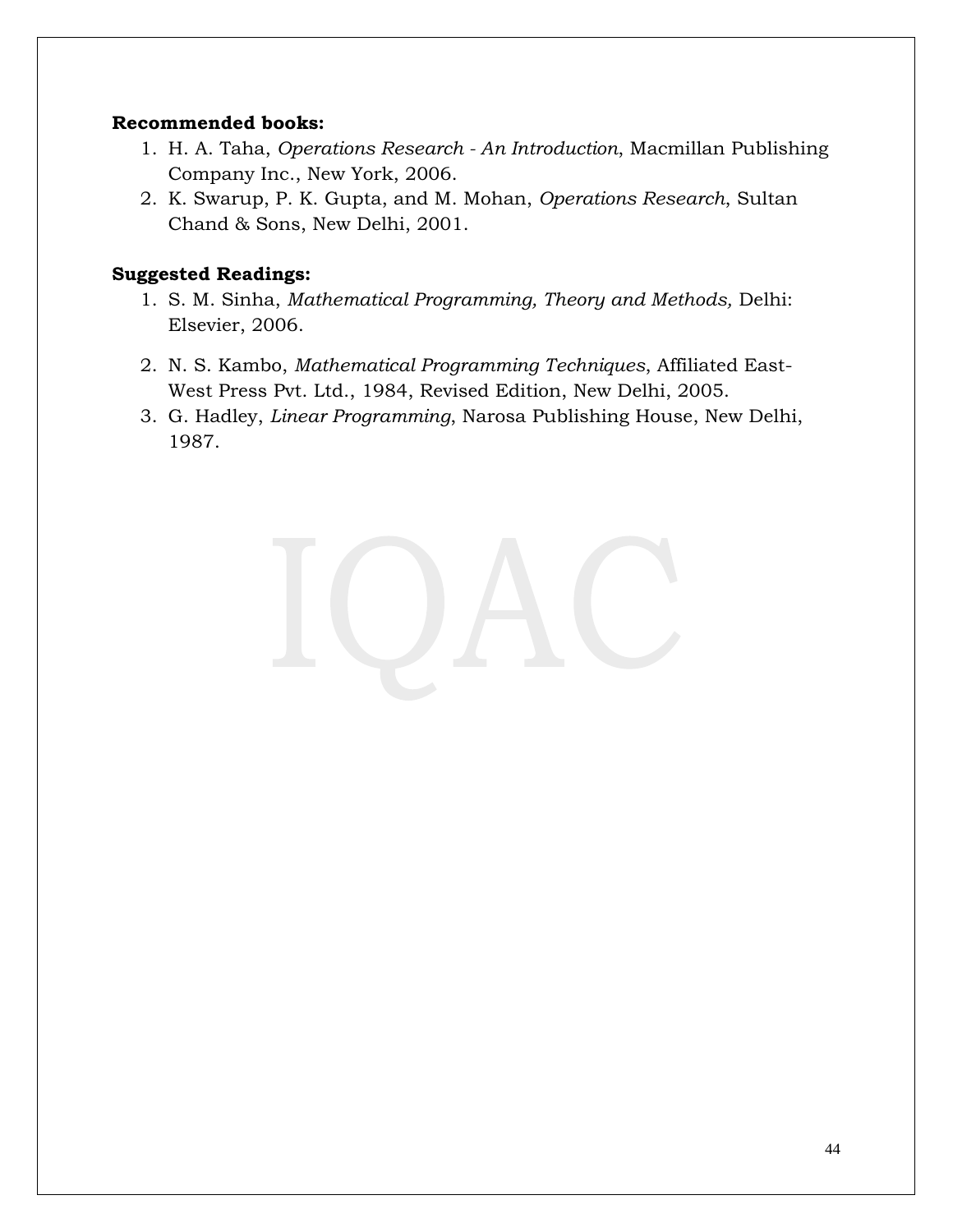**Recommended books:**

1. H. A. Taha, *Operations Research - An Introduction*, Macmillan Publishing Company Inc., New York, 2006.
2. K. Swarup, P. K. Gupta, and M. Mohan, *Operations Research*, Sultan Chand & Sons, New Delhi, 2001.

**Suggested Readings:**

1. S. M. Sinha, *Mathematical Programming, Theory and Methods,* Delhi: Elsevier, 2006.
2. N. S. Kambo, *Mathematical Programming Techniques*, Affiliated East-West Press Pvt. Ltd., 1984, Revised Edition, New Delhi, 2005.
3. G. Hadley, *Linear Programming*, Narosa Publishing House, New Delhi, 1987.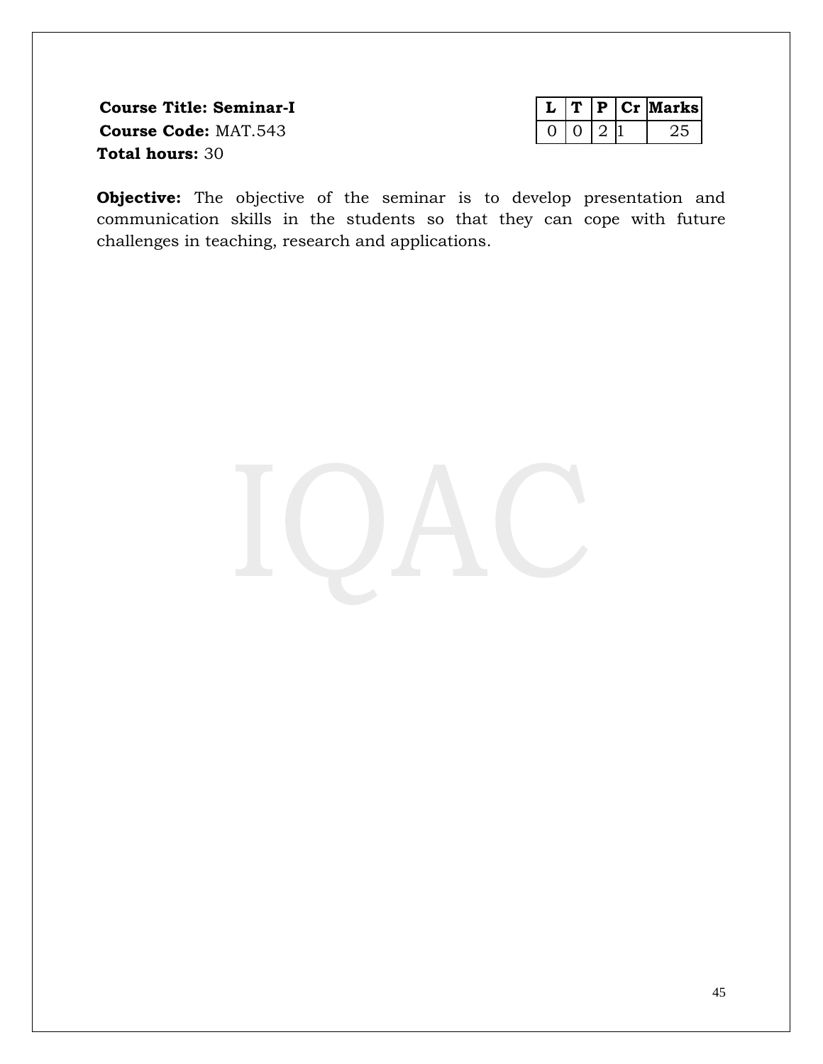**Course Title: Seminar-I**
**Course Code:** MAT.543
**Total hours:** 30

| L | T | P | Cr | Marks |
|---|---|---|---|---|
| 0 | 0 | 2 | 1 | 25 |

**Objective:** The objective of the seminar is to develop presentation and communication skills in the students so that they can cope with future challenges in teaching, research and applications.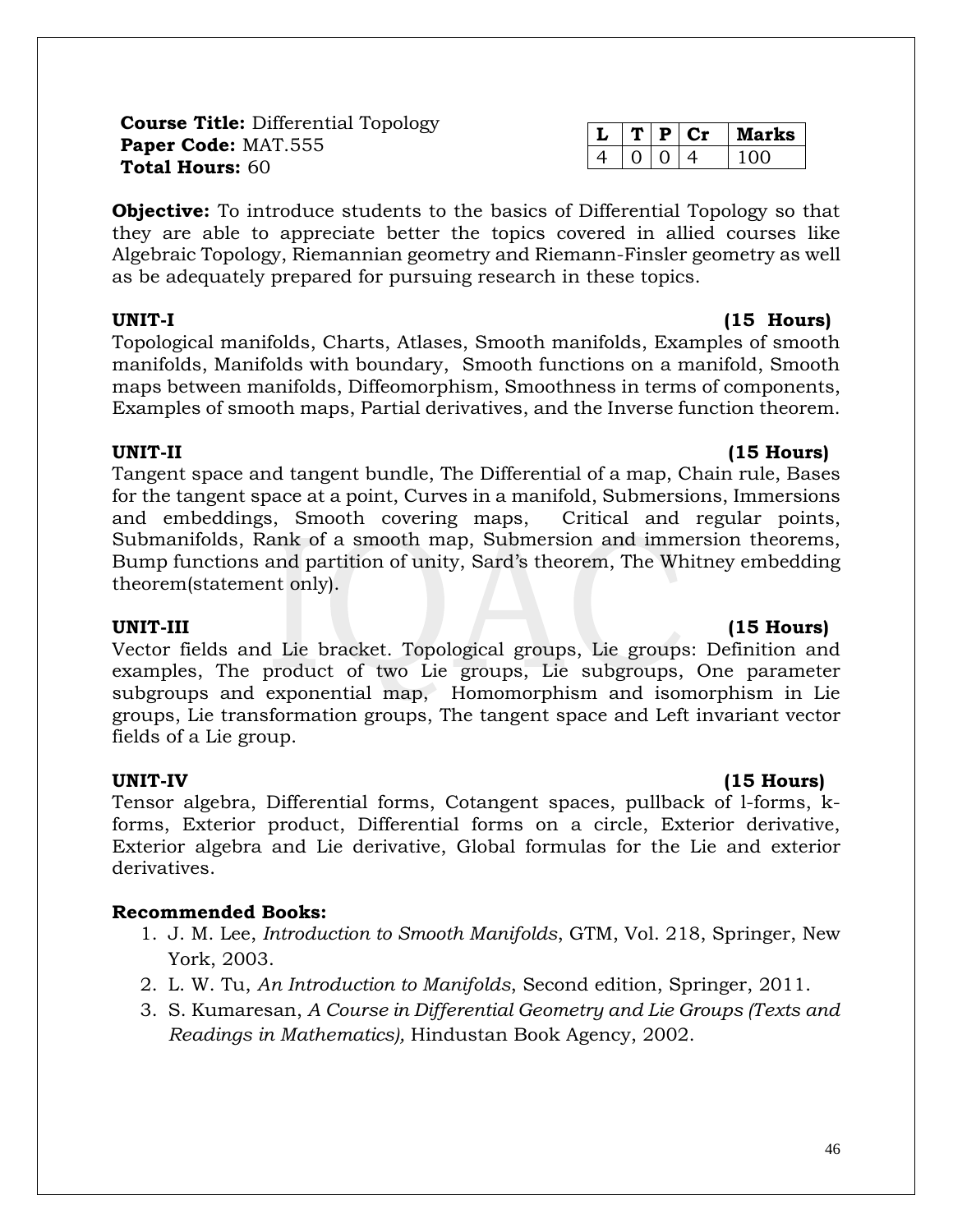**Course Title:** Differential Topology
**Paper Code:** MAT.555
**Total Hours:** 60

| L | T | P | Cr | Marks |
|---|---|---|---|---|
| 4 | 0 | 0 | 4 | 100 |

**Objective:** To introduce students to the basics of Differential Topology so that they are able to appreciate better the topics covered in allied courses like Algebraic Topology, Riemannian geometry and Riemann-Finsler geometry as well as be adequately prepared for pursuing research in these topics.

**UNIT-I (15 Hours)**

Topological manifolds, Charts, Atlases, Smooth manifolds, Examples of smooth manifolds, Manifolds with boundary, Smooth functions on a manifold, Smooth maps between manifolds, Diffeomorphism, Smoothness in terms of components, Examples of smooth maps, Partial derivatives, and the Inverse function theorem.

**UNIT-II (15 Hours)**

Tangent space and tangent bundle, The Differential of a map, Chain rule, Bases for the tangent space at a point, Curves in a manifold, Submersions, Immersions and embeddings, Smooth covering maps, Critical and regular points, Submanifolds, Rank of a smooth map, Submersion and immersion theorems, Bump functions and partition of unity, Sard's theorem, The Whitney embedding theorem(statement only).

**UNIT-III (15 Hours)**

Vector fields and Lie bracket. Topological groups, Lie groups: Definition and examples, The product of two Lie groups, Lie subgroups, One parameter subgroups and exponential map, Homomorphism and isomorphism in Lie groups, Lie transformation groups, The tangent space and Left invariant vector fields of a Lie group.

**UNIT-IV (15 Hours)**

Tensor algebra, Differential forms, Cotangent spaces, pullback of l-forms, k-forms, Exterior product, Differential forms on a circle, Exterior derivative, Exterior algebra and Lie derivative, Global formulas for the Lie and exterior derivatives.

**Recommended Books:**

1. J. M. Lee, *Introduction to Smooth Manifolds*, GTM, Vol. 218, Springer, New York, 2003.
2. L. W. Tu, *An Introduction to Manifolds*, Second edition, Springer, 2011.
3. S. Kumaresan, *A Course in Differential Geometry and Lie Groups (Texts and Readings in Mathematics),* Hindustan Book Agency, 2002.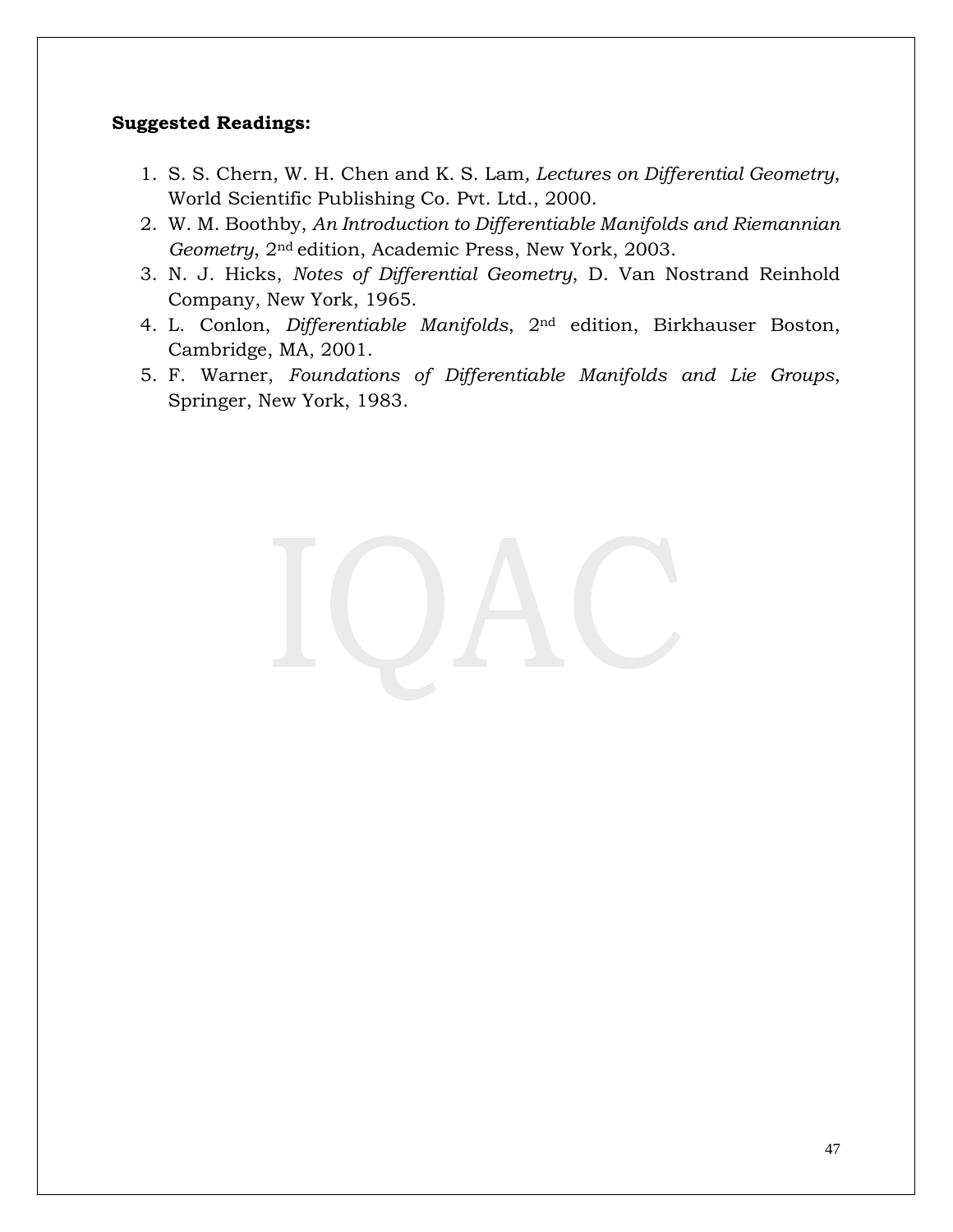**Suggested Readings:**

1. S. S. Chern, W. H. Chen and K. S. Lam, *Lectures on Differential Geometry*, World Scientific Publishing Co. Pvt. Ltd., 2000.
2. W. M. Boothby, *An Introduction to Differentiable Manifolds and Riemannian Geometry*, 2nd edition, Academic Press, New York, 2003.
3. N. J. Hicks, *Notes of Differential Geometry*, D. Van Nostrand Reinhold Company, New York, 1965.
4. L. Conlon, *Differentiable Manifolds*, 2nd edition, Birkhauser Boston, Cambridge, MA, 2001.
5. F. Warner, *Foundations of Differentiable Manifolds and Lie Groups*, Springer, New York, 1983.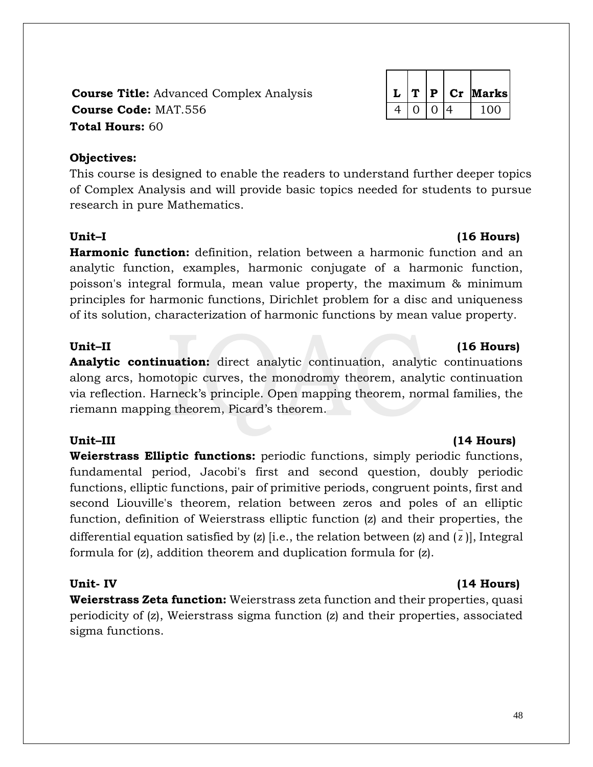**Course Title:** Advanced Complex Analysis

**Course Code:** MAT.556

**Total Hours:** 60

| L | T | P | Cr | Marks |
|---|---|---|---|---|
| 4 | 0 | 0 | 4 | 100 |

**Objectives:**

This course is designed to enable the readers to understand further deeper topics of Complex Analysis and will provide basic topics needed for students to pursue research in pure Mathematics.

**Unit–I (16 Hours)**

**Harmonic function:** definition, relation between a harmonic function and an analytic function, examples, harmonic conjugate of a harmonic function, poisson's integral formula, mean value property, the maximum & minimum principles for harmonic functions, Dirichlet problem for a disc and uniqueness of its solution, characterization of harmonic functions by mean value property.

**Unit–II (16 Hours)**

**Analytic continuation:** direct analytic continuation, analytic continuations along arcs, homotopic curves, the monodromy theorem, analytic continuation via reflection. Harneck's principle. Open mapping theorem, normal families, the riemann mapping theorem, Picard's theorem.

**Unit–III (14 Hours)**

**Weierstrass Elliptic functions:** periodic functions, simply periodic functions, fundamental period, Jacobi's first and second question, doubly periodic functions, elliptic functions, pair of primitive periods, congruent points, first and second Liouville's theorem, relation between zeros and poles of an elliptic function, definition of Weierstrass elliptic function (z) and their properties, the differential equation satisfied by (z) [i.e., the relation between (z) and ($\bar{z}$)], Integral formula for (z), addition theorem and duplication formula for (z).

**Unit- IV (14 Hours)**

**Weierstrass Zeta function:** Weierstrass zeta function and their properties, quasi periodicity of (z), Weierstrass sigma function (z) and their properties, associated sigma functions.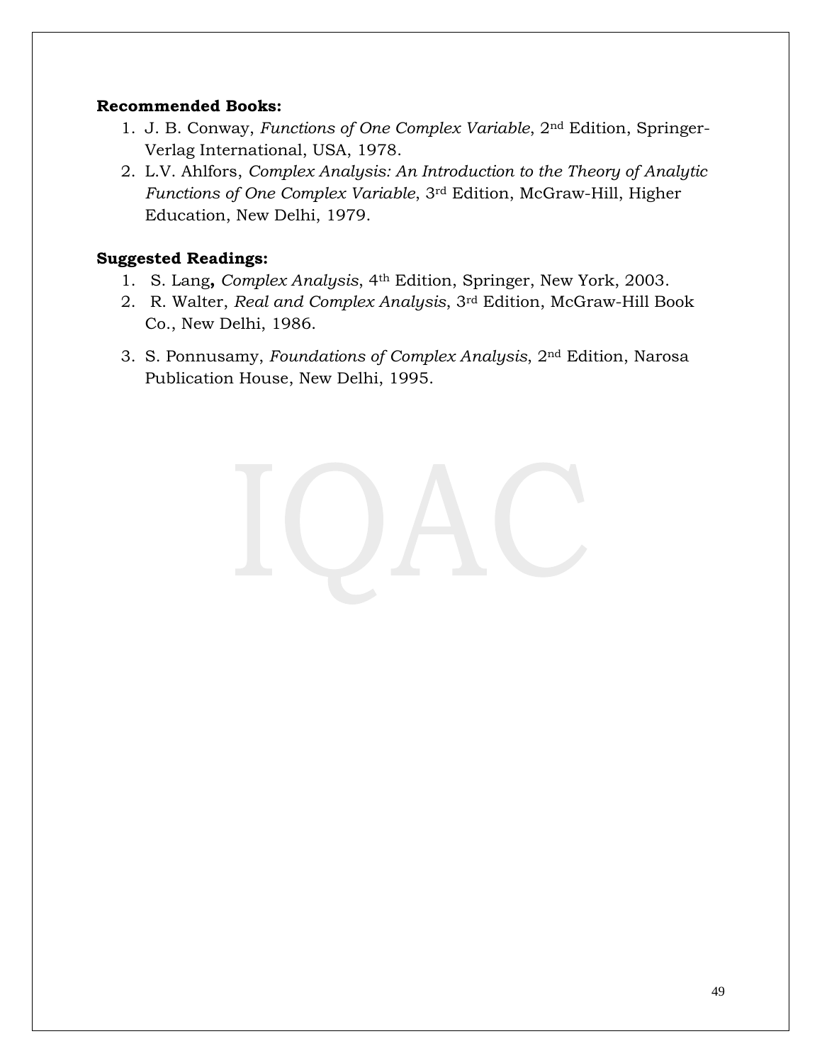**Recommended Books:**

1. J. B. Conway, *Functions of One Complex Variable*, 2nd Edition, Springer-Verlag International, USA, 1978.
2. L.V. Ahlfors, *Complex Analysis: An Introduction to the Theory of Analytic Functions of One Complex Variable*, 3rd Edition, McGraw-Hill, Higher Education, New Delhi, 1979.

**Suggested Readings:**

1. S. Lang**,** *Complex Analysis*, 4th Edition, Springer, New York, 2003.
2. R. Walter, *Real and Complex Analysis*, 3rd Edition, McGraw-Hill Book Co., New Delhi, 1986.
3. S. Ponnusamy, *Foundations of Complex Analysis*, 2nd Edition, Narosa Publication House, New Delhi, 1995.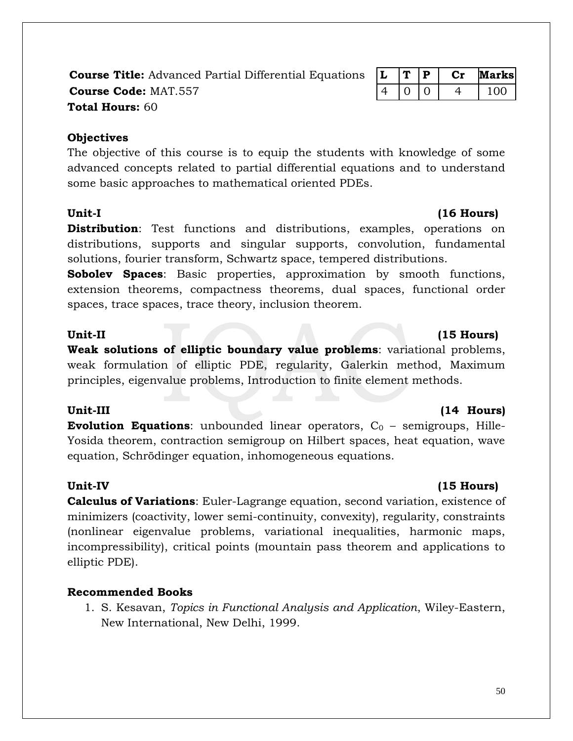**Course Title:** Advanced Partial Differential Equations
**Course Code:** MAT.557
**Total Hours:** 60

| L | T | P | Cr | Marks |
|---|---|---|---|---|
| 4 | 0 | 0 | 4 | 100 |

**Objectives**

The objective of this course is to equip the students with knowledge of some advanced concepts related to partial differential equations and to understand some basic approaches to mathematical oriented PDEs.

**Unit-I (16 Hours)**

**Distribution**: Test functions and distributions, examples, operations on distributions, supports and singular supports, convolution, fundamental solutions, fourier transform, Schwartz space, tempered distributions.

**Sobolev Spaces**: Basic properties, approximation by smooth functions, extension theorems, compactness theorems, dual spaces, functional order spaces, trace spaces, trace theory, inclusion theorem.

**Unit-II (15 Hours)**

**Weak solutions of elliptic boundary value problems**: variational problems, weak formulation of elliptic PDE, regularity, Galerkin method, Maximum principles, eigenvalue problems, Introduction to finite element methods.

**Unit-III (14 Hours)**

**Evolution Equations**: unbounded linear operators, $C_0$ – semigroups, Hille-Yosida theorem, contraction semigroup on Hilbert spaces, heat equation, wave equation, Schrödinger equation, inhomogeneous equations.

**Unit-IV (15 Hours)**

**Calculus of Variations**: Euler-Lagrange equation, second variation, existence of minimizers (coactivity, lower semi-continuity, convexity), regularity, constraints (nonlinear eigenvalue problems, variational inequalities, harmonic maps, incompressibility), critical points (mountain pass theorem and applications to elliptic PDE).

**Recommended Books**

1. S. Kesavan, *Topics in Functional Analysis and Application*, Wiley-Eastern, New International, New Delhi, 1999.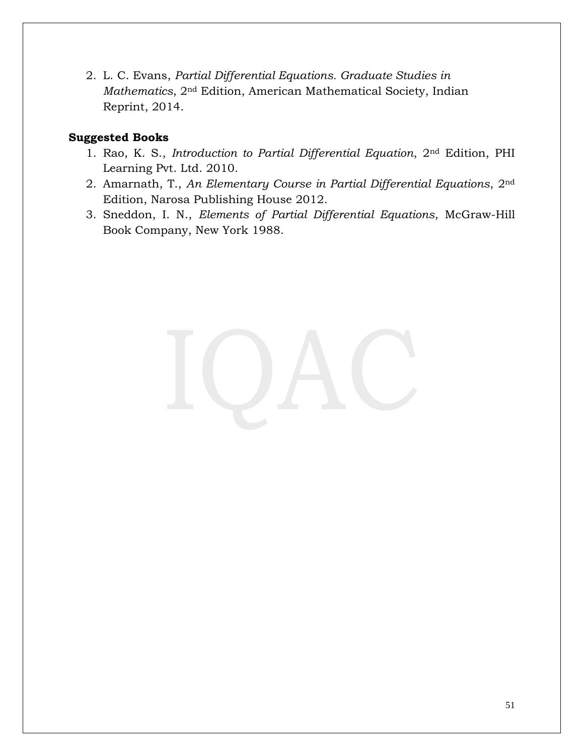2. L. C. Evans, *Partial Differential Equations. Graduate Studies in Mathematics*, 2nd Edition, American Mathematical Society, Indian Reprint, 2014.

**Suggested Books**

1. Rao, K. S., *Introduction to Partial Differential Equation*, 2nd Edition, PHI Learning Pvt. Ltd. 2010.
2. Amarnath, T., *An Elementary Course in Partial Differential Equations*, 2nd Edition, Narosa Publishing House 2012.
3. Sneddon, I. N., *Elements of Partial Differential Equations*, McGraw-Hill Book Company, New York 1988.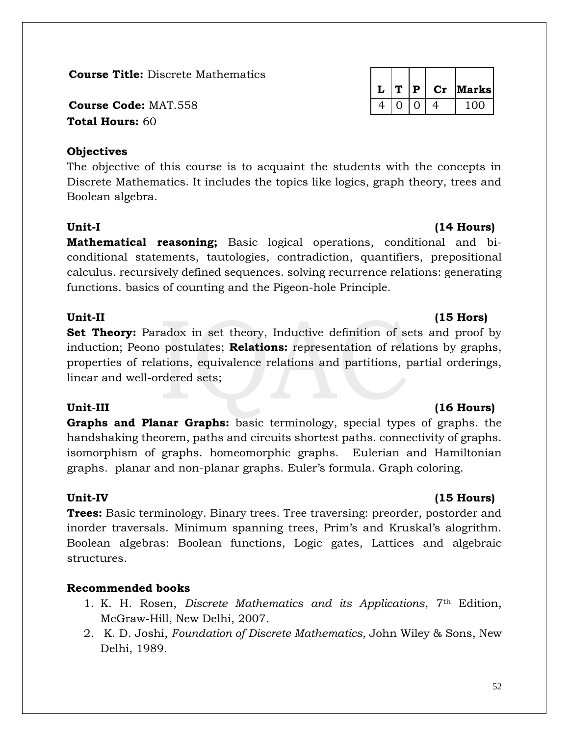**Course Title:** Discrete Mathematics

**Course Code:** MAT.558

**Total Hours:** 60

| L | T | P | Cr | Marks |
|---|---|---|---|---|
| 4 | 0 | 0 | 4 | 100 |

**Objectives**

The objective of this course is to acquaint the students with the concepts in Discrete Mathematics. It includes the topics like logics, graph theory, trees and Boolean algebra.

**Unit-I (14 Hours)**

**Mathematical reasoning;** Basic logical operations, conditional and bi-conditional statements, tautologies, contradiction, quantifiers, prepositional calculus. recursively defined sequences. solving recurrence relations: generating functions. basics of counting and the Pigeon-hole Principle.

**Unit-II (15 Hors)**

**Set Theory:** Paradox in set theory, Inductive definition of sets and proof by induction; Peono postulates; **Relations:** representation of relations by graphs, properties of relations, equivalence relations and partitions, partial orderings, linear and well-ordered sets;

**Unit-III (16 Hours)**

**Graphs and Planar Graphs:** basic terminology, special types of graphs. the handshaking theorem, paths and circuits shortest paths. connectivity of graphs. isomorphism of graphs. homeomorphic graphs. Eulerian and Hamiltonian graphs. planar and non-planar graphs. Euler's formula. Graph coloring.

**Unit-IV (15 Hours)**

**Trees:** Basic terminology. Binary trees. Tree traversing: preorder, postorder and inorder traversals. Minimum spanning trees, Prim's and Kruskal's alogrithm. Boolean aIgebras: Boolean functions, Logic gates, Lattices and algebraic structures.

**Recommended books**

1. K. H. Rosen, *Discrete Mathematics and its Applications*, 7th Edition, McGraw-Hill, New Delhi, 2007.
2. K. D. Joshi, *Foundation of Discrete Mathematics,* John Wiley & Sons, New Delhi, 1989.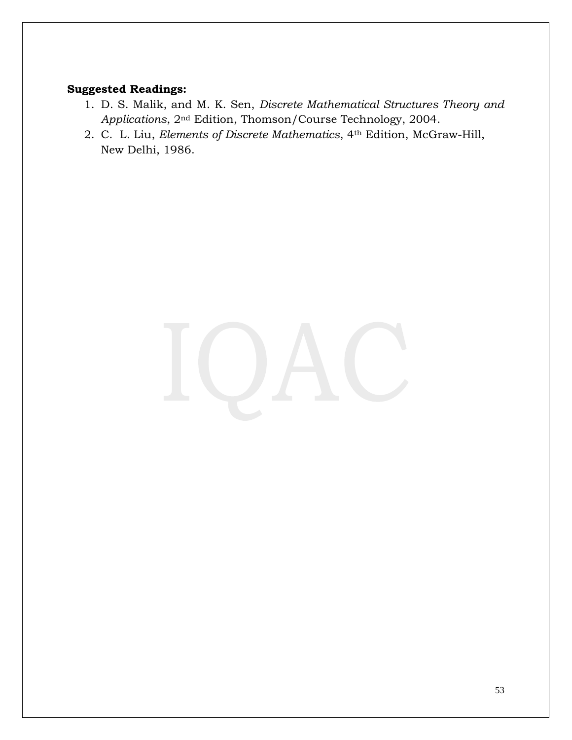**Suggested Readings:**

1. D. S. Malik, and M. K. Sen, *Discrete Mathematical Structures Theory and Applications*, 2nd Edition, Thomson/Course Technology, 2004.
2. C. L. Liu, *Elements of Discrete Mathematics*, 4th Edition, McGraw-Hill, New Delhi, 1986.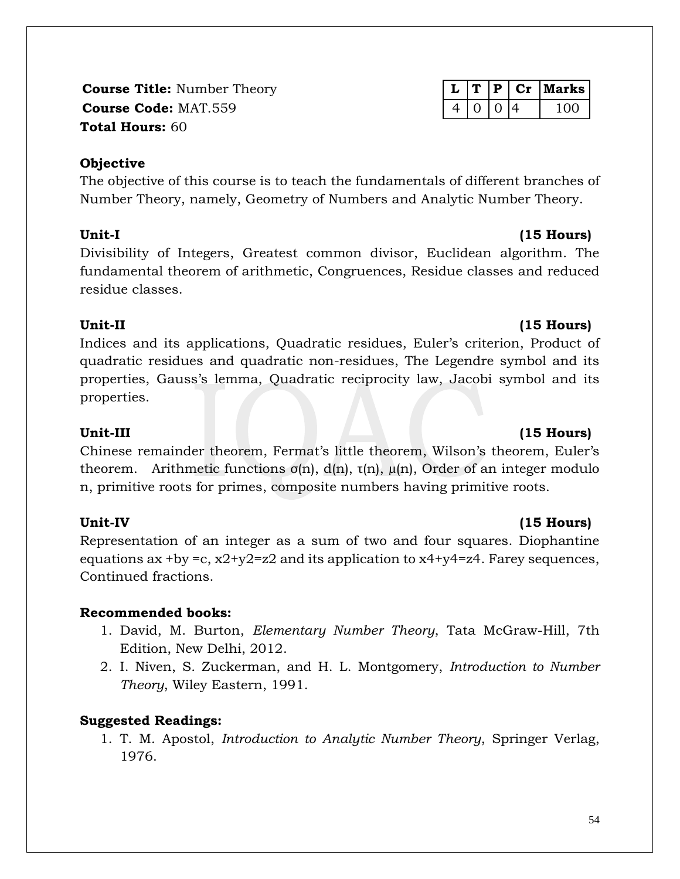**Course Title:** Number Theory
**Course Code:** MAT.559
**Total Hours:** 60

| L | T | P | Cr | Marks |
|---|---|---|---|---|
| 4 | 0 | 0 | 4 | 100 |

**Objective**

The objective of this course is to teach the fundamentals of different branches of Number Theory, namely, Geometry of Numbers and Analytic Number Theory.

**Unit-I (15 Hours)**

Divisibility of Integers, Greatest common divisor, Euclidean algorithm. The fundamental theorem of arithmetic, Congruences, Residue classes and reduced residue classes.

**Unit-II (15 Hours)**

Indices and its applications, Quadratic residues, Euler's criterion, Product of quadratic residues and quadratic non-residues, The Legendre symbol and its properties, Gauss's lemma, Quadratic reciprocity law, Jacobi symbol and its properties.

**Unit-III (15 Hours)**

Chinese remainder theorem, Fermat's little theorem, Wilson's theorem, Euler's theorem. Arithmetic functions $\sigma(n)$, $d(n)$, $\tau(n)$, $\mu(n)$, Order of an integer modulo n, primitive roots for primes, composite numbers having primitive roots.

**Unit-IV (15 Hours)**

Representation of an integer as a sum of two and four squares. Diophantine equations $ax + by = c$, $x^2+y^2=z^2$ and its application to $x^4+y^4=z^4$. Farey sequences, Continued fractions.

**Recommended books:**

1. David, M. Burton, *Elementary Number Theory*, Tata McGraw-Hill, 7th Edition, New Delhi, 2012.
2. I. Niven, S. Zuckerman, and H. L. Montgomery, *Introduction to Number Theory*, Wiley Eastern, 1991.

**Suggested Readings:**

1. T. M. Apostol, *Introduction to Analytic Number Theory*, Springer Verlag, 1976.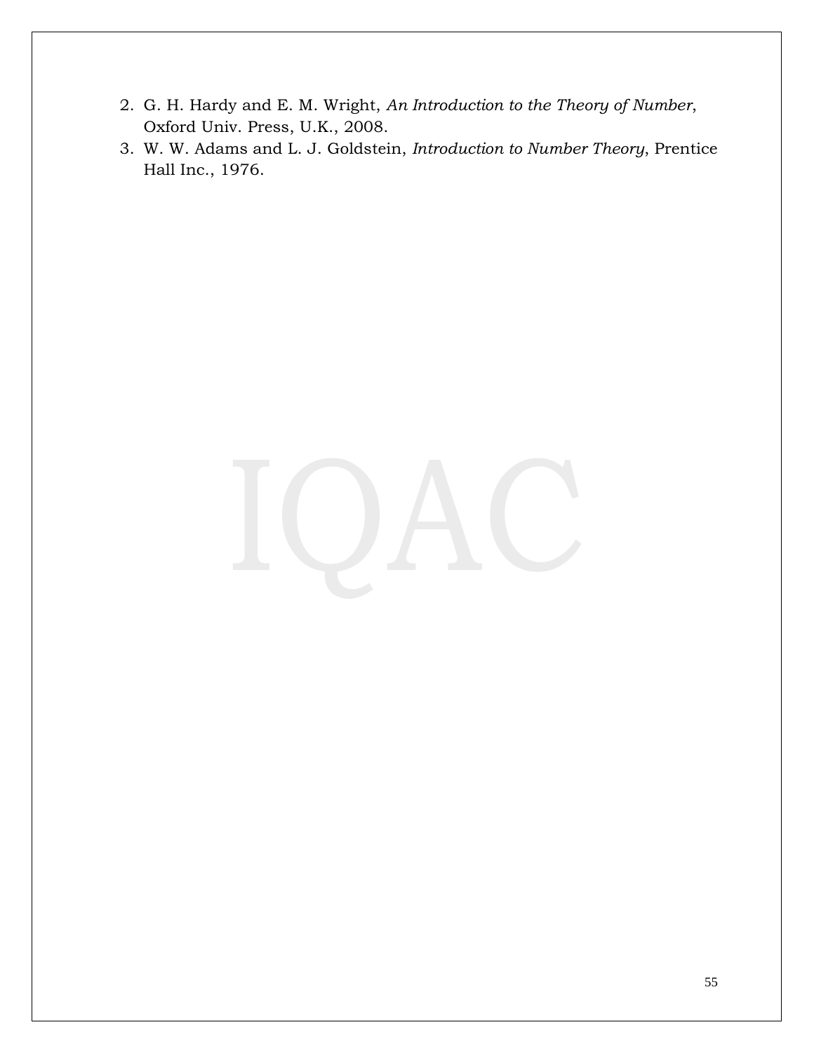2. G. H. Hardy and E. M. Wright, *An Introduction to the Theory of Number*, Oxford Univ. Press, U.K., 2008.
3. W. W. Adams and L. J. Goldstein, *Introduction to Number Theory*, Prentice Hall Inc., 1976.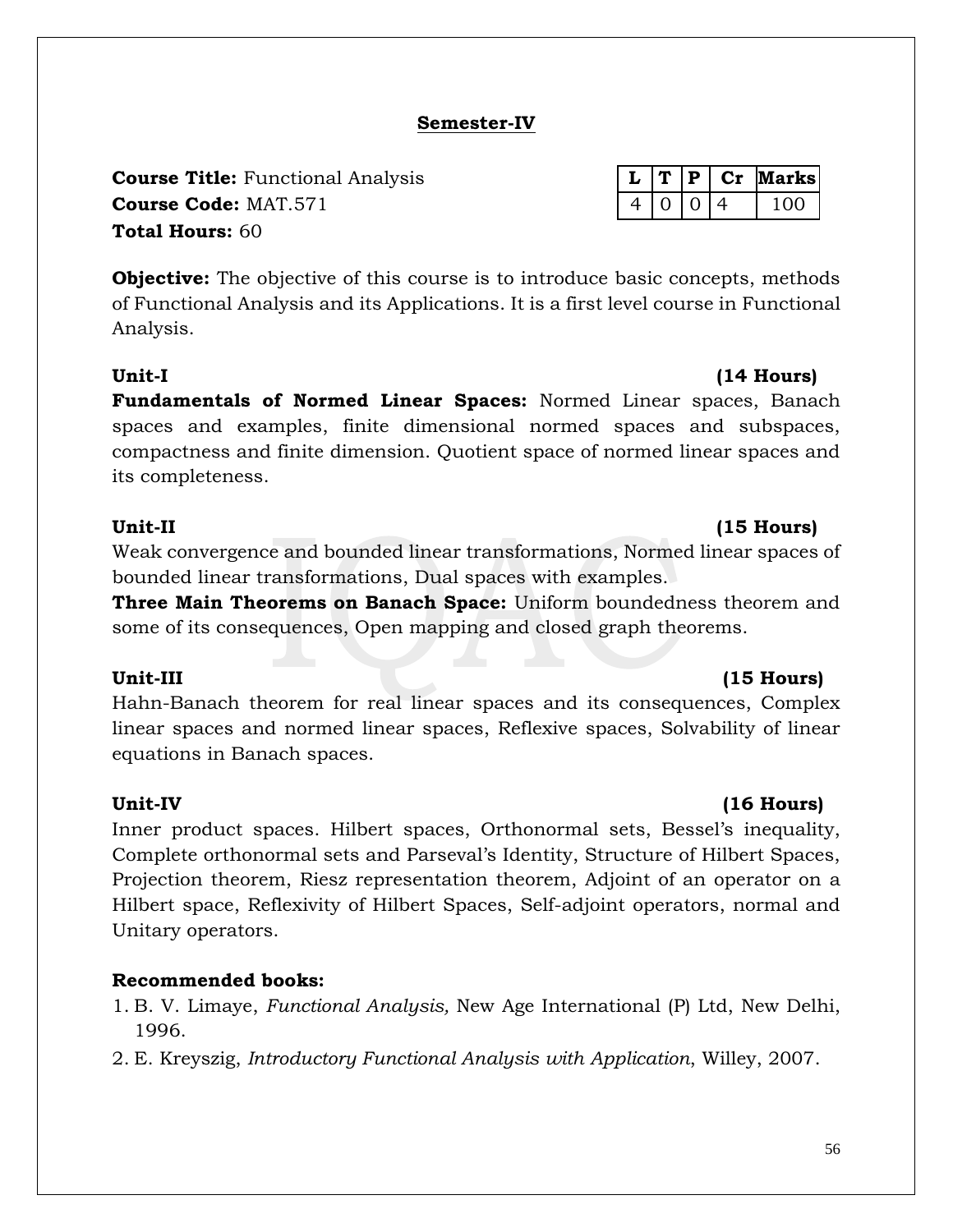## Semester-IV

**Course Title:** Functional Analysis
**Course Code:** MAT.571
**Total Hours:** 60

| L | T | P | Cr | Marks |
|---|---|---|---|---|
| 4 | 0 | 0 | 4 | 100 |

**Objective:** The objective of this course is to introduce basic concepts, methods of Functional Analysis and its Applications. It is a first level course in Functional Analysis.

**Unit-I** **(14 Hours)**

**Fundamentals of Normed Linear Spaces:** Normed Linear spaces, Banach spaces and examples, finite dimensional normed spaces and subspaces, compactness and finite dimension. Quotient space of normed linear spaces and its completeness.

**Unit-II** **(15 Hours)**

Weak convergence and bounded linear transformations, Normed linear spaces of bounded linear transformations, Dual spaces with examples.

**Three Main Theorems on Banach Space:** Uniform boundedness theorem and some of its consequences, Open mapping and closed graph theorems.

**Unit-III** **(15 Hours)**

Hahn-Banach theorem for real linear spaces and its consequences, Complex linear spaces and normed linear spaces, Reflexive spaces, Solvability of linear equations in Banach spaces.

**Unit-IV** **(16 Hours)**

Inner product spaces. Hilbert spaces, Orthonormal sets, Bessel's inequality, Complete orthonormal sets and Parseval's Identity, Structure of Hilbert Spaces, Projection theorem, Riesz representation theorem, Adjoint of an operator on a Hilbert space, Reflexivity of Hilbert Spaces, Self-adjoint operators, normal and Unitary operators.

**Recommended books:**

1. B. V. Limaye, *Functional Analysis,* New Age International (P) Ltd, New Delhi, 1996.
2. E. Kreyszig, *Introductory Functional Analysis with Application*, Willey, 2007.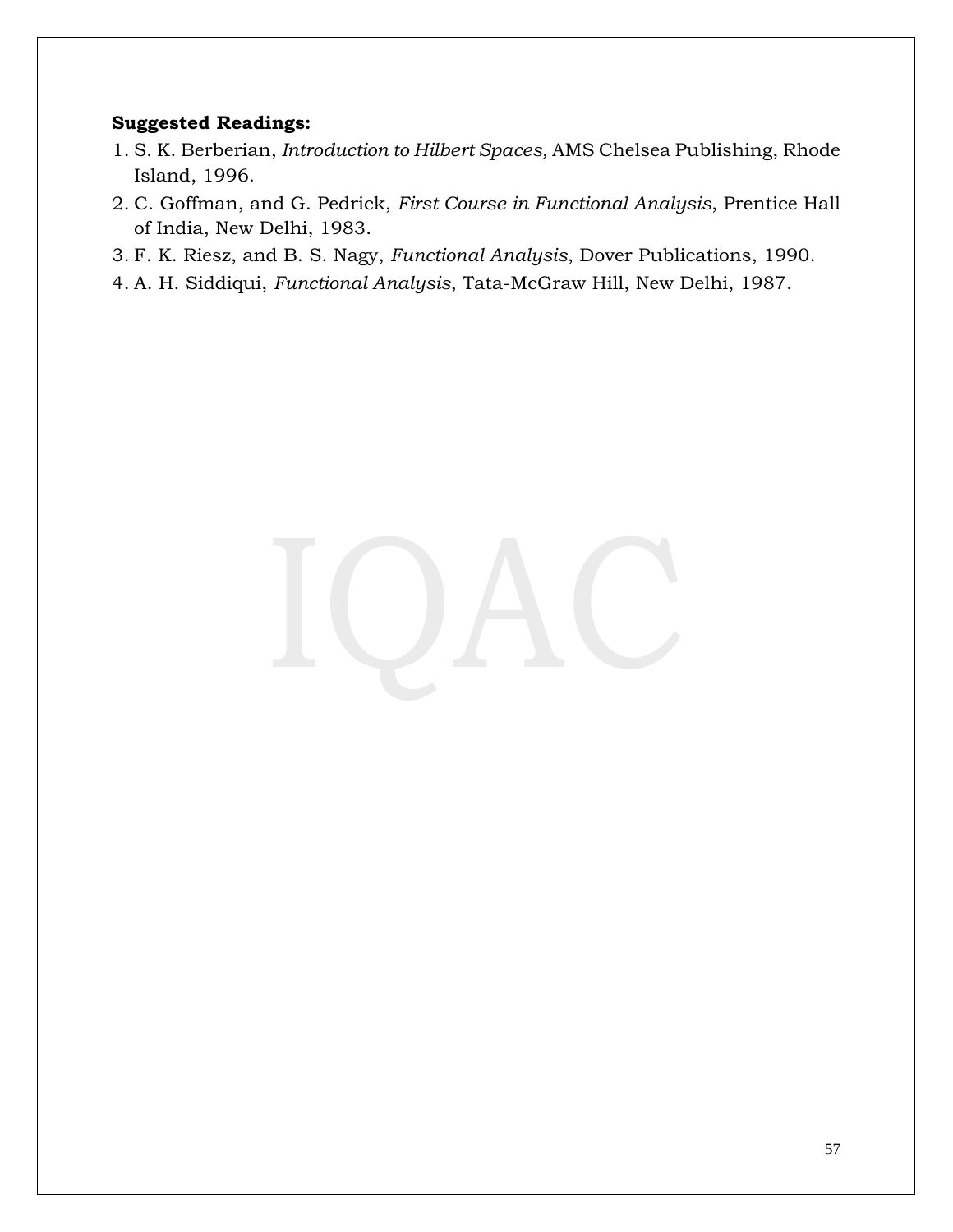**Suggested Readings:**

1. S. K. Berberian, *Introduction to Hilbert Spaces,* AMS Chelsea Publishing, Rhode Island, 1996.
2. C. Goffman, and G. Pedrick, *First Course in Functional Analysis*, Prentice Hall of India, New Delhi, 1983.
3. F. K. Riesz, and B. S. Nagy, *Functional Analysis*, Dover Publications, 1990.
4. A. H. Siddiqui, *Functional Analysis*, Tata-McGraw Hill, New Delhi, 1987.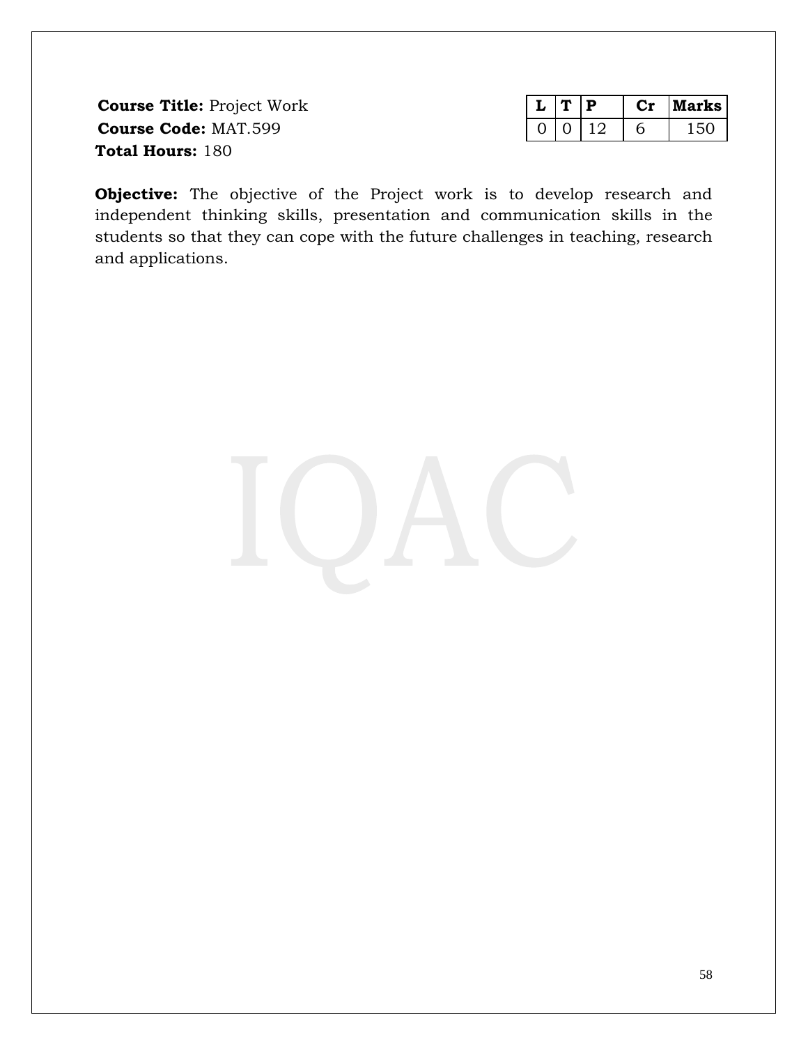**Course Title:** Project Work

**Course Code:** MAT.599

**Total Hours:** 180

| L | T | P | Cr | Marks |
|---|---|---|---|---|
| 0 | 0 | 12 | 6 | 150 |

**Objective:** The objective of the Project work is to develop research and independent thinking skills, presentation and communication skills in the students so that they can cope with the future challenges in teaching, research and applications.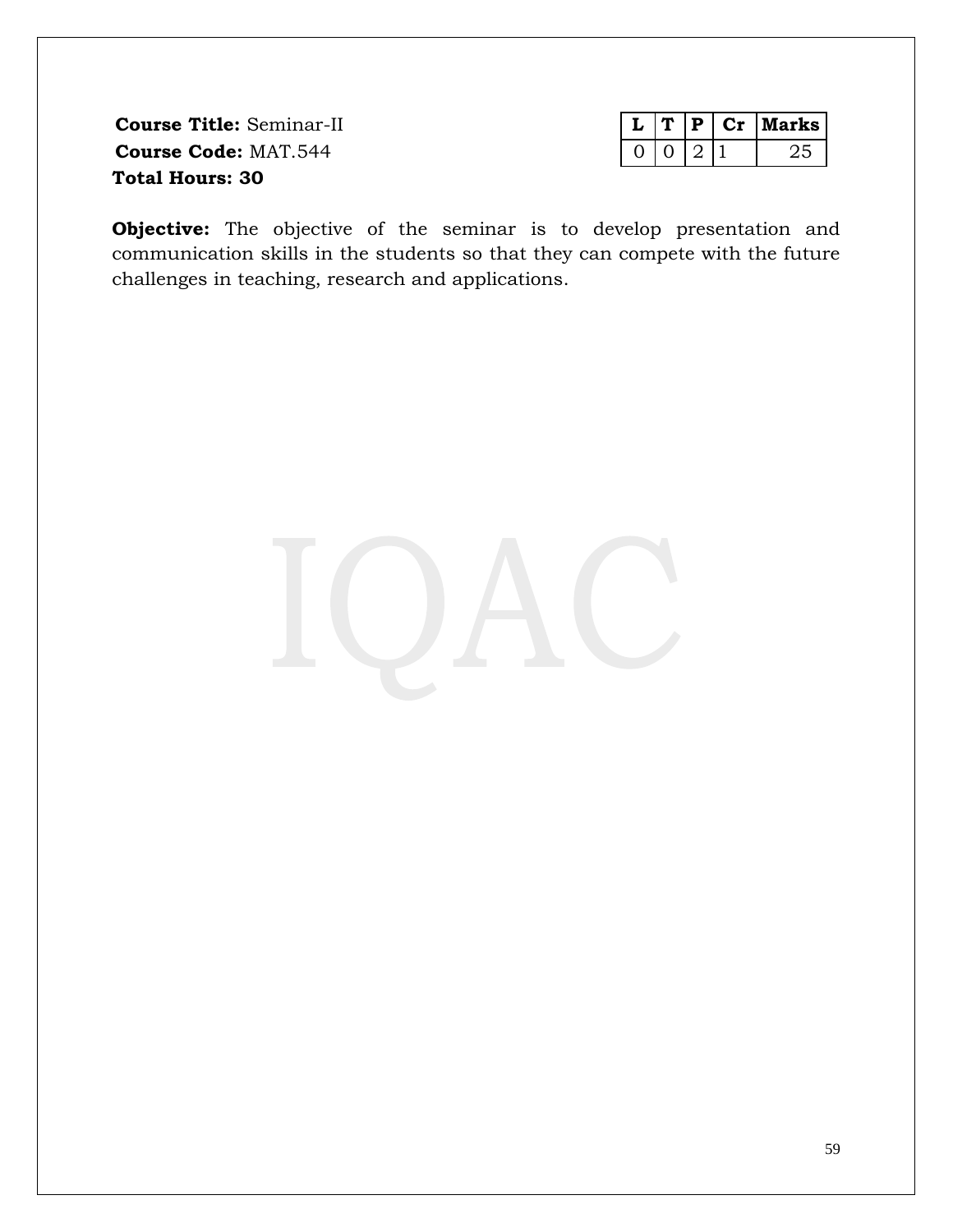**Course Title:** Seminar-II
**Course Code:** MAT.544
**Total Hours: 30**

| L | T | P | Cr | Marks |
|---|---|---|---|---|
| 0 | 0 | 2 | 1 | 25 |

**Objective:** The objective of the seminar is to develop presentation and communication skills in the students so that they can compete with the future challenges in teaching, research and applications.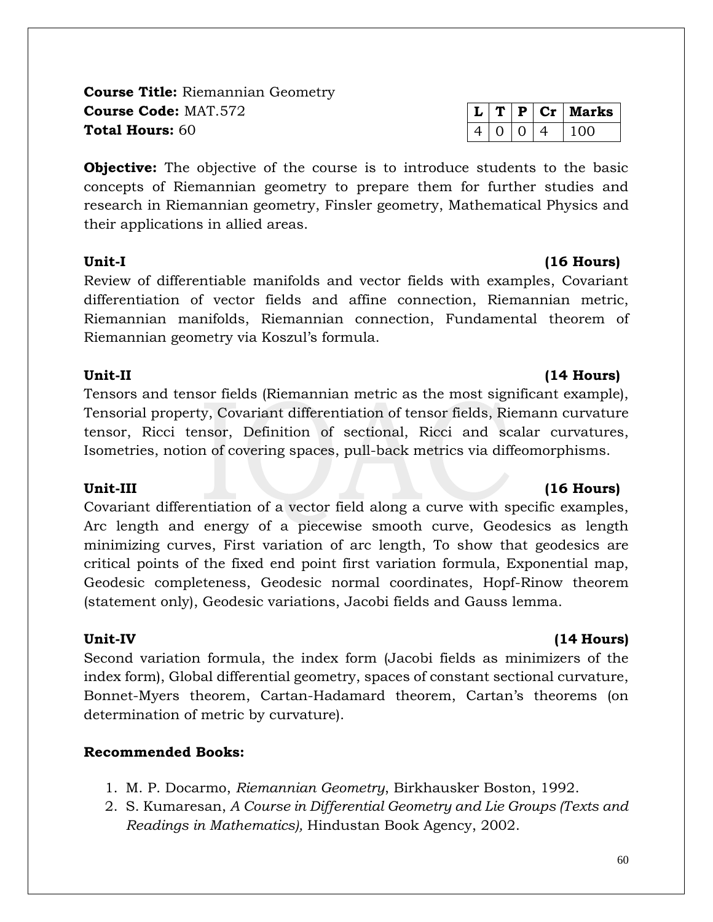**Course Title:** Riemannian Geometry
**Course Code:** MAT.572
**Total Hours:** 60

| L | T | P | Cr | Marks |
|---|---|---|---|---|
| 4 | 0 | 0 | 4 | 100 |

**Objective:** The objective of the course is to introduce students to the basic concepts of Riemannian geometry to prepare them for further studies and research in Riemannian geometry, Finsler geometry, Mathematical Physics and their applications in allied areas.

**Unit-I (16 Hours)**

Review of differentiable manifolds and vector fields with examples, Covariant differentiation of vector fields and affine connection, Riemannian metric, Riemannian manifolds, Riemannian connection, Fundamental theorem of Riemannian geometry via Koszul's formula.

**Unit-II (14 Hours)**

Tensors and tensor fields (Riemannian metric as the most significant example), Tensorial property, Covariant differentiation of tensor fields, Riemann curvature tensor, Ricci tensor, Definition of sectional, Ricci and scalar curvatures, Isometries, notion of covering spaces, pull-back metrics via diffeomorphisms.

**Unit-III (16 Hours)**

Covariant differentiation of a vector field along a curve with specific examples, Arc length and energy of a piecewise smooth curve, Geodesics as length minimizing curves, First variation of arc length, To show that geodesics are critical points of the fixed end point first variation formula, Exponential map, Geodesic completeness, Geodesic normal coordinates, Hopf-Rinow theorem (statement only), Geodesic variations, Jacobi fields and Gauss lemma.

**Unit-IV (14 Hours)**

Second variation formula, the index form (Jacobi fields as minimizers of the index form), Global differential geometry, spaces of constant sectional curvature, Bonnet-Myers theorem, Cartan-Hadamard theorem, Cartan's theorems (on determination of metric by curvature).

**Recommended Books:**

1. M. P. Docarmo, *Riemannian Geometry*, Birkhausker Boston, 1992.
2. S. Kumaresan, *A Course in Differential Geometry and Lie Groups (Texts and Readings in Mathematics),* Hindustan Book Agency, 2002.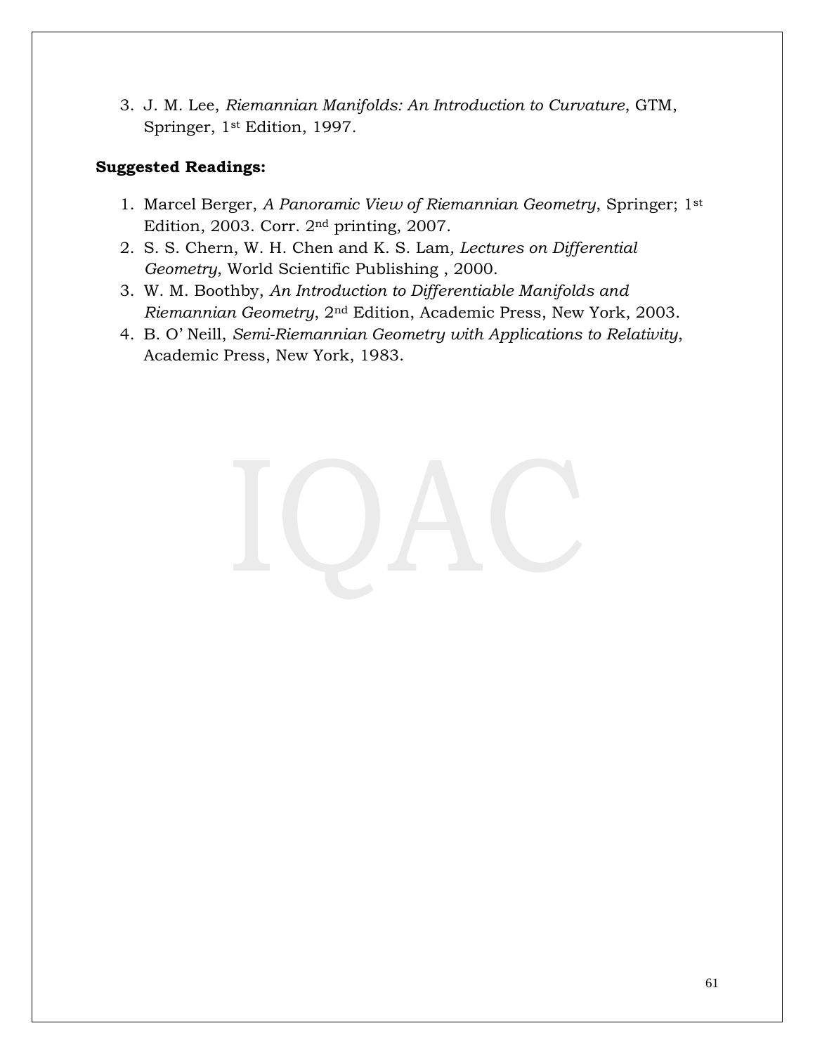3. J. M. Lee, *Riemannian Manifolds: An Introduction to Curvature*, GTM, Springer, 1st Edition, 1997.

**Suggested Readings:**

1. Marcel Berger, *A Panoramic View of Riemannian Geometry*, Springer; 1st Edition, 2003. Corr. 2nd printing, 2007.
2. S. S. Chern, W. H. Chen and K. S. Lam*, Lectures on Differential Geometry*, World Scientific Publishing , 2000.
3. W. M. Boothby, *An Introduction to Differentiable Manifolds and Riemannian Geometry*, 2nd Edition, Academic Press, New York, 2003.
4. B. O' Neill, *Semi-Riemannian Geometry with Applications to Relativity*, Academic Press, New York, 1983.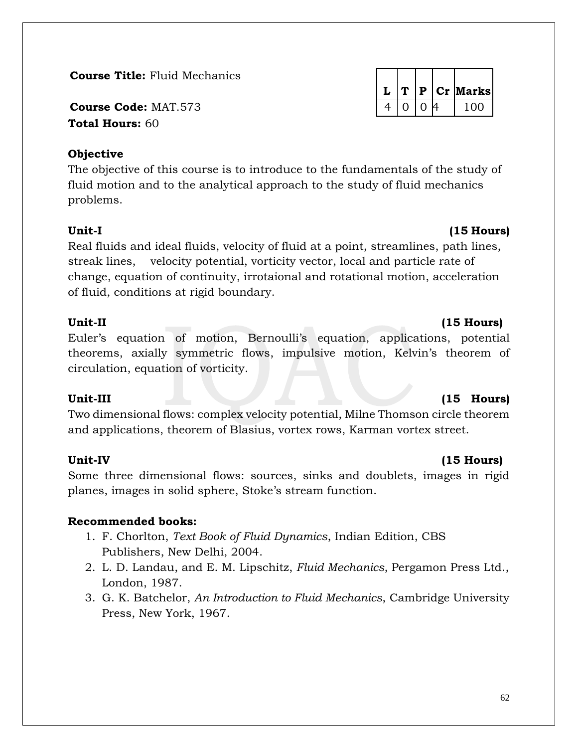**Course Title:** Fluid Mechanics

**Course Code:** MAT.573

**Total Hours:** 60

| L | T | P | Cr | Marks |
|---|---|---|---|---|
| 4 | 0 | 0 | 4 | 100 |

**Objective**

The objective of this course is to introduce to the fundamentals of the study of fluid motion and to the analytical approach to the study of fluid mechanics problems.

**Unit-I (15 Hours)**

Real fluids and ideal fluids, velocity of fluid at a point, streamlines, path lines, streak lines, velocity potential, vorticity vector, local and particle rate of change, equation of continuity, irrotaional and rotational motion, acceleration of fluid, conditions at rigid boundary.

**Unit-II (15 Hours)**

Euler's equation of motion, Bernoulli's equation, applications, potential theorems, axially symmetric flows, impulsive motion, Kelvin's theorem of circulation, equation of vorticity.

**Unit-III (15 Hours)**

Two dimensional flows: complex velocity potential, Milne Thomson circle theorem and applications, theorem of Blasius, vortex rows, Karman vortex street.

**Unit-IV (15 Hours)**

Some three dimensional flows: sources, sinks and doublets, images in rigid planes, images in solid sphere, Stoke's stream function.

**Recommended books:**

1. F. Chorlton, *Text Book of Fluid Dynamics*, Indian Edition, CBS Publishers, New Delhi, 2004.
2. L. D. Landau, and E. M. Lipschitz, *Fluid Mechanics*, Pergamon Press Ltd., London, 1987.
3. G. K. Batchelor, *An Introduction to Fluid Mechanics*, Cambridge University Press, New York, 1967.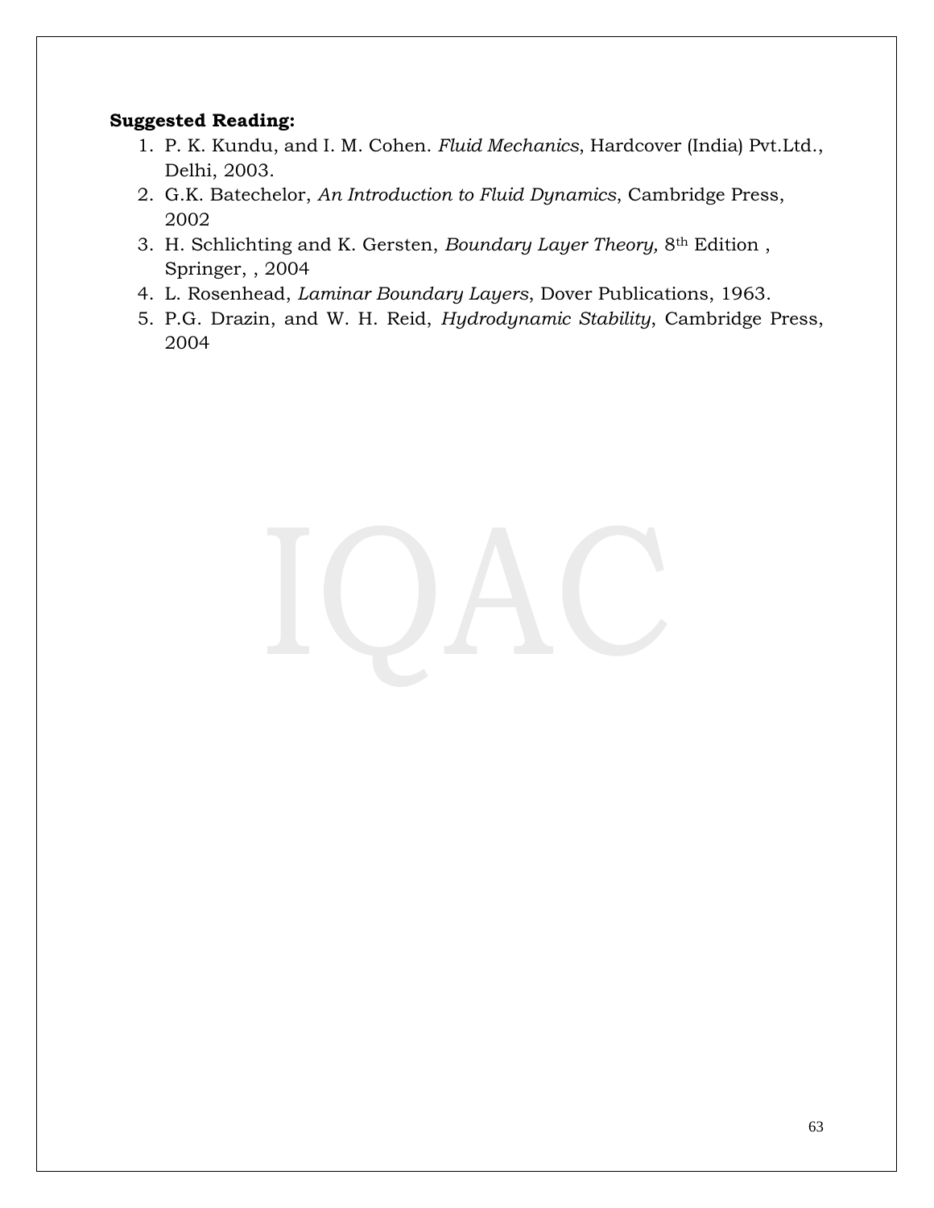**Suggested Reading:**

1. P. K. Kundu, and I. M. Cohen. *Fluid Mechanics*, Hardcover (India) Pvt.Ltd., Delhi, 2003.
2. G.K. Batechelor, *An Introduction to Fluid Dynamics*, Cambridge Press, 2002
3. H. Schlichting and K. Gersten, *Boundary Layer Theory,* $8^{th}$ Edition , Springer, , 2004
4. L. Rosenhead, *Laminar Boundary Layers*, Dover Publications, 1963.
5. P.G. Drazin, and W. H. Reid, *Hydrodynamic Stability*, Cambridge Press, 2004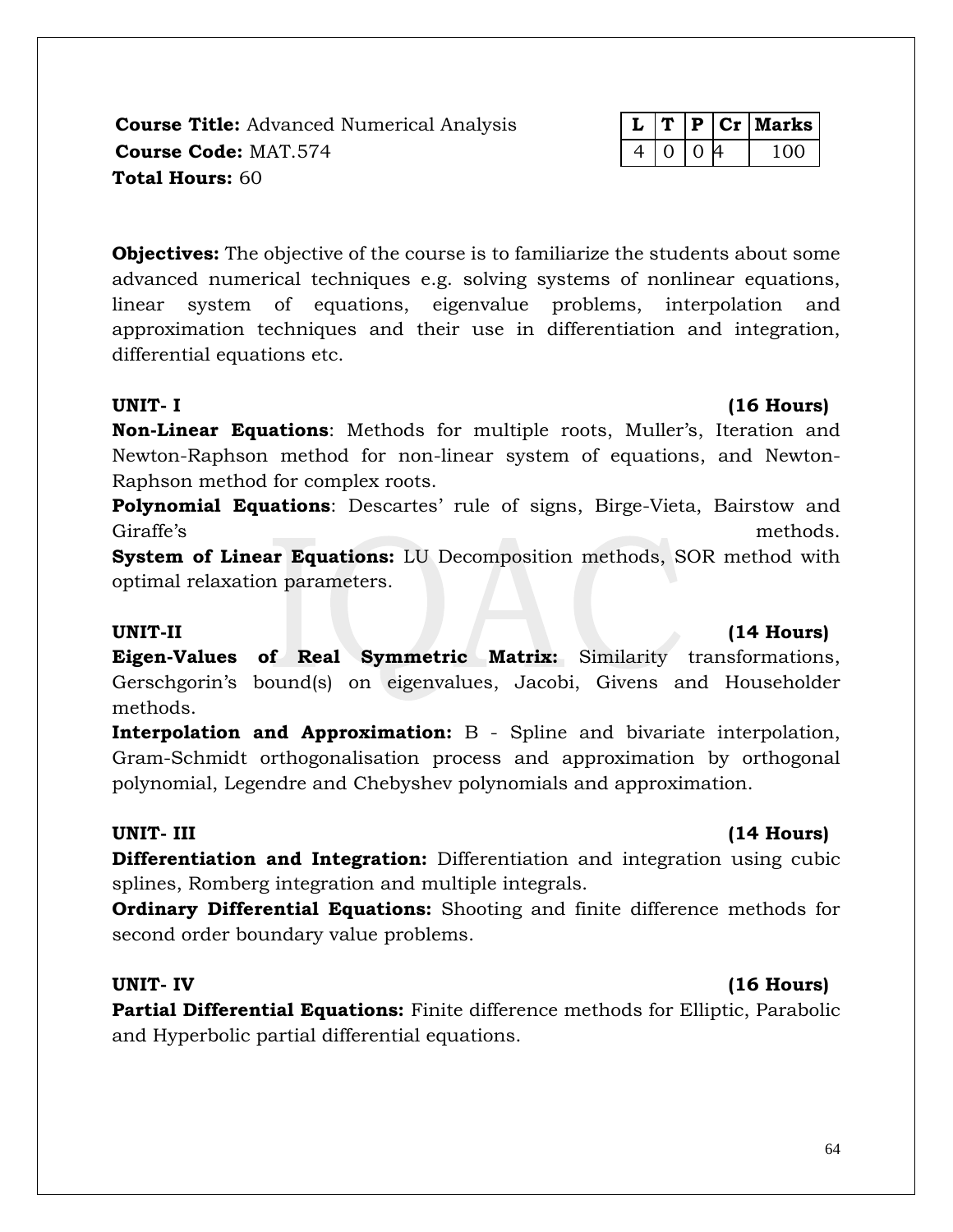**Course Title:** Advanced Numerical Analysis
**Course Code:** MAT.574
**Total Hours:** 60

| L | T | P | Cr | Marks |
|---|---|---|---|---|
| 4 | 0 | 0 | 4 | 100 |

**Objectives:** The objective of the course is to familiarize the students about some advanced numerical techniques e.g. solving systems of nonlinear equations, linear system of equations, eigenvalue problems, interpolation and approximation techniques and their use in differentiation and integration, differential equations etc.

**UNIT- I (16 Hours)**

**Non-Linear Equations**: Methods for multiple roots, Muller's, Iteration and Newton-Raphson method for non-linear system of equations, and Newton-Raphson method for complex roots.

**Polynomial Equations**: Descartes' rule of signs, Birge-Vieta, Bairstow and Giraffe's methods.

**System of Linear Equations:** LU Decomposition methods, SOR method with optimal relaxation parameters.

**UNIT-II (14 Hours)**

**Eigen-Values of Real Symmetric Matrix:** Similarity transformations, Gerschgorin's bound(s) on eigenvalues, Jacobi, Givens and Householder methods.

**Interpolation and Approximation:** B - Spline and bivariate interpolation, Gram-Schmidt orthogonalisation process and approximation by orthogonal polynomial, Legendre and Chebyshev polynomials and approximation.

**UNIT- III (14 Hours)**

**Differentiation and Integration:** Differentiation and integration using cubic splines, Romberg integration and multiple integrals.

**Ordinary Differential Equations:** Shooting and finite difference methods for second order boundary value problems.

**UNIT- IV (16 Hours)**

**Partial Differential Equations:** Finite difference methods for Elliptic, Parabolic and Hyperbolic partial differential equations.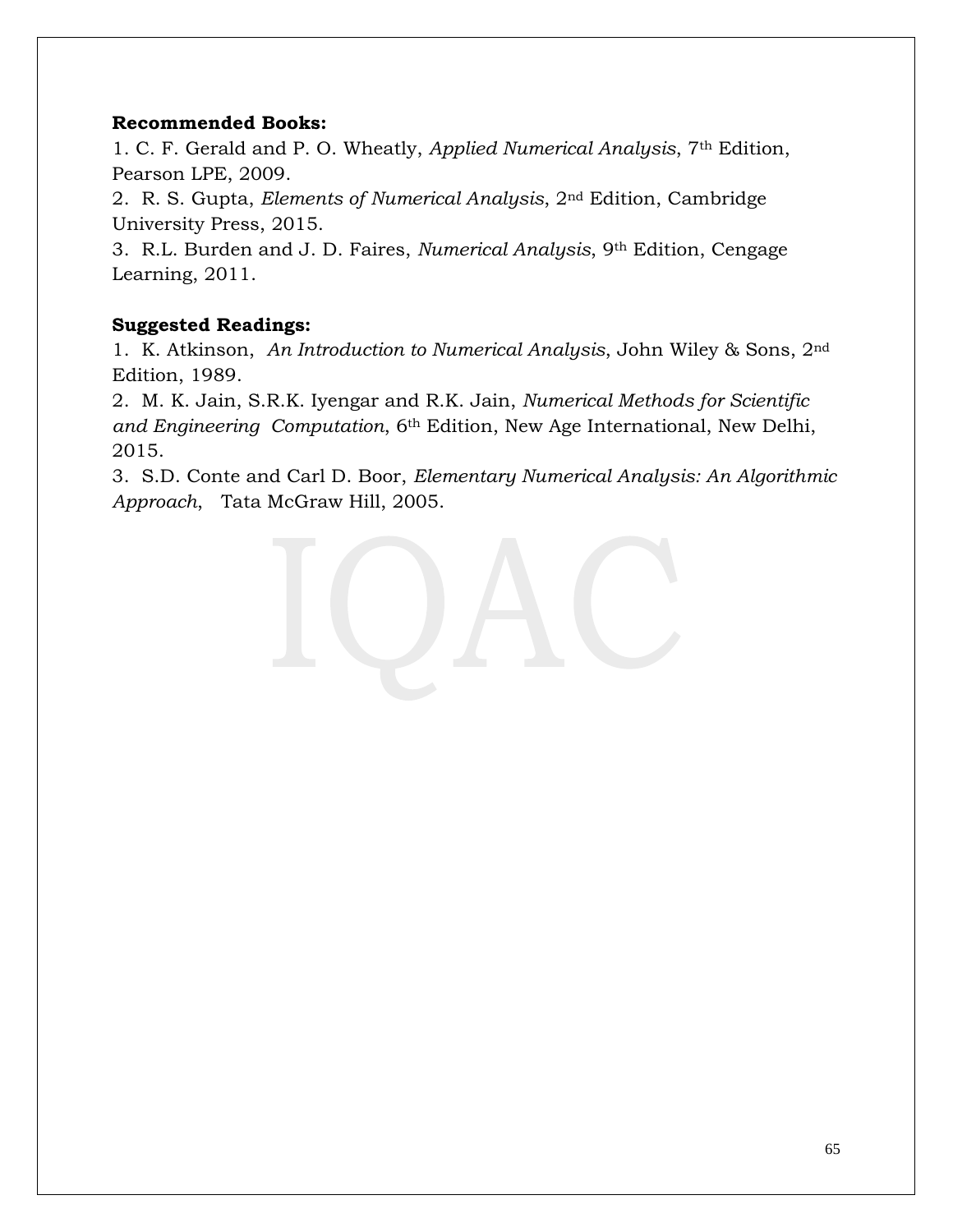**Recommended Books:**

1. C. F. Gerald and P. O. Wheatly, *Applied Numerical Analysis*, 7th Edition, Pearson LPE, 2009.
2. R. S. Gupta, *Elements of Numerical Analysis*, 2nd Edition, Cambridge University Press, 2015.
3. R.L. Burden and J. D. Faires, *Numerical Analysis*, 9th Edition, Cengage Learning, 2011.

**Suggested Readings:**

1. K. Atkinson, *An Introduction to Numerical Analysis*, John Wiley & Sons, 2nd Edition, 1989.
2. M. K. Jain, S.R.K. Iyengar and R.K. Jain, *Numerical Methods for Scientific and Engineering Computation*, 6th Edition, New Age International, New Delhi, 2015.
3. S.D. Conte and Carl D. Boor, *Elementary Numerical Analysis: An Algorithmic Approach*, Tata McGraw Hill, 2005.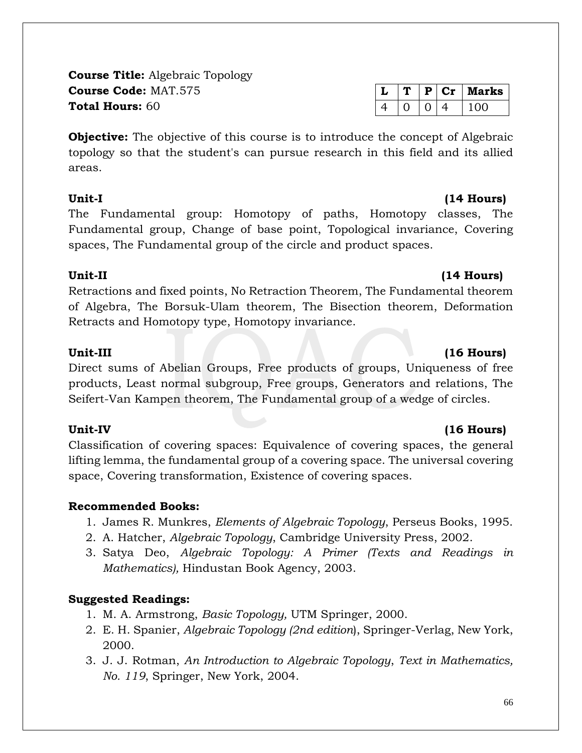**Course Title:** Algebraic Topology
**Course Code:** MAT.575
**Total Hours:** 60

| L | T | P | Cr | Marks |
|---|---|---|---|---|
| 4 | 0 | 0 | 4 | 100 |

**Objective:** The objective of this course is to introduce the concept of Algebraic topology so that the student's can pursue research in this field and its allied areas.

**Unit-I** **(14 Hours)**
The Fundamental group: Homotopy of paths, Homotopy classes, The Fundamental group, Change of base point, Topological invariance, Covering spaces, The Fundamental group of the circle and product spaces.

**Unit-II** **(14 Hours)**
Retractions and fixed points, No Retraction Theorem, The Fundamental theorem of Algebra, The Borsuk-Ulam theorem, The Bisection theorem, Deformation Retracts and Homotopy type, Homotopy invariance.

**Unit-III** **(16 Hours)**
Direct sums of Abelian Groups, Free products of groups, Uniqueness of free products, Least normal subgroup, Free groups, Generators and relations, The Seifert-Van Kampen theorem, The Fundamental group of a wedge of circles.

**Unit-IV** **(16 Hours)**
Classification of covering spaces: Equivalence of covering spaces, the general lifting lemma, the fundamental group of a covering space. The universal covering space, Covering transformation, Existence of covering spaces.

**Recommended Books:**

1. James R. Munkres, *Elements of Algebraic Topology*, Perseus Books, 1995.
2. A. Hatcher, *Algebraic Topology*, Cambridge University Press, 2002.
3. Satya Deo, *Algebraic Topology: A Primer (Texts and Readings in Mathematics),* Hindustan Book Agency, 2003.

**Suggested Readings:**

1. M. A. Armstrong, *Basic Topology,* UTM Springer, 2000.
2. E. H. Spanier, *Algebraic Topology (2nd edition*), Springer-Verlag, New York, 2000.
3. J. J. Rotman, *An Introduction to Algebraic Topology*, *Text in Mathematics, No. 119*, Springer, New York, 2004.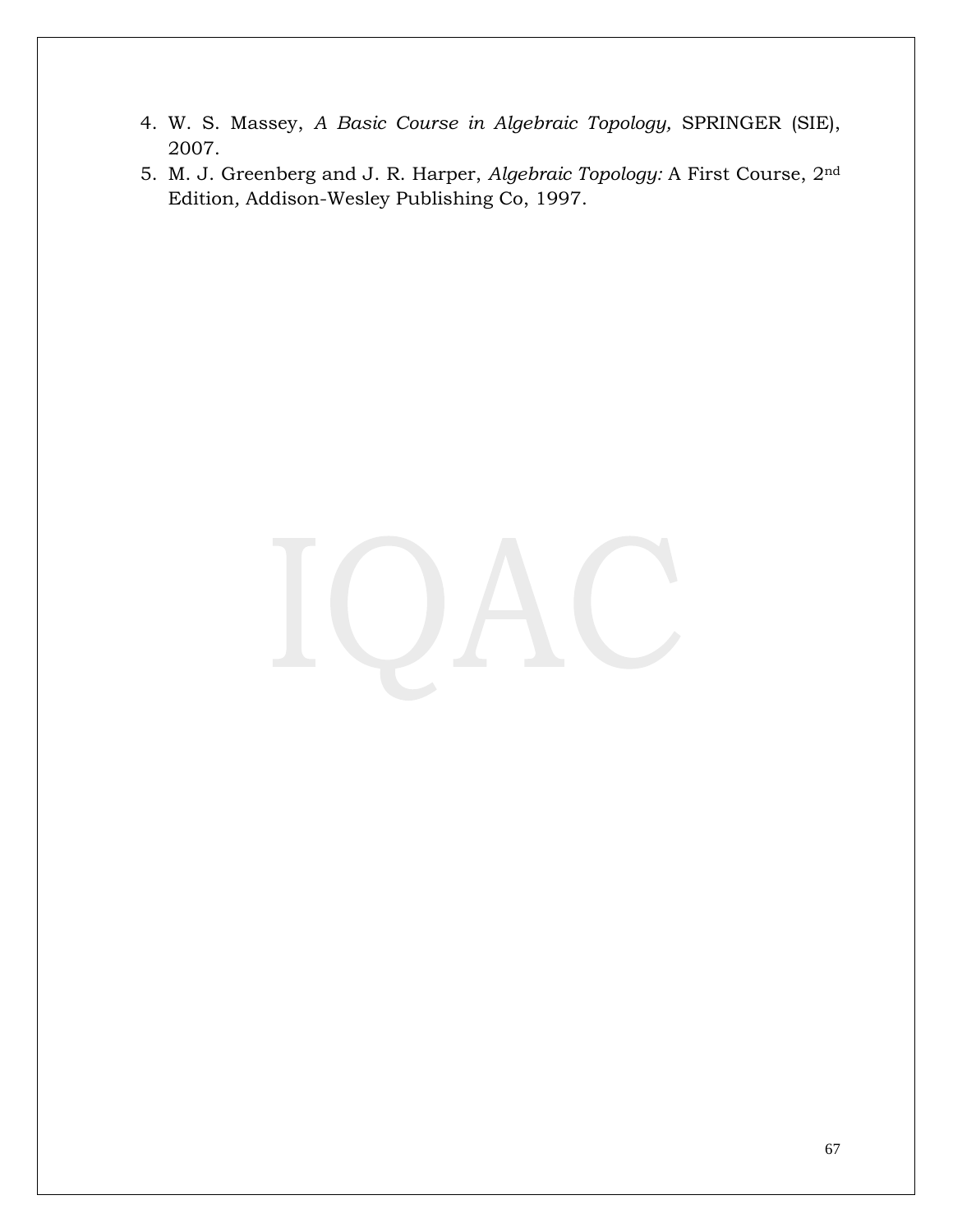4. W. S. Massey, *A Basic Course in Algebraic Topology,* SPRINGER (SIE), 2007.
5. M. J. Greenberg and J. R. Harper, *Algebraic Topology:* A First Course, 2nd Edition, Addison-Wesley Publishing Co, 1997.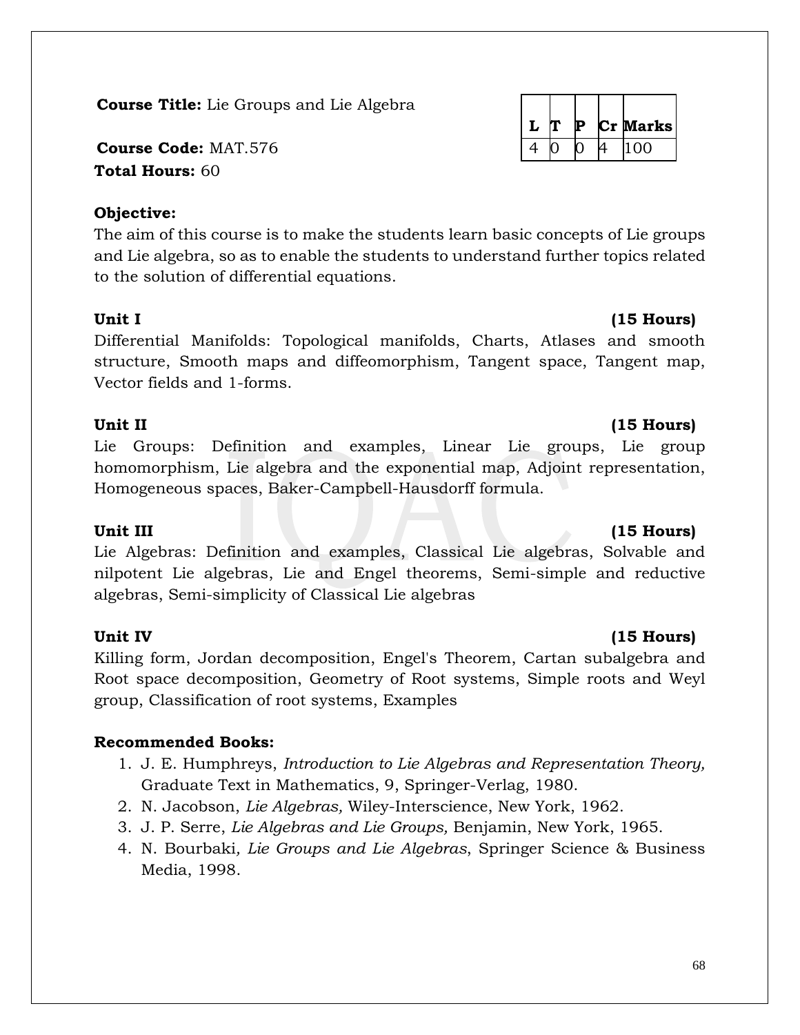**Course Title:** Lie Groups and Lie Algebra

| L | T | P | Cr | Marks |
|---|---|---|---|---|
| 4 | 0 | 0 | 4 | 100 |

**Course Code:** MAT.576

**Total Hours:** 60

**Objective:**

The aim of this course is to make the students learn basic concepts of Lie groups and Lie algebra, so as to enable the students to understand further topics related to the solution of differential equations.

**Unit I** **(15 Hours)**

Differential Manifolds: Topological manifolds, Charts, Atlases and smooth structure, Smooth maps and diffeomorphism, Tangent space, Tangent map, Vector fields and 1-forms.

**Unit II** **(15 Hours)**

Lie Groups: Definition and examples, Linear Lie groups, Lie group homomorphism, Lie algebra and the exponential map, Adjoint representation, Homogeneous spaces, Baker-Campbell-Hausdorff formula.

**Unit III** **(15 Hours)**

Lie Algebras: Definition and examples, Classical Lie algebras, Solvable and nilpotent Lie algebras, Lie and Engel theorems, Semi-simple and reductive algebras, Semi-simplicity of Classical Lie algebras

**Unit IV** **(15 Hours)**

Killing form, Jordan decomposition, Engel's Theorem, Cartan subalgebra and Root space decomposition, Geometry of Root systems, Simple roots and Weyl group, Classification of root systems, Examples

**Recommended Books:**

1. J. E. Humphreys, *Introduction to Lie Algebras and Representation Theory,* Graduate Text in Mathematics, 9, Springer-Verlag, 1980.
2. N. Jacobson, *Lie Algebras,* Wiley-Interscience, New York, 1962.
3. J. P. Serre, *Lie Algebras and Lie Groups,* Benjamin, New York, 1965.
4. N. Bourbaki*, Lie Groups and Lie Algebras*, Springer Science & Business Media, 1998.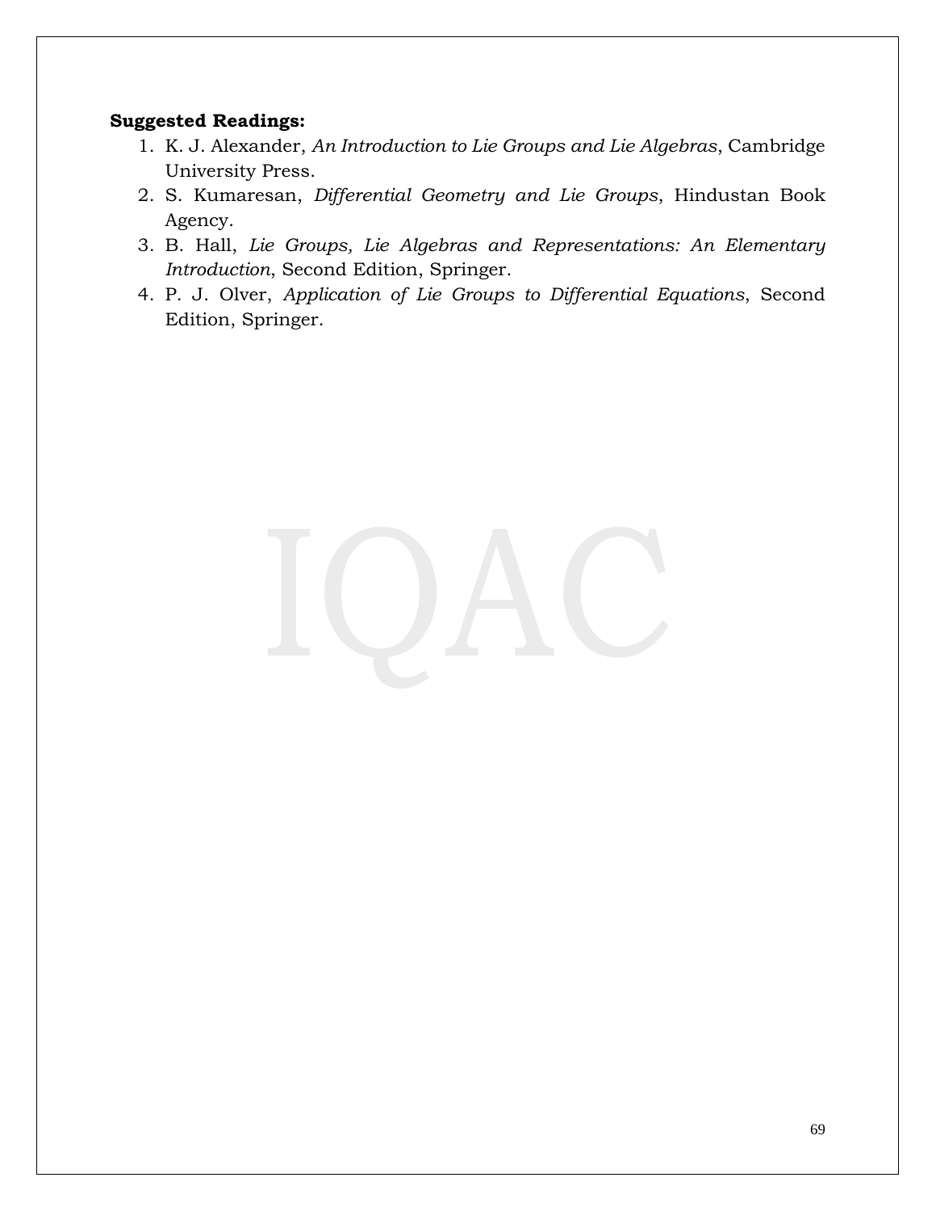**Suggested Readings:**

1. K. J. Alexander, *An Introduction to Lie Groups and Lie Algebras*, Cambridge University Press.
2. S. Kumaresan, *Differential Geometry and Lie Groups*, Hindustan Book Agency.
3. B. Hall, *Lie Groups, Lie Algebras and Representations: An Elementary Introduction*, Second Edition, Springer.
4. P. J. Olver, *Application of Lie Groups to Differential Equations*, Second Edition, Springer.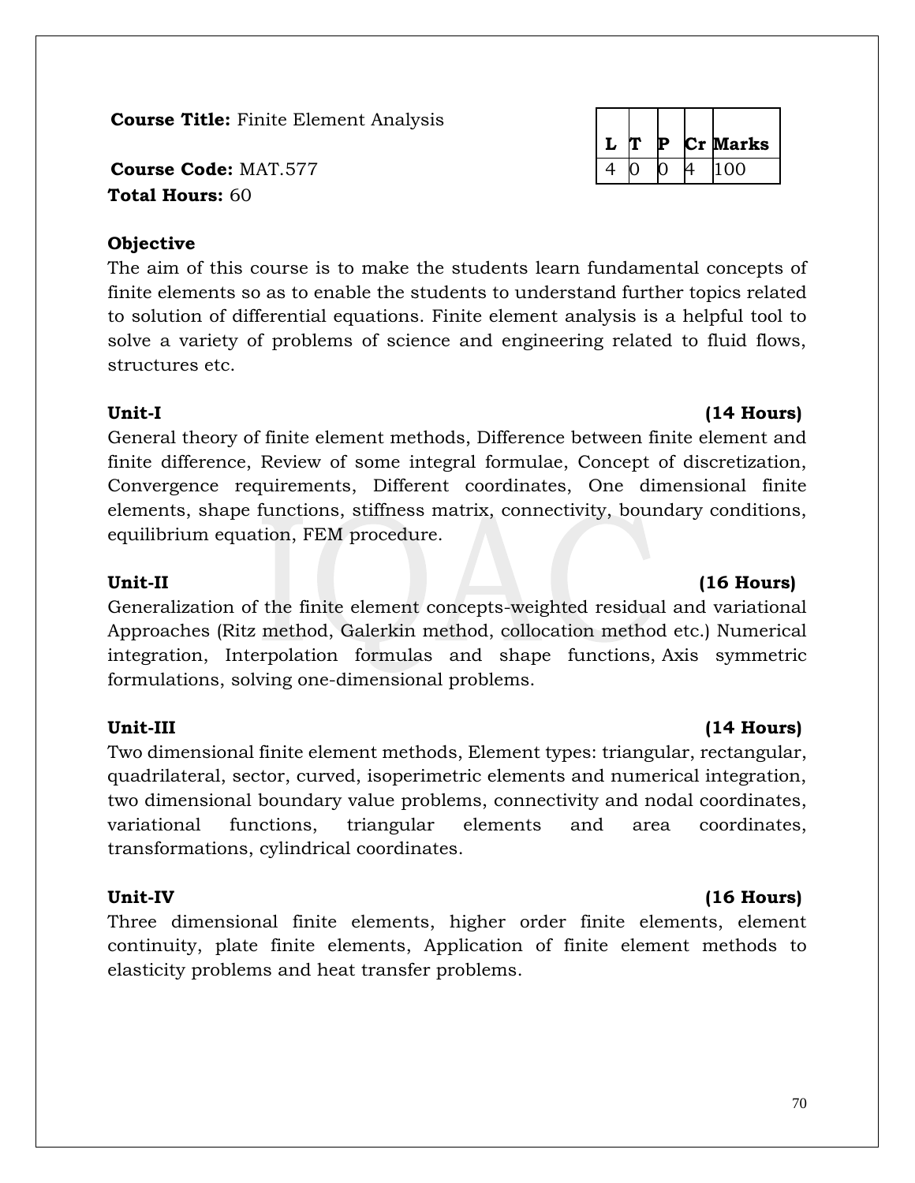**Course Title:** Finite Element Analysis

**Course Code:** MAT.577

**Total Hours:** 60

| L | T | P | Cr | Marks |
|---|---|---|---|---|
| 4 | 0 | 0 | 4 | 100 |

**Objective**

The aim of this course is to make the students learn fundamental concepts of finite elements so as to enable the students to understand further topics related to solution of differential equations. Finite element analysis is a helpful tool to solve a variety of problems of science and engineering related to fluid flows, structures etc.

**Unit-I (14 Hours)**

General theory of finite element methods, Difference between finite element and finite difference, Review of some integral formulae, Concept of discretization, Convergence requirements, Different coordinates, One dimensional finite elements, shape functions, stiffness matrix, connectivity, boundary conditions, equilibrium equation, FEM procedure.

**Unit-II (16 Hours)**

Generalization of the finite element concepts-weighted residual and variational Approaches (Ritz method, Galerkin method, collocation method etc.) Numerical integration, Interpolation formulas and shape functions, Axis symmetric formulations, solving one-dimensional problems.

**Unit-III (14 Hours)**

Two dimensional finite element methods, Element types: triangular, rectangular, quadrilateral, sector, curved, isoperimetric elements and numerical integration, two dimensional boundary value problems, connectivity and nodal coordinates, variational functions, triangular elements and area coordinates, transformations, cylindrical coordinates.

**Unit-IV (16 Hours)**

Three dimensional finite elements, higher order finite elements, element continuity, plate finite elements, Application of finite element methods to elasticity problems and heat transfer problems.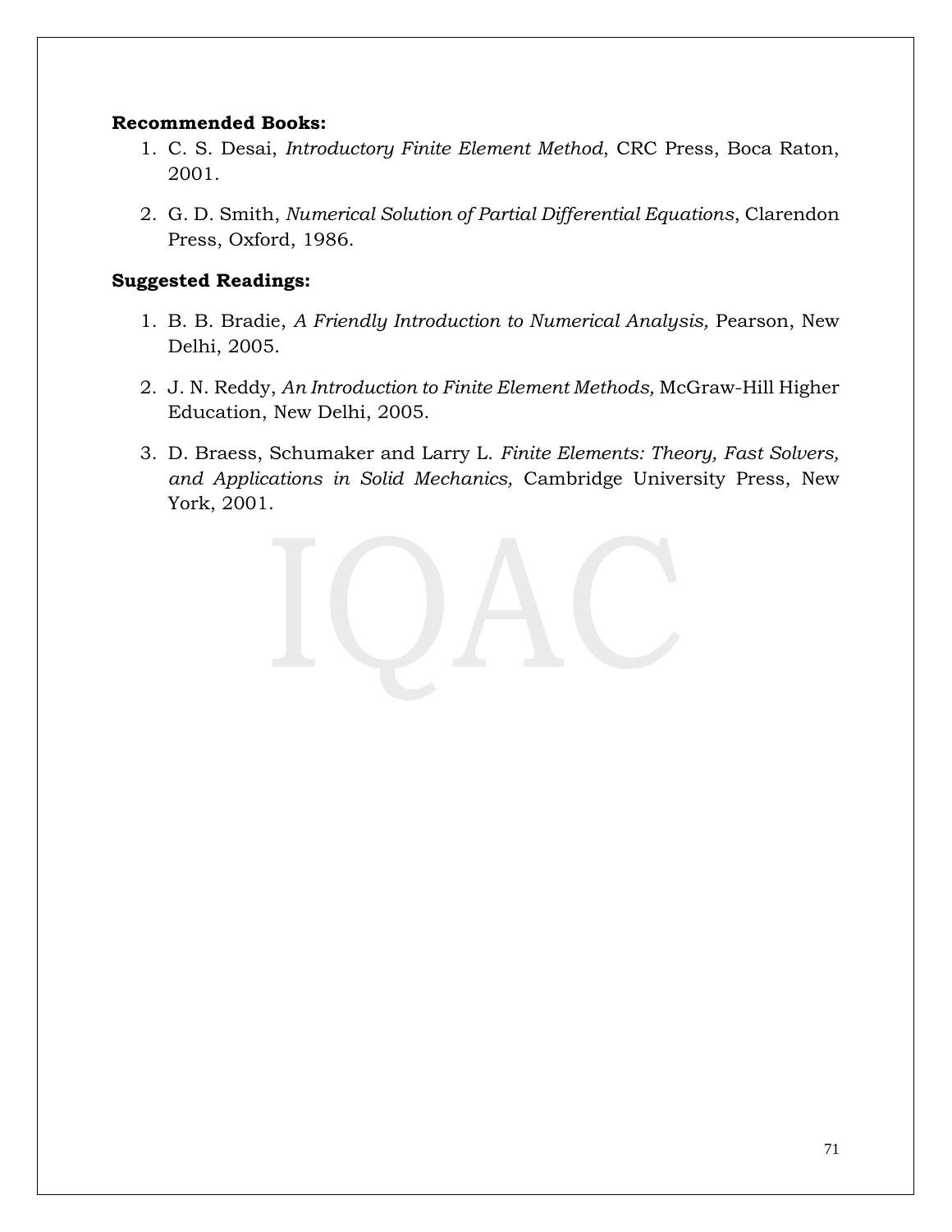**Recommended Books:**

1. C. S. Desai, *Introductory Finite Element Method*, CRC Press, Boca Raton, 2001.
2. G. D. Smith, *Numerical Solution of Partial Differential Equations*, Clarendon Press, Oxford, 1986.

**Suggested Readings:**

1. B. B. Bradie, *A Friendly Introduction to Numerical Analysis,* Pearson, New Delhi, 2005.
2. J. N. Reddy, *An Introduction to Finite Element Methods,* McGraw-Hill Higher Education, New Delhi, 2005.
3. D. Braess, Schumaker and Larry L. *Finite Elements: Theory, Fast Solvers, and Applications in Solid Mechanics,* Cambridge University Press, New York, 2001.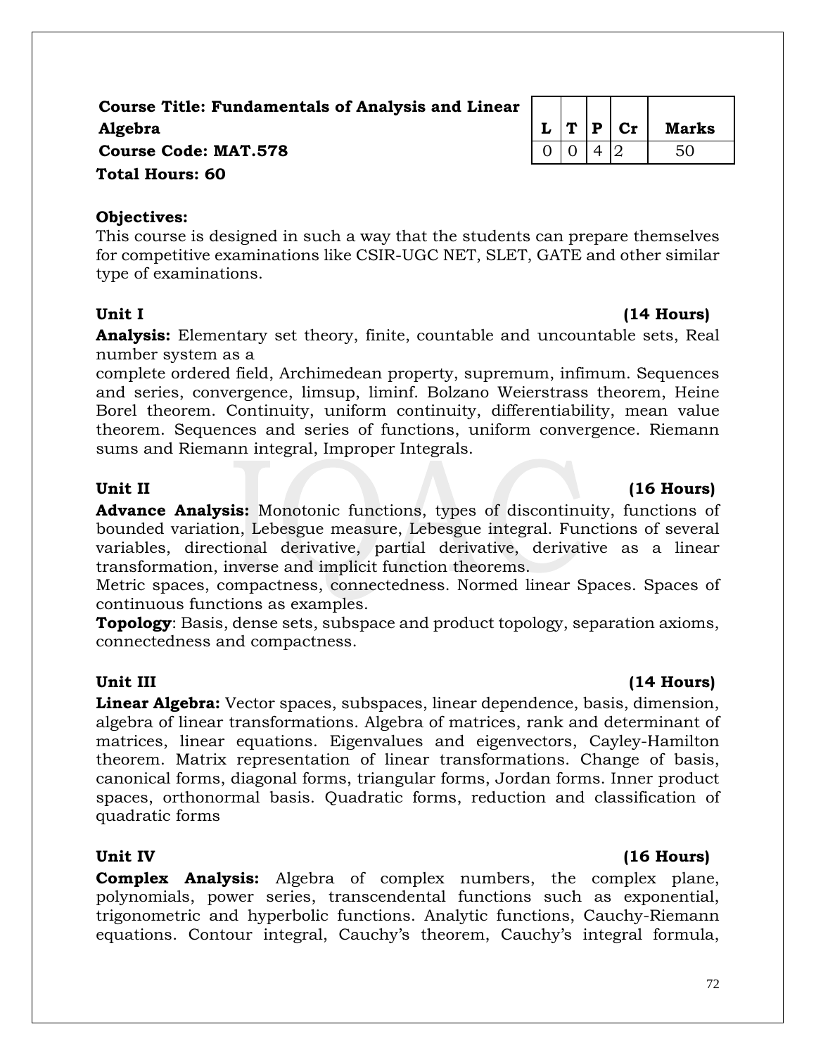**Course Title: Fundamentals of Analysis and Linear Algebra**
**Course Code: MAT.578**
**Total Hours: 60**

| L | T | P | Cr | Marks |
|---|---|---|---|---|
| 0 | 0 | 4 | 2 | 50 |

**Objectives:**
This course is designed in such a way that the students can prepare themselves for competitive examinations like CSIR-UGC NET, SLET, GATE and other similar type of examinations.

**Unit I (14 Hours)**

**Analysis:** Elementary set theory, finite, countable and uncountable sets, Real number system as a
complete ordered field, Archimedean property, supremum, infimum. Sequences and series, convergence, limsup, liminf. Bolzano Weierstrass theorem, Heine Borel theorem. Continuity, uniform continuity, differentiability, mean value theorem. Sequences and series of functions, uniform convergence. Riemann sums and Riemann integral, Improper Integrals.

**Unit II (16 Hours)**

**Advance Analysis:** Monotonic functions, types of discontinuity, functions of bounded variation, Lebesgue measure, Lebesgue integral. Functions of several variables, directional derivative, partial derivative, derivative as a linear transformation, inverse and implicit function theorems.
Metric spaces, compactness, connectedness. Normed linear Spaces. Spaces of continuous functions as examples.
**Topology**: Basis, dense sets, subspace and product topology, separation axioms, connectedness and compactness.

**Unit III (14 Hours)**

**Linear Algebra:** Vector spaces, subspaces, linear dependence, basis, dimension, algebra of linear transformations. Algebra of matrices, rank and determinant of matrices, linear equations. Eigenvalues and eigenvectors, Cayley-Hamilton theorem. Matrix representation of linear transformations. Change of basis, canonical forms, diagonal forms, triangular forms, Jordan forms. Inner product spaces, orthonormal basis. Quadratic forms, reduction and classification of quadratic forms

**Unit IV (16 Hours)**

**Complex Analysis:** Algebra of complex numbers, the complex plane, polynomials, power series, transcendental functions such as exponential, trigonometric and hyperbolic functions. Analytic functions, Cauchy-Riemann equations. Contour integral, Cauchy's theorem, Cauchy's integral formula,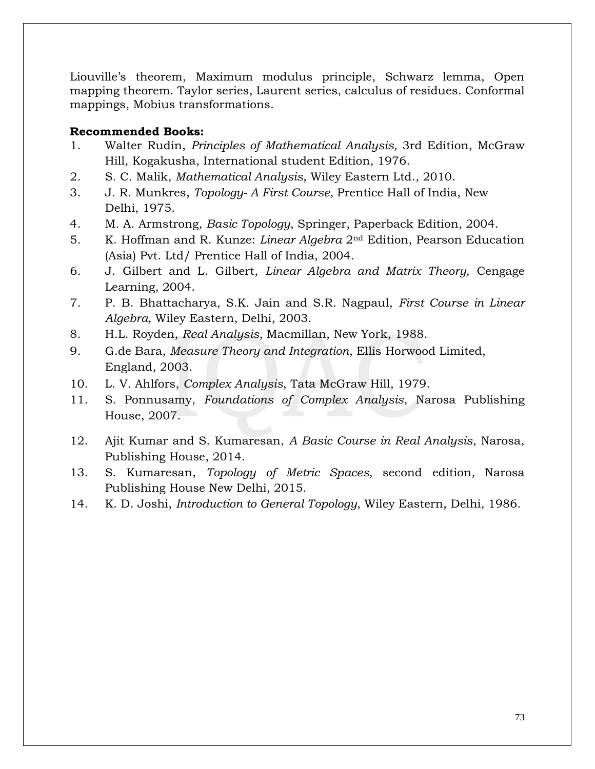Liouville's theorem, Maximum modulus principle, Schwarz lemma, Open mapping theorem. Taylor series, Laurent series, calculus of residues. Conformal mappings, Mobius transformations.

**Recommended Books:**

1. Walter Rudin, *Principles of Mathematical Analysis,* 3rd Edition, McGraw Hill, Kogakusha, International student Edition, 1976.
2. S. C. Malik, *Mathematical Analysis*, Wiley Eastern Ltd., 2010.
3. J. R. Munkres, *Topology- A First Course,* Prentice Hall of India, New Delhi, 1975.
4. M. A. Armstrong, *Basic Topology*, Springer, Paperback Edition, 2004.
5. K. Hoffman and R. Kunze: *Linear Algebra* 2nd Edition, Pearson Education (Asia) Pvt. Ltd/ Prentice Hall of India, 2004.
6. J. Gilbert and L. Gilbert, *Linear Algebra and Matrix Theory,* Cengage Learning, 2004.
7. P. B. Bhattacharya, S.K. Jain and S.R. Nagpaul, *First Course in Linear Algebra,* Wiley Eastern, Delhi, 2003.
8. H.L. Royden, *Real Analysis*, Macmillan, New York, 1988.
9. G.de Bara, *Measure Theory and Integration*, Ellis Horwood Limited, England, 2003.
10. L. V. Ahlfors, *Complex Analysis*, Tata McGraw Hill, 1979.
11. S. Ponnusamy, *Foundations of Complex Analysis*, Narosa Publishing House, 2007.
12. Ajit Kumar and S. Kumaresan, *A Basic Course in Real Analysis*, Narosa, Publishing House, 2014.
13. S. Kumaresan, *Topology of Metric Spaces,* second edition*,* Narosa Publishing House New Delhi, 2015.
14. K. D. Joshi, *Introduction to General Topology*, Wiley Eastern, Delhi, 1986.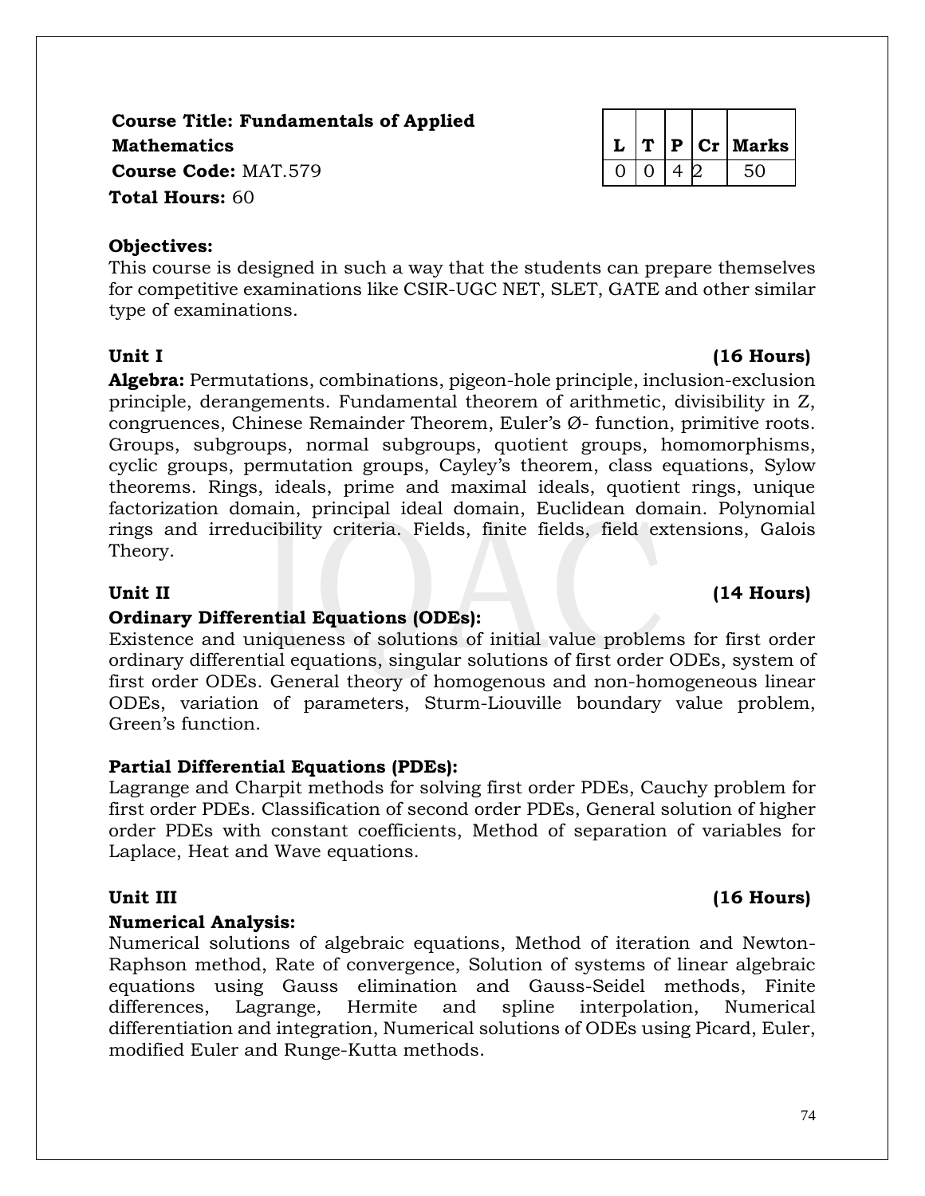**Course Title: Fundamentals of Applied Mathematics**
**Course Code:** MAT.579
**Total Hours:** 60

| L | T | P | Cr | Marks |
|---|---|---|---|---|
| 0 | 0 | 4 | 2 | 50 |

**Objectives:**
This course is designed in such a way that the students can prepare themselves for competitive examinations like CSIR-UGC NET, SLET, GATE and other similar type of examinations.

**Unit I (16 Hours)**

**Algebra:** Permutations, combinations, pigeon-hole principle, inclusion-exclusion principle, derangements. Fundamental theorem of arithmetic, divisibility in Z, congruences, Chinese Remainder Theorem, Euler's Ø- function, primitive roots. Groups, subgroups, normal subgroups, quotient groups, homomorphisms, cyclic groups, permutation groups, Cayley's theorem, class equations, Sylow theorems. Rings, ideals, prime and maximal ideals, quotient rings, unique factorization domain, principal ideal domain, Euclidean domain. Polynomial rings and irreducibility criteria. Fields, finite fields, field extensions, Galois Theory.

**Unit II (14 Hours)**

**Ordinary Differential Equations (ODEs):**
Existence and uniqueness of solutions of initial value problems for first order ordinary differential equations, singular solutions of first order ODEs, system of first order ODEs. General theory of homogenous and non-homogeneous linear ODEs, variation of parameters, Sturm-Liouville boundary value problem, Green's function.

**Partial Differential Equations (PDEs):**
Lagrange and Charpit methods for solving first order PDEs, Cauchy problem for first order PDEs. Classification of second order PDEs, General solution of higher order PDEs with constant coefficients, Method of separation of variables for Laplace, Heat and Wave equations.

**Unit III (16 Hours)**

**Numerical Analysis:**
Numerical solutions of algebraic equations, Method of iteration and Newton-Raphson method, Rate of convergence, Solution of systems of linear algebraic equations using Gauss elimination and Gauss-Seidel methods, Finite differences, Lagrange, Hermite and spline interpolation, Numerical differentiation and integration, Numerical solutions of ODEs using Picard, Euler, modified Euler and Runge-Kutta methods.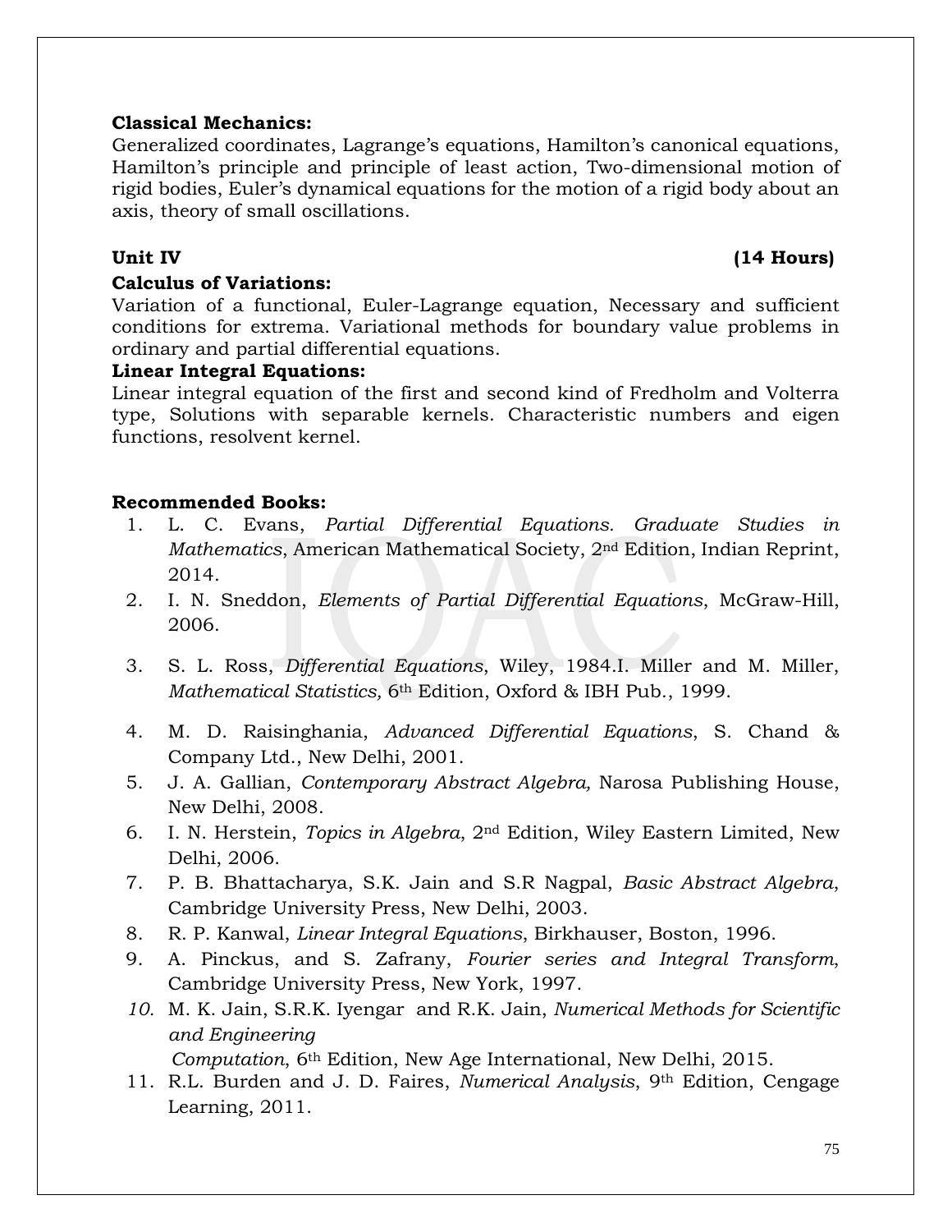**Classical Mechanics:**
Generalized coordinates, Lagrange's equations, Hamilton's canonical equations, Hamilton's principle and principle of least action, Two-dimensional motion of rigid bodies, Euler's dynamical equations for the motion of a rigid body about an axis, theory of small oscillations.

**Unit IV (14 Hours)**

**Calculus of Variations:**
Variation of a functional, Euler-Lagrange equation, Necessary and sufficient conditions for extrema. Variational methods for boundary value problems in ordinary and partial differential equations.

**Linear Integral Equations:**
Linear integral equation of the first and second kind of Fredholm and Volterra type, Solutions with separable kernels. Characteristic numbers and eigen functions, resolvent kernel.

**Recommended Books:**

1. L. C. Evans, *Partial Differential Equations. Graduate Studies in Mathematics*, American Mathematical Society, 2nd Edition, Indian Reprint, 2014.
2. I. N. Sneddon, *Elements of Partial Differential Equations*, McGraw-Hill, 2006.
3. S. L. Ross, *Differential Equations*, Wiley, 1984.I. Miller and M. Miller, *Mathematical Statistics,* 6th Edition, Oxford & IBH Pub., 1999.
4. M. D. Raisinghania, *Advanced Differential Equations*, S. Chand & Company Ltd., New Delhi, 2001.
5. J. A. Gallian, *Contemporary Abstract Algebra,* Narosa Publishing House, New Delhi, 2008.
6. I. N. Herstein, *Topics in Algebra*, 2nd Edition, Wiley Eastern Limited, New Delhi, 2006.
7. P. B. Bhattacharya, S.K. Jain and S.R Nagpal, *Basic Abstract Algebra*, Cambridge University Press, New Delhi, 2003.
8. R. P. Kanwal, *Linear Integral Equations*, Birkhauser, Boston, 1996.
9. A. Pinckus, and S. Zafrany, *Fourier series and Integral Transform*, Cambridge University Press, New York, 1997.
10. M. K. Jain, S.R.K. Iyengar and R.K. Jain, *Numerical Methods for Scientific and Engineering Computation*, 6th Edition, New Age International, New Delhi, 2015.
11. R.L. Burden and J. D. Faires, *Numerical Analysis*, 9th Edition, Cengage Learning, 2011.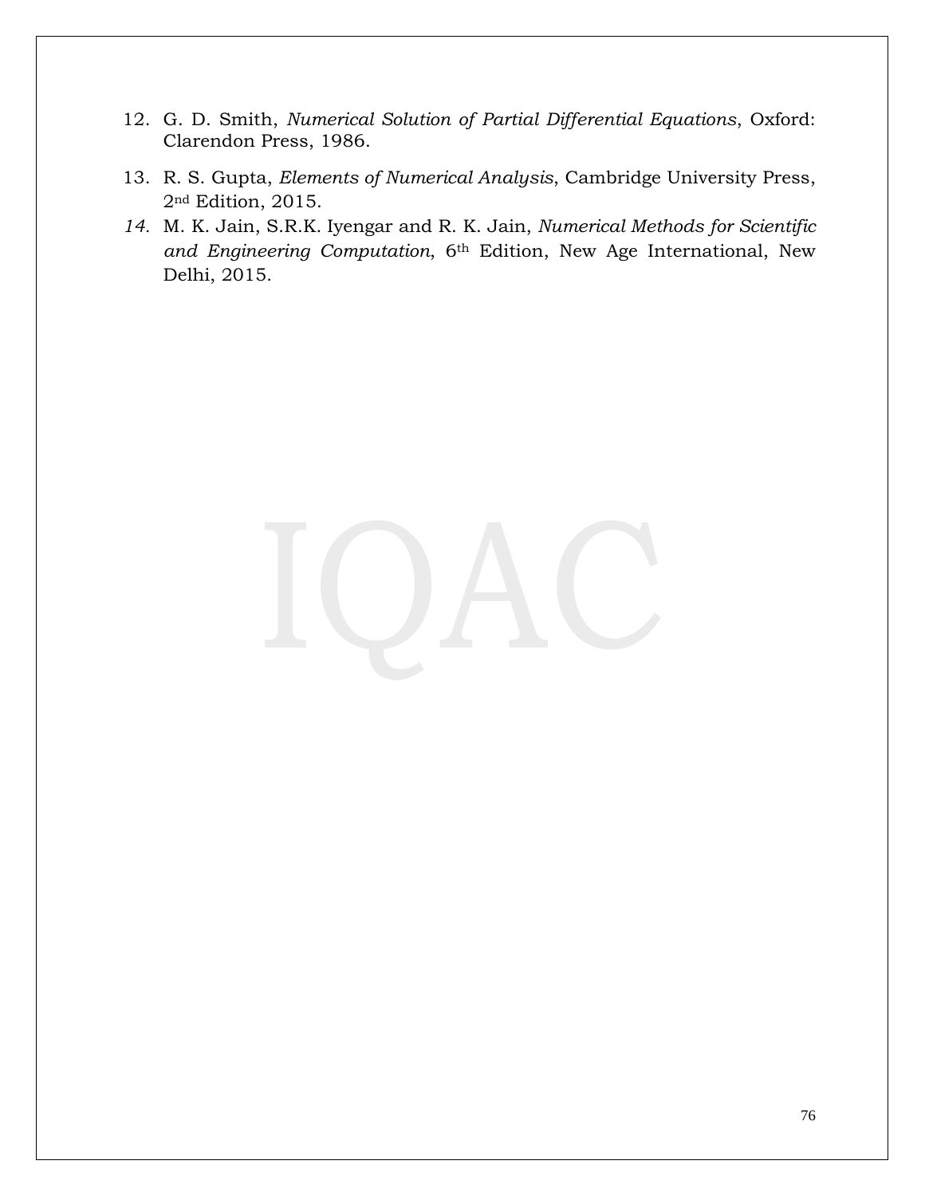12. G. D. Smith, *Numerical Solution of Partial Differential Equations*, Oxford: Clarendon Press, 1986.
13. R. S. Gupta, *Elements of Numerical Analysis*, Cambridge University Press, 2nd Edition, 2015.
14. M. K. Jain, S.R.K. Iyengar and R. K. Jain, *Numerical Methods for Scientific and Engineering Computation*, 6th Edition, New Age International, New Delhi, 2015.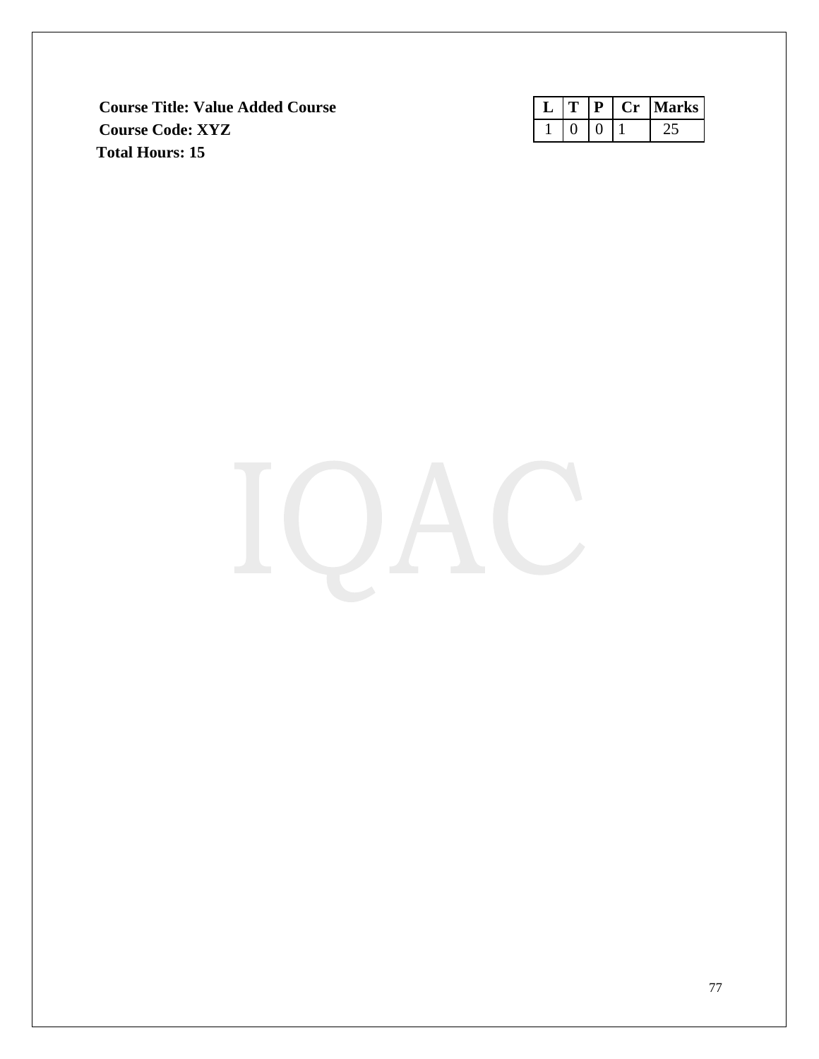**Course Title: Value Added Course**
**Course Code: XYZ**
**Total Hours: 15**

| L | T | P | Cr | Marks |
|---|---|---|---|---|
| 1 | 0 | 0 | 1 | 25 |